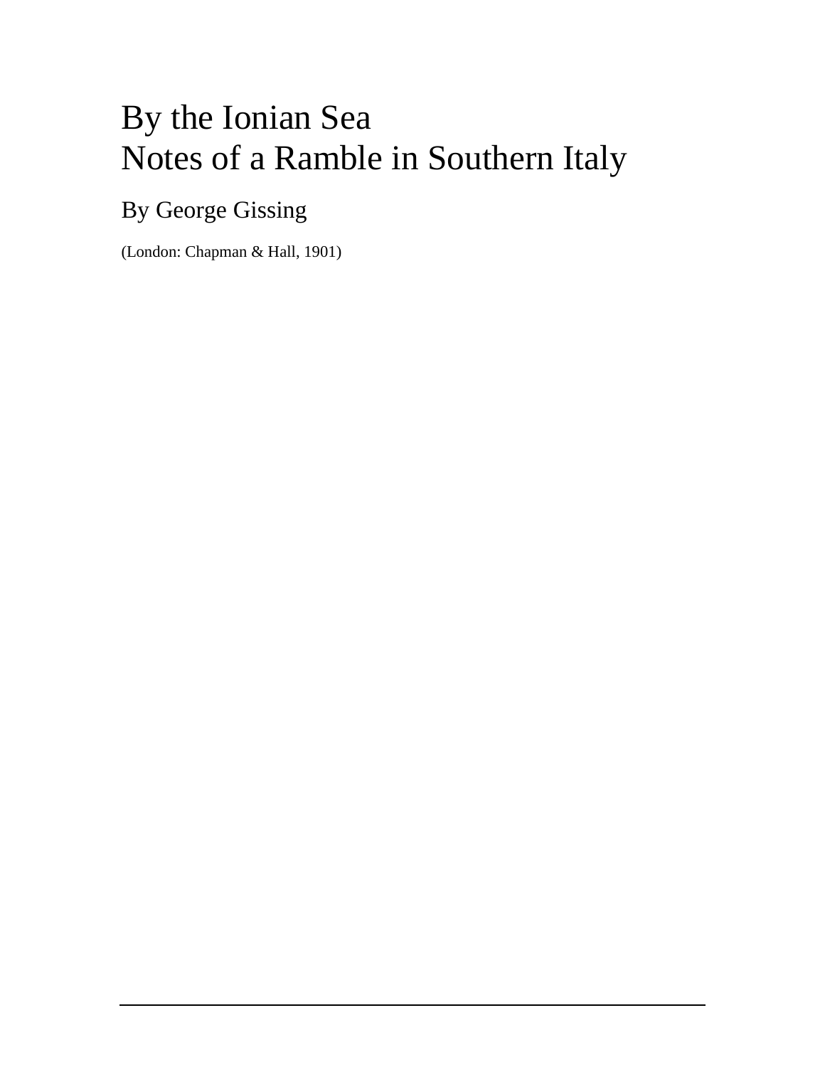# By the Ionian Sea
# Notes of a Ramble in Southern Italy

## By George Gissing

(London: Chapman & Hall, 1901)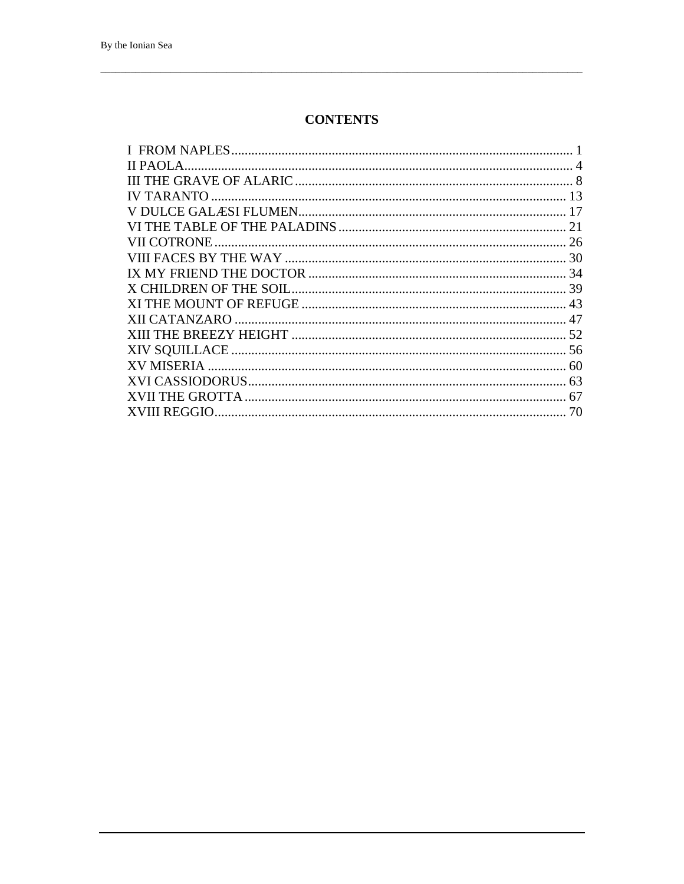## CONTENTS

I FROM NAPLES ..... 1
II PAOLA ..... 4
III THE GRAVE OF ALARIC ..... 8
IV TARANTO ..... 13
V DULCE GALÆSI FLUMEN ..... 17
VI THE TABLE OF THE PALADINS ..... 21
VII COTRONE ..... 26
VIII FACES BY THE WAY ..... 30
IX MY FRIEND THE DOCTOR ..... 34
X CHILDREN OF THE SOIL ..... 39
XI THE MOUNT OF REFUGE ..... 43
XII CATANZARO ..... 47
XIII THE BREEZY HEIGHT ..... 52
XIV SQUILLACE ..... 56
XV MISERIA ..... 60
XVI CASSIODORUS ..... 63
XVII THE GROTTA ..... 67
XVIII REGGIO ..... 70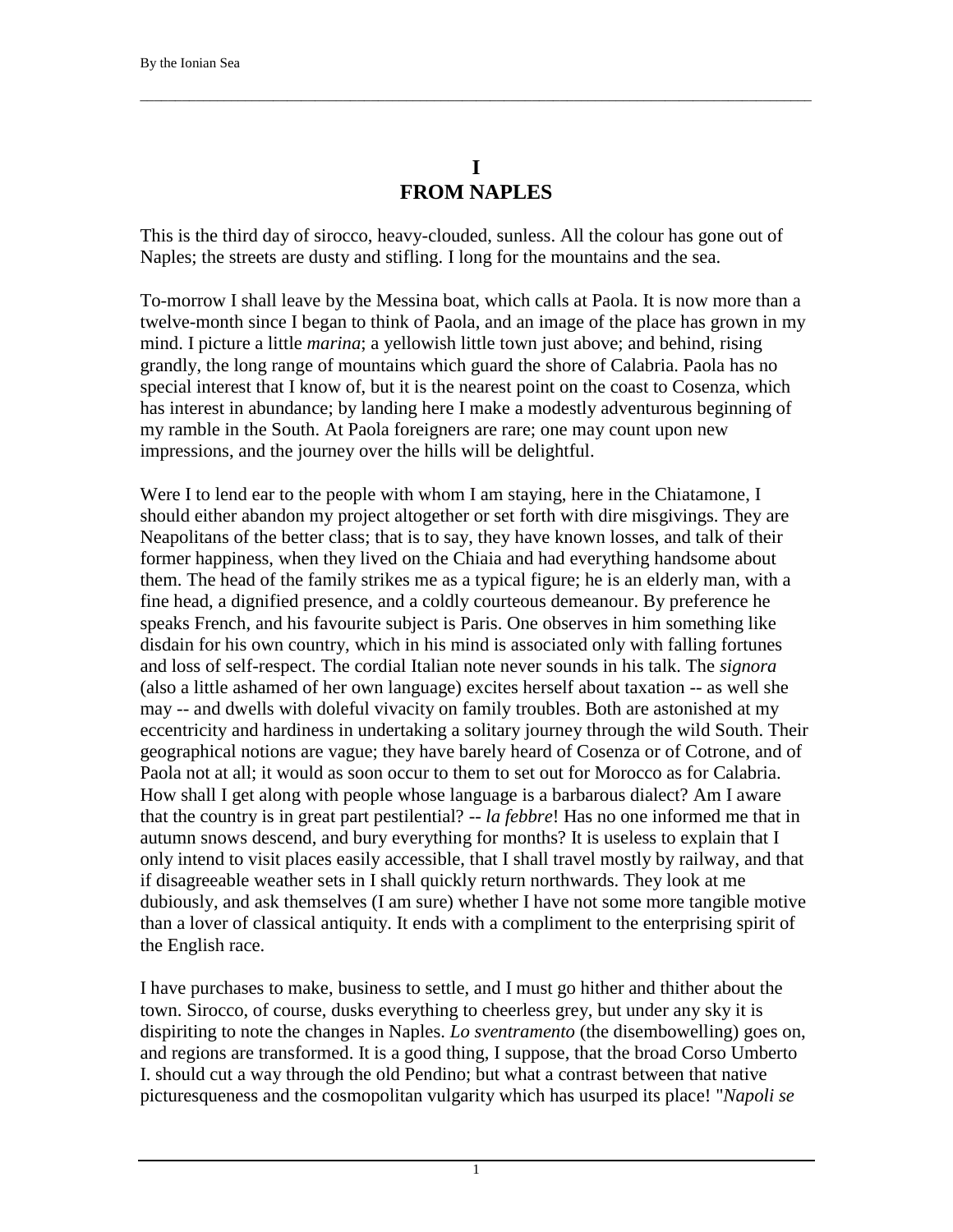# I
# FROM NAPLES

This is the third day of sirocco, heavy-clouded, sunless. All the colour has gone out of Naples; the streets are dusty and stifling. I long for the mountains and the sea.

To-morrow I shall leave by the Messina boat, which calls at Paola. It is now more than a twelve-month since I began to think of Paola, and an image of the place has grown in my mind. I picture a little *marina*; a yellowish little town just above; and behind, rising grandly, the long range of mountains which guard the shore of Calabria. Paola has no special interest that I know of, but it is the nearest point on the coast to Cosenza, which has interest in abundance; by landing here I make a modestly adventurous beginning of my ramble in the South. At Paola foreigners are rare; one may count upon new impressions, and the journey over the hills will be delightful.

Were I to lend ear to the people with whom I am staying, here in the Chiatamone, I should either abandon my project altogether or set forth with dire misgivings. They are Neapolitans of the better class; that is to say, they have known losses, and talk of their former happiness, when they lived on the Chiaia and had everything handsome about them. The head of the family strikes me as a typical figure; he is an elderly man, with a fine head, a dignified presence, and a coldly courteous demeanour. By preference he speaks French, and his favourite subject is Paris. One observes in him something like disdain for his own country, which in his mind is associated only with falling fortunes and loss of self-respect. The cordial Italian note never sounds in his talk. The *signora* (also a little ashamed of her own language) excites herself about taxation -- as well she may -- and dwells with doleful vivacity on family troubles. Both are astonished at my eccentricity and hardiness in undertaking a solitary journey through the wild South. Their geographical notions are vague; they have barely heard of Cosenza or of Cotrone, and of Paola not at all; it would as soon occur to them to set out for Morocco as for Calabria. How shall I get along with people whose language is a barbarous dialect? Am I aware that the country is in great part pestilential? -- *la febbre*! Has no one informed me that in autumn snows descend, and bury everything for months? It is useless to explain that I only intend to visit places easily accessible, that I shall travel mostly by railway, and that if disagreeable weather sets in I shall quickly return northwards. They look at me dubiously, and ask themselves (I am sure) whether I have not some more tangible motive than a lover of classical antiquity. It ends with a compliment to the enterprising spirit of the English race.

I have purchases to make, business to settle, and I must go hither and thither about the town. Sirocco, of course, dusks everything to cheerless grey, but under any sky it is dispiriting to note the changes in Naples. *Lo sventramento* (the disembowelling) goes on, and regions are transformed. It is a good thing, I suppose, that the broad Corso Umberto I. should cut a way through the old Pendino; but what a contrast between that native picturesqueness and the cosmopolitan vulgarity which has usurped its place! "*Napoli se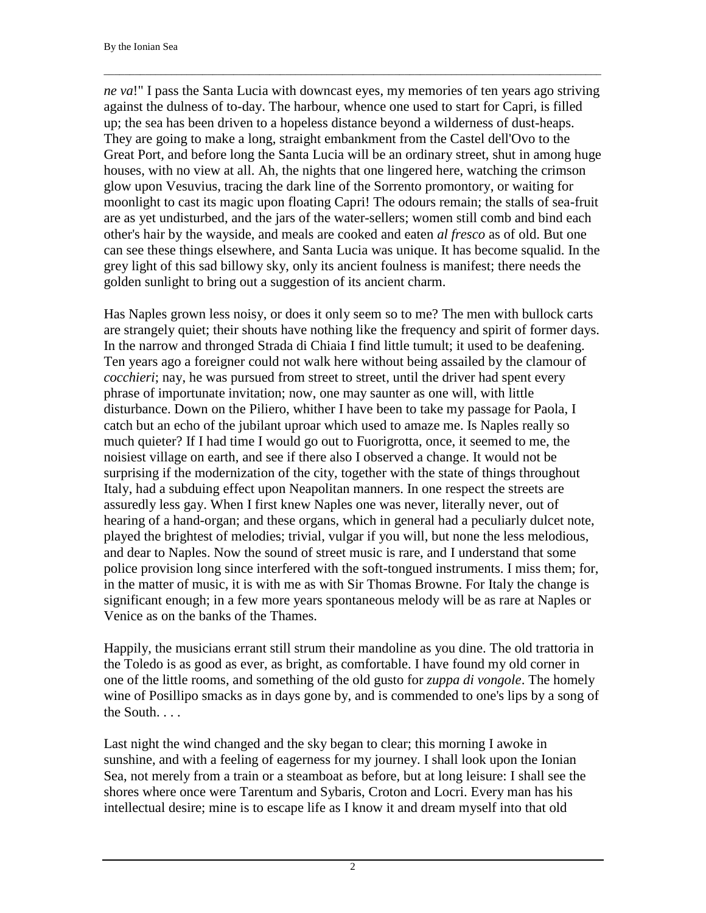*ne va*!" I pass the Santa Lucia with downcast eyes, my memories of ten years ago striving against the dulness of to-day. The harbour, whence one used to start for Capri, is filled up; the sea has been driven to a hopeless distance beyond a wilderness of dust-heaps. They are going to make a long, straight embankment from the Castel dell'Ovo to the Great Port, and before long the Santa Lucia will be an ordinary street, shut in among huge houses, with no view at all. Ah, the nights that one lingered here, watching the crimson glow upon Vesuvius, tracing the dark line of the Sorrento promontory, or waiting for moonlight to cast its magic upon floating Capri! The odours remain; the stalls of sea-fruit are as yet undisturbed, and the jars of the water-sellers; women still comb and bind each other's hair by the wayside, and meals are cooked and eaten *al fresco* as of old. But one can see these things elsewhere, and Santa Lucia was unique. It has become squalid. In the grey light of this sad billowy sky, only its ancient foulness is manifest; there needs the golden sunlight to bring out a suggestion of its ancient charm.

Has Naples grown less noisy, or does it only seem so to me? The men with bullock carts are strangely quiet; their shouts have nothing like the frequency and spirit of former days. In the narrow and thronged Strada di Chiaia I find little tumult; it used to be deafening. Ten years ago a foreigner could not walk here without being assailed by the clamour of *cocchieri*; nay, he was pursued from street to street, until the driver had spent every phrase of importunate invitation; now, one may saunter as one will, with little disturbance. Down on the Piliero, whither I have been to take my passage for Paola, I catch but an echo of the jubilant uproar which used to amaze me. Is Naples really so much quieter? If I had time I would go out to Fuorigrotta, once, it seemed to me, the noisiest village on earth, and see if there also I observed a change. It would not be surprising if the modernization of the city, together with the state of things throughout Italy, had a subduing effect upon Neapolitan manners. In one respect the streets are assuredly less gay. When I first knew Naples one was never, literally never, out of hearing of a hand-organ; and these organs, which in general had a peculiarly dulcet note, played the brightest of melodies; trivial, vulgar if you will, but none the less melodious, and dear to Naples. Now the sound of street music is rare, and I understand that some police provision long since interfered with the soft-tongued instruments. I miss them; for, in the matter of music, it is with me as with Sir Thomas Browne. For Italy the change is significant enough; in a few more years spontaneous melody will be as rare at Naples or Venice as on the banks of the Thames.

Happily, the musicians errant still strum their mandoline as you dine. The old trattoria in the Toledo is as good as ever, as bright, as comfortable. I have found my old corner in one of the little rooms, and something of the old gusto for *zuppa di vongole*. The homely wine of Posillipo smacks as in days gone by, and is commended to one's lips by a song of the South. . . .

Last night the wind changed and the sky began to clear; this morning I awoke in sunshine, and with a feeling of eagerness for my journey. I shall look upon the Ionian Sea, not merely from a train or a steamboat as before, but at long leisure: I shall see the shores where once were Tarentum and Sybaris, Croton and Locri. Every man has his intellectual desire; mine is to escape life as I know it and dream myself into that old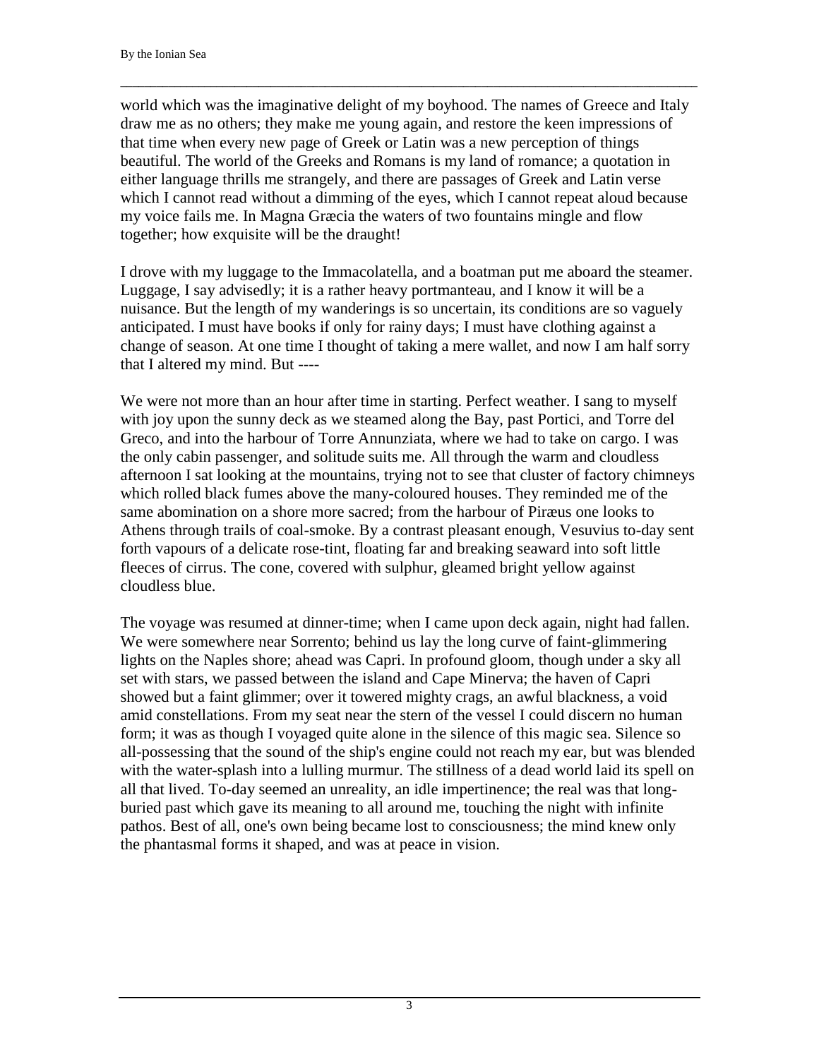world which was the imaginative delight of my boyhood. The names of Greece and Italy draw me as no others; they make me young again, and restore the keen impressions of that time when every new page of Greek or Latin was a new perception of things beautiful. The world of the Greeks and Romans is my land of romance; a quotation in either language thrills me strangely, and there are passages of Greek and Latin verse which I cannot read without a dimming of the eyes, which I cannot repeat aloud because my voice fails me. In Magna Græcia the waters of two fountains mingle and flow together; how exquisite will be the draught!

I drove with my luggage to the Immacolatella, and a boatman put me aboard the steamer. Luggage, I say advisedly; it is a rather heavy portmanteau, and I know it will be a nuisance. But the length of my wanderings is so uncertain, its conditions are so vaguely anticipated. I must have books if only for rainy days; I must have clothing against a change of season. At one time I thought of taking a mere wallet, and now I am half sorry that I altered my mind. But ----

We were not more than an hour after time in starting. Perfect weather. I sang to myself with joy upon the sunny deck as we steamed along the Bay, past Portici, and Torre del Greco, and into the harbour of Torre Annunziata, where we had to take on cargo. I was the only cabin passenger, and solitude suits me. All through the warm and cloudless afternoon I sat looking at the mountains, trying not to see that cluster of factory chimneys which rolled black fumes above the many-coloured houses. They reminded me of the same abomination on a shore more sacred; from the harbour of Piræus one looks to Athens through trails of coal-smoke. By a contrast pleasant enough, Vesuvius to-day sent forth vapours of a delicate rose-tint, floating far and breaking seaward into soft little fleeces of cirrus. The cone, covered with sulphur, gleamed bright yellow against cloudless blue.

The voyage was resumed at dinner-time; when I came upon deck again, night had fallen. We were somewhere near Sorrento; behind us lay the long curve of faint-glimmering lights on the Naples shore; ahead was Capri. In profound gloom, though under a sky all set with stars, we passed between the island and Cape Minerva; the haven of Capri showed but a faint glimmer; over it towered mighty crags, an awful blackness, a void amid constellations. From my seat near the stern of the vessel I could discern no human form; it was as though I voyaged quite alone in the silence of this magic sea. Silence so all-possessing that the sound of the ship's engine could not reach my ear, but was blended with the water-splash into a lulling murmur. The stillness of a dead world laid its spell on all that lived. To-day seemed an unreality, an idle impertinence; the real was that long-buried past which gave its meaning to all around me, touching the night with infinite pathos. Best of all, one's own being became lost to consciousness; the mind knew only the phantasmal forms it shaped, and was at peace in vision.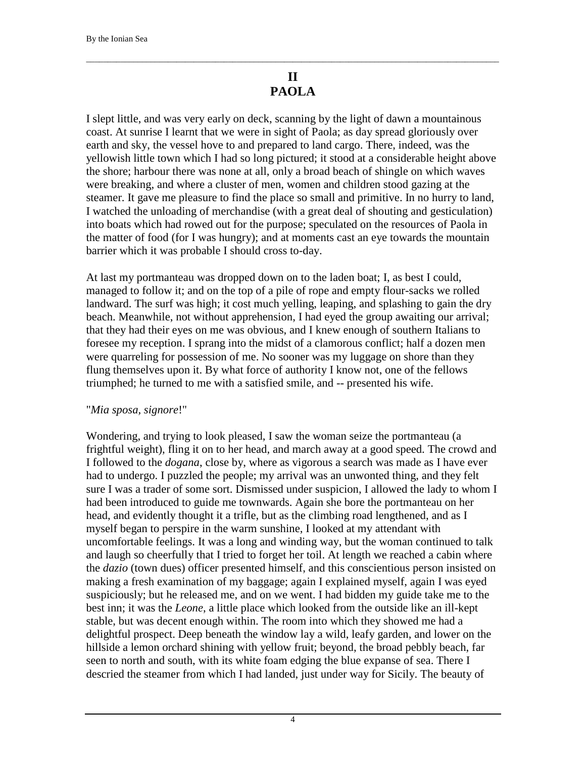## II
## PAOLA

I slept little, and was very early on deck, scanning by the light of dawn a mountainous coast. At sunrise I learnt that we were in sight of Paola; as day spread gloriously over earth and sky, the vessel hove to and prepared to land cargo. There, indeed, was the yellowish little town which I had so long pictured; it stood at a considerable height above the shore; harbour there was none at all, only a broad beach of shingle on which waves were breaking, and where a cluster of men, women and children stood gazing at the steamer. It gave me pleasure to find the place so small and primitive. In no hurry to land, I watched the unloading of merchandise (with a great deal of shouting and gesticulation) into boats which had rowed out for the purpose; speculated on the resources of Paola in the matter of food (for I was hungry); and at moments cast an eye towards the mountain barrier which it was probable I should cross to-day.

At last my portmanteau was dropped down on to the laden boat; I, as best I could, managed to follow it; and on the top of a pile of rope and empty flour-sacks we rolled landward. The surf was high; it cost much yelling, leaping, and splashing to gain the dry beach. Meanwhile, not without apprehension, I had eyed the group awaiting our arrival; that they had their eyes on me was obvious, and I knew enough of southern Italians to foresee my reception. I sprang into the midst of a clamorous conflict; half a dozen men were quarreling for possession of me. No sooner was my luggage on shore than they flung themselves upon it. By what force of authority I know not, one of the fellows triumphed; he turned to me with a satisfied smile, and -- presented his wife.

"*Mia sposa, signore*!"

Wondering, and trying to look pleased, I saw the woman seize the portmanteau (a frightful weight), fling it on to her head, and march away at a good speed. The crowd and I followed to the *dogana*, close by, where as vigorous a search was made as I have ever had to undergo. I puzzled the people; my arrival was an unwonted thing, and they felt sure I was a trader of some sort. Dismissed under suspicion, I allowed the lady to whom I had been introduced to guide me townwards. Again she bore the portmanteau on her head, and evidently thought it a trifle, but as the climbing road lengthened, and as I myself began to perspire in the warm sunshine, I looked at my attendant with uncomfortable feelings. It was a long and winding way, but the woman continued to talk and laugh so cheerfully that I tried to forget her toil. At length we reached a cabin where the *dazio* (town dues) officer presented himself, and this conscientious person insisted on making a fresh examination of my baggage; again I explained myself, again I was eyed suspiciously; but he released me, and on we went. I had bidden my guide take me to the best inn; it was the *Leone*, a little place which looked from the outside like an ill-kept stable, but was decent enough within. The room into which they showed me had a delightful prospect. Deep beneath the window lay a wild, leafy garden, and lower on the hillside a lemon orchard shining with yellow fruit; beyond, the broad pebbly beach, far seen to north and south, with its white foam edging the blue expanse of sea. There I descried the steamer from which I had landed, just under way for Sicily. The beauty of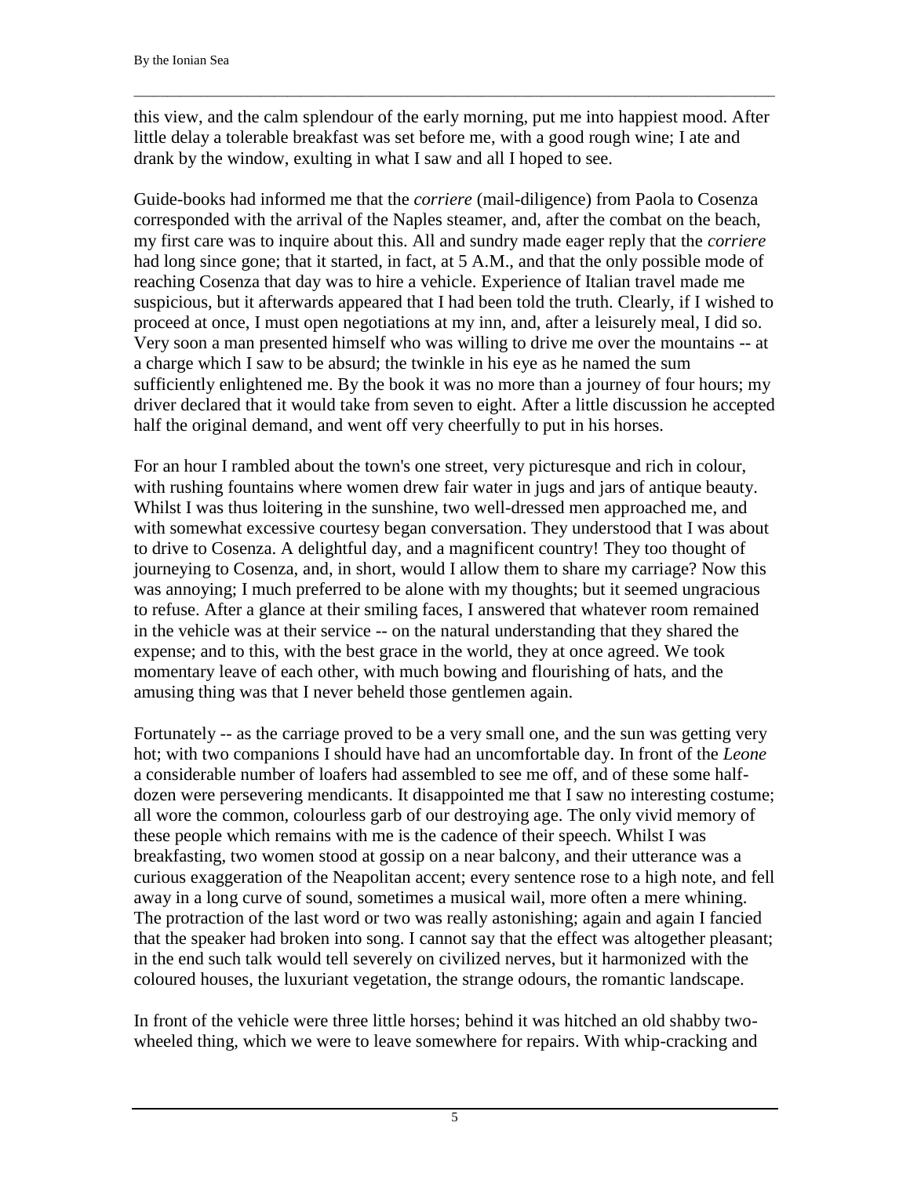this view, and the calm splendour of the early morning, put me into happiest mood. After little delay a tolerable breakfast was set before me, with a good rough wine; I ate and drank by the window, exulting in what I saw and all I hoped to see.

Guide-books had informed me that the *corriere* (mail-diligence) from Paola to Cosenza corresponded with the arrival of the Naples steamer, and, after the combat on the beach, my first care was to inquire about this. All and sundry made eager reply that the *corriere* had long since gone; that it started, in fact, at 5 A.M., and that the only possible mode of reaching Cosenza that day was to hire a vehicle. Experience of Italian travel made me suspicious, but it afterwards appeared that I had been told the truth. Clearly, if I wished to proceed at once, I must open negotiations at my inn, and, after a leisurely meal, I did so. Very soon a man presented himself who was willing to drive me over the mountains -- at a charge which I saw to be absurd; the twinkle in his eye as he named the sum sufficiently enlightened me. By the book it was no more than a journey of four hours; my driver declared that it would take from seven to eight. After a little discussion he accepted half the original demand, and went off very cheerfully to put in his horses.

For an hour I rambled about the town's one street, very picturesque and rich in colour, with rushing fountains where women drew fair water in jugs and jars of antique beauty. Whilst I was thus loitering in the sunshine, two well-dressed men approached me, and with somewhat excessive courtesy began conversation. They understood that I was about to drive to Cosenza. A delightful day, and a magnificent country! They too thought of journeying to Cosenza, and, in short, would I allow them to share my carriage? Now this was annoying; I much preferred to be alone with my thoughts; but it seemed ungracious to refuse. After a glance at their smiling faces, I answered that whatever room remained in the vehicle was at their service -- on the natural understanding that they shared the expense; and to this, with the best grace in the world, they at once agreed. We took momentary leave of each other, with much bowing and flourishing of hats, and the amusing thing was that I never beheld those gentlemen again.

Fortunately -- as the carriage proved to be a very small one, and the sun was getting very hot; with two companions I should have had an uncomfortable day. In front of the *Leone* a considerable number of loafers had assembled to see me off, and of these some half-dozen were persevering mendicants. It disappointed me that I saw no interesting costume; all wore the common, colourless garb of our destroying age. The only vivid memory of these people which remains with me is the cadence of their speech. Whilst I was breakfasting, two women stood at gossip on a near balcony, and their utterance was a curious exaggeration of the Neapolitan accent; every sentence rose to a high note, and fell away in a long curve of sound, sometimes a musical wail, more often a mere whining. The protraction of the last word or two was really astonishing; again and again I fancied that the speaker had broken into song. I cannot say that the effect was altogether pleasant; in the end such talk would tell severely on civilized nerves, but it harmonized with the coloured houses, the luxuriant vegetation, the strange odours, the romantic landscape.

In front of the vehicle were three little horses; behind it was hitched an old shabby two-wheeled thing, which we were to leave somewhere for repairs. With whip-cracking and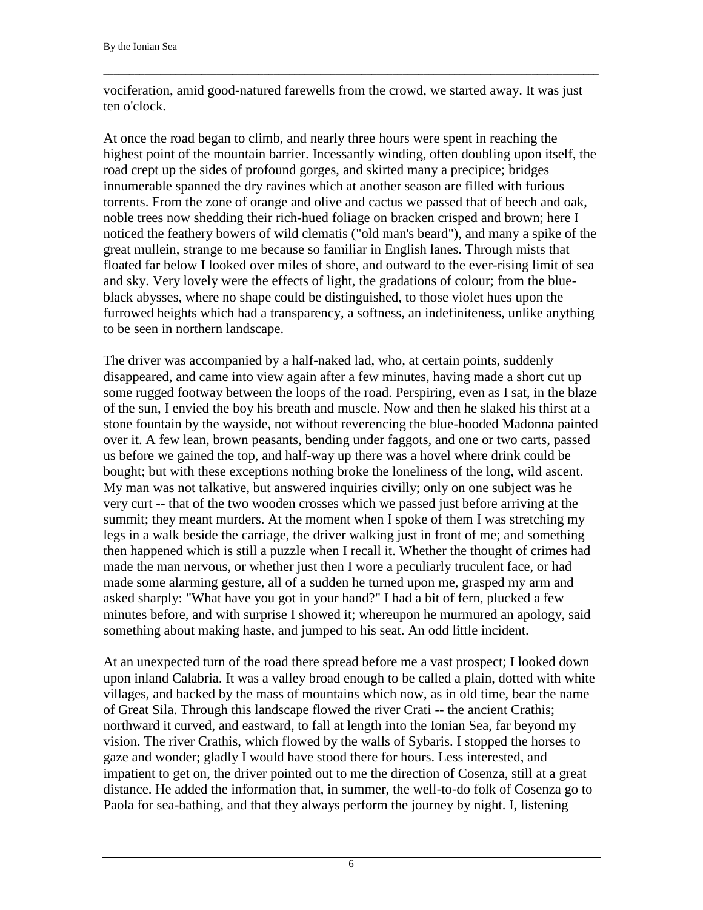vociferation, amid good-natured farewells from the crowd, we started away. It was just ten o'clock.

At once the road began to climb, and nearly three hours were spent in reaching the highest point of the mountain barrier. Incessantly winding, often doubling upon itself, the road crept up the sides of profound gorges, and skirted many a precipice; bridges innumerable spanned the dry ravines which at another season are filled with furious torrents. From the zone of orange and olive and cactus we passed that of beech and oak, noble trees now shedding their rich-hued foliage on bracken crisped and brown; here I noticed the feathery bowers of wild clematis ("old man's beard"), and many a spike of the great mullein, strange to me because so familiar in English lanes. Through mists that floated far below I looked over miles of shore, and outward to the ever-rising limit of sea and sky. Very lovely were the effects of light, the gradations of colour; from the blue-black abysses, where no shape could be distinguished, to those violet hues upon the furrowed heights which had a transparency, a softness, an indefiniteness, unlike anything to be seen in northern landscape.

The driver was accompanied by a half-naked lad, who, at certain points, suddenly disappeared, and came into view again after a few minutes, having made a short cut up some rugged footway between the loops of the road. Perspiring, even as I sat, in the blaze of the sun, I envied the boy his breath and muscle. Now and then he slaked his thirst at a stone fountain by the wayside, not without reverencing the blue-hooded Madonna painted over it. A few lean, brown peasants, bending under faggots, and one or two carts, passed us before we gained the top, and half-way up there was a hovel where drink could be bought; but with these exceptions nothing broke the loneliness of the long, wild ascent. My man was not talkative, but answered inquiries civilly; only on one subject was he very curt -- that of the two wooden crosses which we passed just before arriving at the summit; they meant murders. At the moment when I spoke of them I was stretching my legs in a walk beside the carriage, the driver walking just in front of me; and something then happened which is still a puzzle when I recall it. Whether the thought of crimes had made the man nervous, or whether just then I wore a peculiarly truculent face, or had made some alarming gesture, all of a sudden he turned upon me, grasped my arm and asked sharply: "What have you got in your hand?" I had a bit of fern, plucked a few minutes before, and with surprise I showed it; whereupon he murmured an apology, said something about making haste, and jumped to his seat. An odd little incident.

At an unexpected turn of the road there spread before me a vast prospect; I looked down upon inland Calabria. It was a valley broad enough to be called a plain, dotted with white villages, and backed by the mass of mountains which now, as in old time, bear the name of Great Sila. Through this landscape flowed the river Crati -- the ancient Crathis; northward it curved, and eastward, to fall at length into the Ionian Sea, far beyond my vision. The river Crathis, which flowed by the walls of Sybaris. I stopped the horses to gaze and wonder; gladly I would have stood there for hours. Less interested, and impatient to get on, the driver pointed out to me the direction of Cosenza, still at a great distance. He added the information that, in summer, the well-to-do folk of Cosenza go to Paola for sea-bathing, and that they always perform the journey by night. I, listening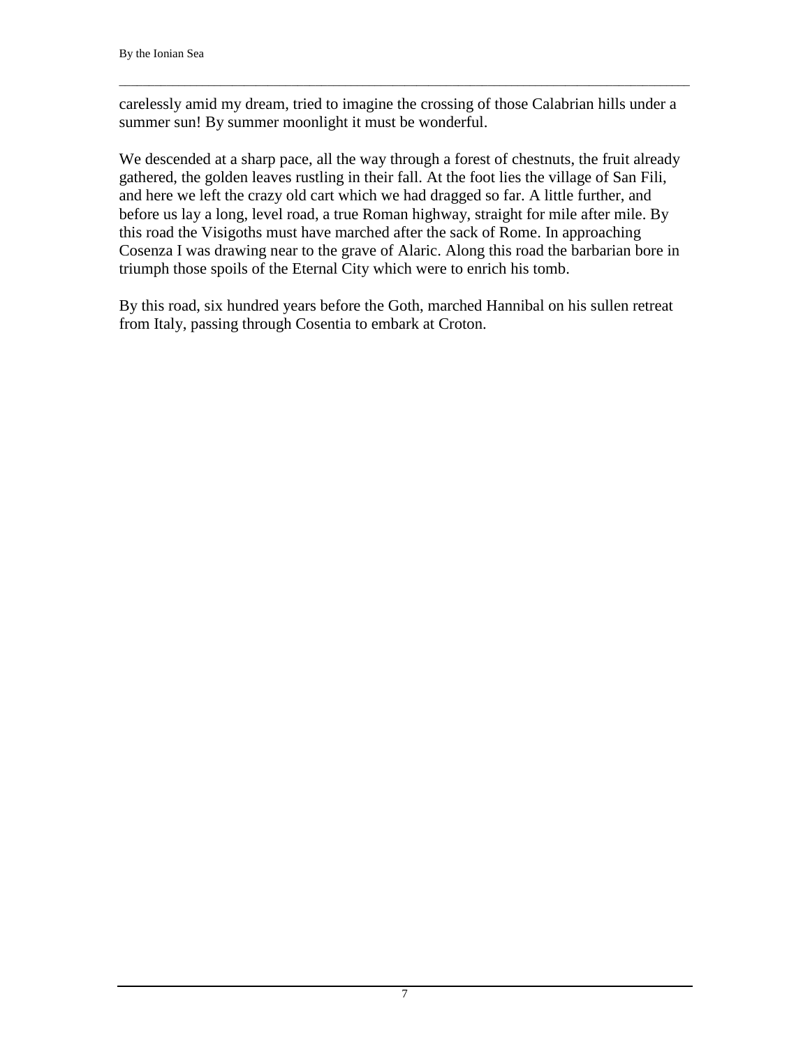carelessly amid my dream, tried to imagine the crossing of those Calabrian hills under a summer sun! By summer moonlight it must be wonderful.

We descended at a sharp pace, all the way through a forest of chestnuts, the fruit already gathered, the golden leaves rustling in their fall. At the foot lies the village of San Fili, and here we left the crazy old cart which we had dragged so far. A little further, and before us lay a long, level road, a true Roman highway, straight for mile after mile. By this road the Visigoths must have marched after the sack of Rome. In approaching Cosenza I was drawing near to the grave of Alaric. Along this road the barbarian bore in triumph those spoils of the Eternal City which were to enrich his tomb.

By this road, six hundred years before the Goth, marched Hannibal on his sullen retreat from Italy, passing through Cosentia to embark at Croton.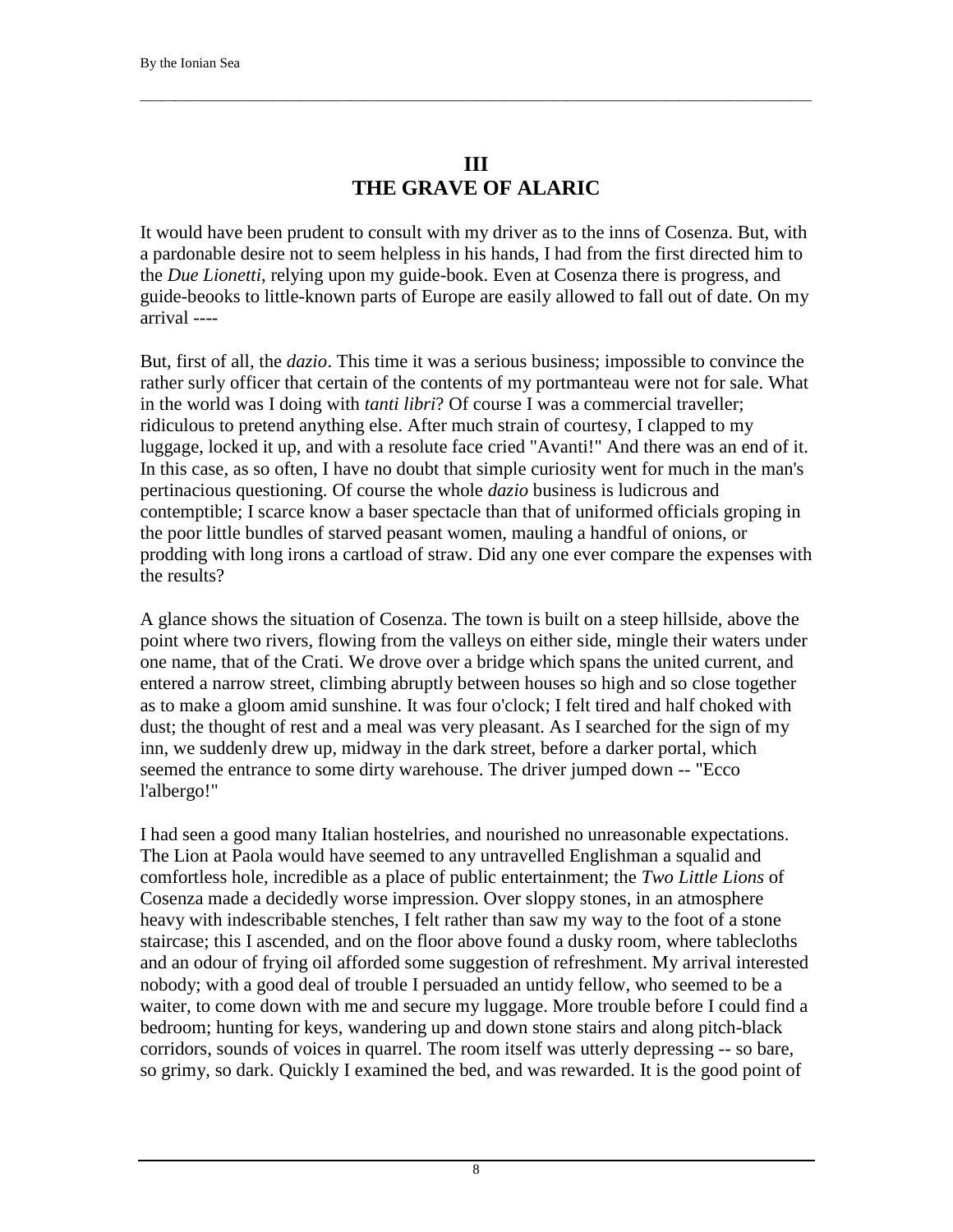## III
## THE GRAVE OF ALARIC

It would have been prudent to consult with my driver as to the inns of Cosenza. But, with a pardonable desire not to seem helpless in his hands, I had from the first directed him to the *Due Lionetti*, relying upon my guide-book. Even at Cosenza there is progress, and guide-beooks to little-known parts of Europe are easily allowed to fall out of date. On my arrival ----

But, first of all, the *dazio*. This time it was a serious business; impossible to convince the rather surly officer that certain of the contents of my portmanteau were not for sale. What in the world was I doing with *tanti libri*? Of course I was a commercial traveller; ridiculous to pretend anything else. After much strain of courtesy, I clapped to my luggage, locked it up, and with a resolute face cried "Avanti!" And there was an end of it. In this case, as so often, I have no doubt that simple curiosity went for much in the man's pertinacious questioning. Of course the whole *dazio* business is ludicrous and contemptible; I scarce know a baser spectacle than that of uniformed officials groping in the poor little bundles of starved peasant women, mauling a handful of onions, or prodding with long irons a cartload of straw. Did any one ever compare the expenses with the results?

A glance shows the situation of Cosenza. The town is built on a steep hillside, above the point where two rivers, flowing from the valleys on either side, mingle their waters under one name, that of the Crati. We drove over a bridge which spans the united current, and entered a narrow street, climbing abruptly between houses so high and so close together as to make a gloom amid sunshine. It was four o'clock; I felt tired and half choked with dust; the thought of rest and a meal was very pleasant. As I searched for the sign of my inn, we suddenly drew up, midway in the dark street, before a darker portal, which seemed the entrance to some dirty warehouse. The driver jumped down -- "Ecco l'albergo!"

I had seen a good many Italian hostelries, and nourished no unreasonable expectations. The Lion at Paola would have seemed to any untravelled Englishman a squalid and comfortless hole, incredible as a place of public entertainment; the *Two Little Lions* of Cosenza made a decidedly worse impression. Over sloppy stones, in an atmosphere heavy with indescribable stenches, I felt rather than saw my way to the foot of a stone staircase; this I ascended, and on the floor above found a dusky room, where tablecloths and an odour of frying oil afforded some suggestion of refreshment. My arrival interested nobody; with a good deal of trouble I persuaded an untidy fellow, who seemed to be a waiter, to come down with me and secure my luggage. More trouble before I could find a bedroom; hunting for keys, wandering up and down stone stairs and along pitch-black corridors, sounds of voices in quarrel. The room itself was utterly depressing -- so bare, so grimy, so dark. Quickly I examined the bed, and was rewarded. It is the good point of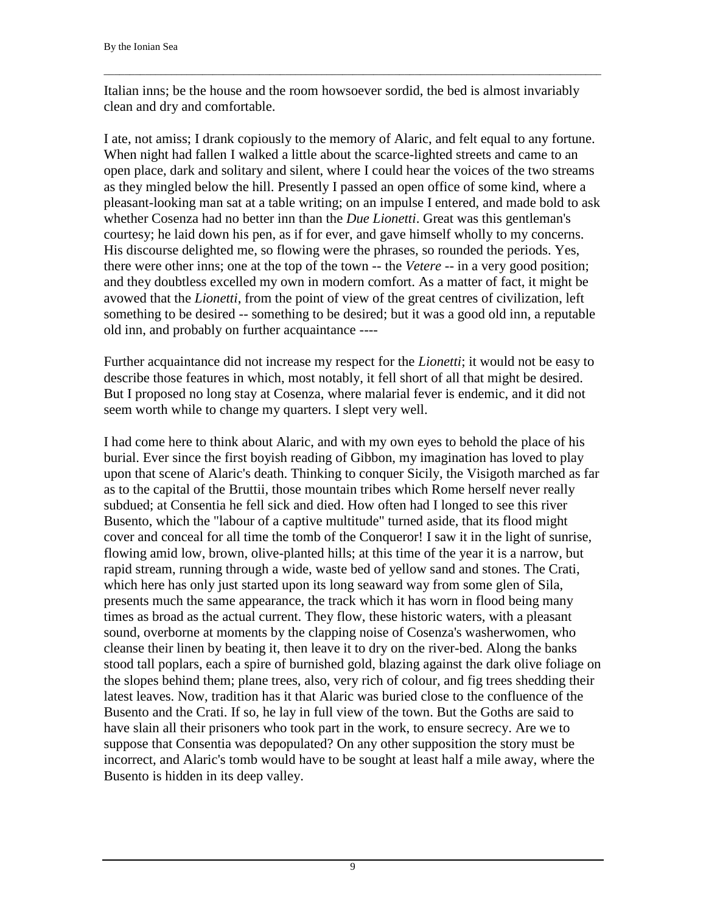Italian inns; be the house and the room howsoever sordid, the bed is almost invariably clean and dry and comfortable.

I ate, not amiss; I drank copiously to the memory of Alaric, and felt equal to any fortune. When night had fallen I walked a little about the scarce-lighted streets and came to an open place, dark and solitary and silent, where I could hear the voices of the two streams as they mingled below the hill. Presently I passed an open office of some kind, where a pleasant-looking man sat at a table writing; on an impulse I entered, and made bold to ask whether Cosenza had no better inn than the *Due Lionetti*. Great was this gentleman's courtesy; he laid down his pen, as if for ever, and gave himself wholly to my concerns. His discourse delighted me, so flowing were the phrases, so rounded the periods. Yes, there were other inns; one at the top of the town -- the *Vetere* -- in a very good position; and they doubtless excelled my own in modern comfort. As a matter of fact, it might be avowed that the *Lionetti*, from the point of view of the great centres of civilization, left something to be desired -- something to be desired; but it was a good old inn, a reputable old inn, and probably on further acquaintance ----

Further acquaintance did not increase my respect for the *Lionetti*; it would not be easy to describe those features in which, most notably, it fell short of all that might be desired. But I proposed no long stay at Cosenza, where malarial fever is endemic, and it did not seem worth while to change my quarters. I slept very well.

I had come here to think about Alaric, and with my own eyes to behold the place of his burial. Ever since the first boyish reading of Gibbon, my imagination has loved to play upon that scene of Alaric's death. Thinking to conquer Sicily, the Visigoth marched as far as to the capital of the Bruttii, those mountain tribes which Rome herself never really subdued; at Consentia he fell sick and died. How often had I longed to see this river Busento, which the "labour of a captive multitude" turned aside, that its flood might cover and conceal for all time the tomb of the Conqueror! I saw it in the light of sunrise, flowing amid low, brown, olive-planted hills; at this time of the year it is a narrow, but rapid stream, running through a wide, waste bed of yellow sand and stones. The Crati, which here has only just started upon its long seaward way from some glen of Sila, presents much the same appearance, the track which it has worn in flood being many times as broad as the actual current. They flow, these historic waters, with a pleasant sound, overborne at moments by the clapping noise of Cosenza's washerwomen, who cleanse their linen by beating it, then leave it to dry on the river-bed. Along the banks stood tall poplars, each a spire of burnished gold, blazing against the dark olive foliage on the slopes behind them; plane trees, also, very rich of colour, and fig trees shedding their latest leaves. Now, tradition has it that Alaric was buried close to the confluence of the Busento and the Crati. If so, he lay in full view of the town. But the Goths are said to have slain all their prisoners who took part in the work, to ensure secrecy. Are we to suppose that Consentia was depopulated? On any other supposition the story must be incorrect, and Alaric's tomb would have to be sought at least half a mile away, where the Busento is hidden in its deep valley.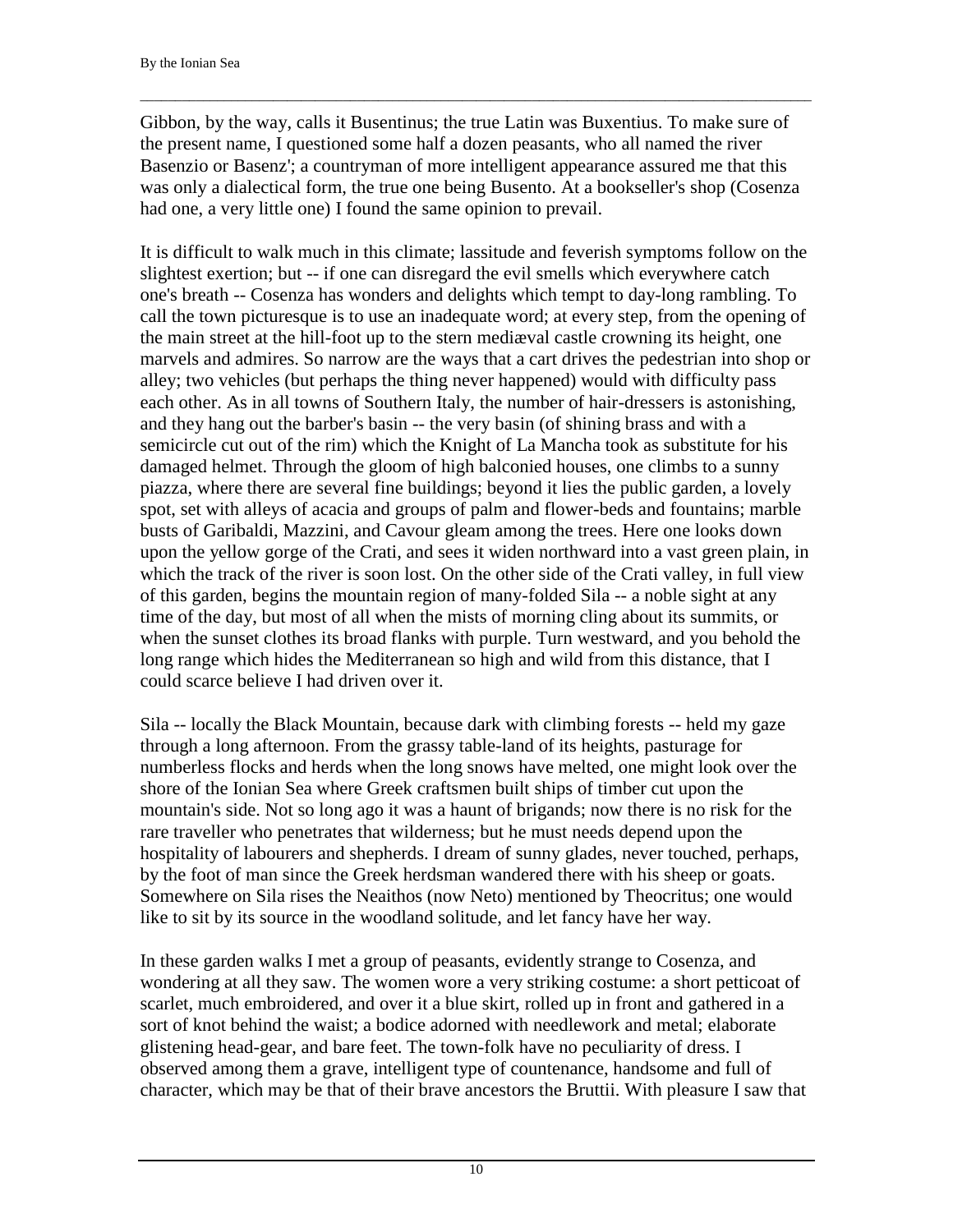Gibbon, by the way, calls it Busentinus; the true Latin was Buxentius. To make sure of the present name, I questioned some half a dozen peasants, who all named the river Basenzio or Basenz'; a countryman of more intelligent appearance assured me that this was only a dialectical form, the true one being Busento. At a bookseller's shop (Cosenza had one, a very little one) I found the same opinion to prevail.

It is difficult to walk much in this climate; lassitude and feverish symptoms follow on the slightest exertion; but -- if one can disregard the evil smells which everywhere catch one's breath -- Cosenza has wonders and delights which tempt to day-long rambling. To call the town picturesque is to use an inadequate word; at every step, from the opening of the main street at the hill-foot up to the stern mediæval castle crowning its height, one marvels and admires. So narrow are the ways that a cart drives the pedestrian into shop or alley; two vehicles (but perhaps the thing never happened) would with difficulty pass each other. As in all towns of Southern Italy, the number of hair-dressers is astonishing, and they hang out the barber's basin -- the very basin (of shining brass and with a semicircle cut out of the rim) which the Knight of La Mancha took as substitute for his damaged helmet. Through the gloom of high balconied houses, one climbs to a sunny piazza, where there are several fine buildings; beyond it lies the public garden, a lovely spot, set with alleys of acacia and groups of palm and flower-beds and fountains; marble busts of Garibaldi, Mazzini, and Cavour gleam among the trees. Here one looks down upon the yellow gorge of the Crati, and sees it widen northward into a vast green plain, in which the track of the river is soon lost. On the other side of the Crati valley, in full view of this garden, begins the mountain region of many-folded Sila -- a noble sight at any time of the day, but most of all when the mists of morning cling about its summits, or when the sunset clothes its broad flanks with purple. Turn westward, and you behold the long range which hides the Mediterranean so high and wild from this distance, that I could scarce believe I had driven over it.

Sila -- locally the Black Mountain, because dark with climbing forests -- held my gaze through a long afternoon. From the grassy table-land of its heights, pasturage for numberless flocks and herds when the long snows have melted, one might look over the shore of the Ionian Sea where Greek craftsmen built ships of timber cut upon the mountain's side. Not so long ago it was a haunt of brigands; now there is no risk for the rare traveller who penetrates that wilderness; but he must needs depend upon the hospitality of labourers and shepherds. I dream of sunny glades, never touched, perhaps, by the foot of man since the Greek herdsman wandered there with his sheep or goats. Somewhere on Sila rises the Neaithos (now Neto) mentioned by Theocritus; one would like to sit by its source in the woodland solitude, and let fancy have her way.

In these garden walks I met a group of peasants, evidently strange to Cosenza, and wondering at all they saw. The women wore a very striking costume: a short petticoat of scarlet, much embroidered, and over it a blue skirt, rolled up in front and gathered in a sort of knot behind the waist; a bodice adorned with needlework and metal; elaborate glistening head-gear, and bare feet. The town-folk have no peculiarity of dress. I observed among them a grave, intelligent type of countenance, handsome and full of character, which may be that of their brave ancestors the Bruttii. With pleasure I saw that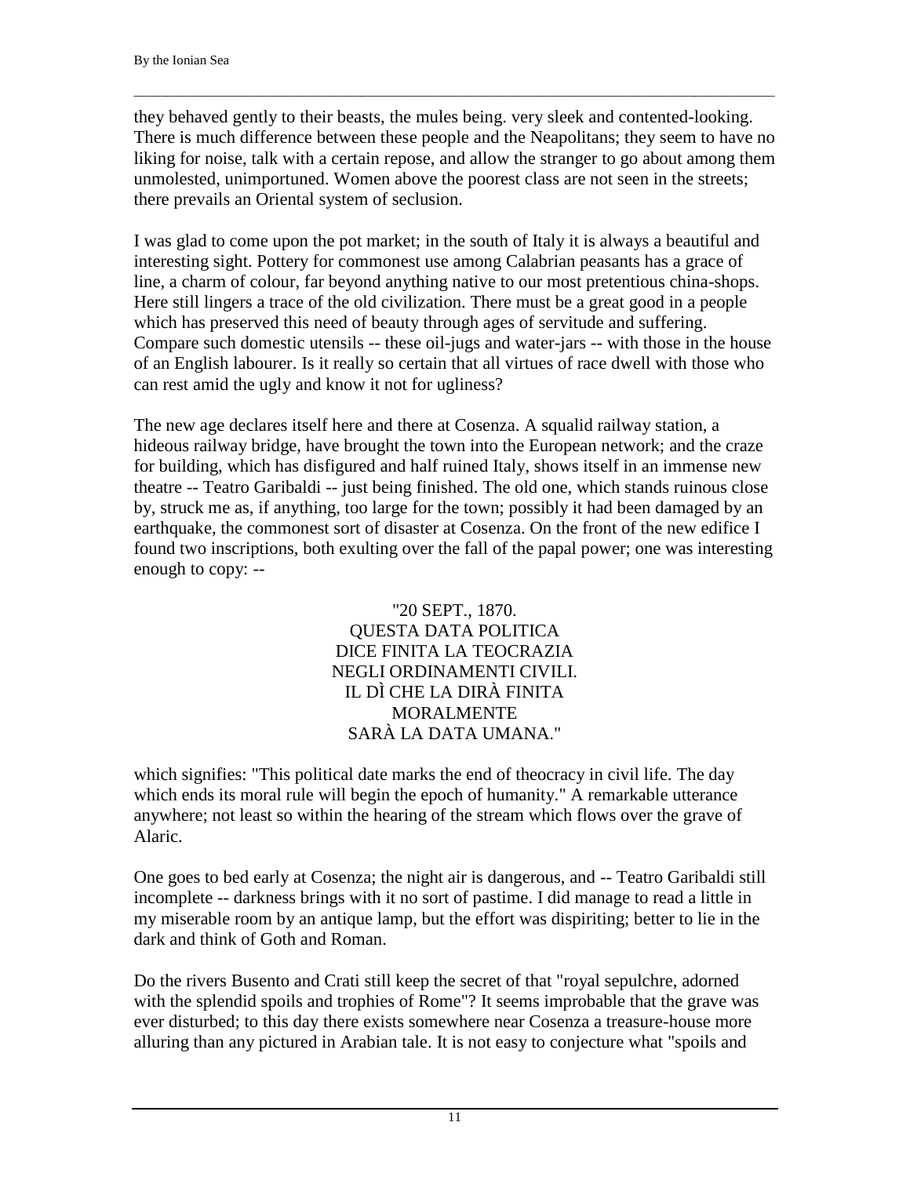they behaved gently to their beasts, the mules being. very sleek and contented-looking. There is much difference between these people and the Neapolitans; they seem to have no liking for noise, talk with a certain repose, and allow the stranger to go about among them unmolested, unimportuned. Women above the poorest class are not seen in the streets; there prevails an Oriental system of seclusion.

I was glad to come upon the pot market; in the south of Italy it is always a beautiful and interesting sight. Pottery for commonest use among Calabrian peasants has a grace of line, a charm of colour, far beyond anything native to our most pretentious china-shops. Here still lingers a trace of the old civilization. There must be a great good in a people which has preserved this need of beauty through ages of servitude and suffering. Compare such domestic utensils -- these oil-jugs and water-jars -- with those in the house of an English labourer. Is it really so certain that all virtues of race dwell with those who can rest amid the ugly and know it not for ugliness?

The new age declares itself here and there at Cosenza. A squalid railway station, a hideous railway bridge, have brought the town into the European network; and the craze for building, which has disfigured and half ruined Italy, shows itself in an immense new theatre -- Teatro Garibaldi -- just being finished. The old one, which stands ruinous close by, struck me as, if anything, too large for the town; possibly it had been damaged by an earthquake, the commonest sort of disaster at Cosenza. On the front of the new edifice I found two inscriptions, both exulting over the fall of the papal power; one was interesting enough to copy: --

> "20 SEPT., 1870.
> QUESTA DATA POLITICA
> DICE FINITA LA TEOCRAZIA
> NEGLI ORDINAMENTI CIVILI.
> IL DÌ CHE LA DIRÀ FINITA
> MORALMENTE
> SARÀ LA DATA UMANA."

which signifies: "This political date marks the end of theocracy in civil life. The day which ends its moral rule will begin the epoch of humanity." A remarkable utterance anywhere; not least so within the hearing of the stream which flows over the grave of Alaric.

One goes to bed early at Cosenza; the night air is dangerous, and -- Teatro Garibaldi still incomplete -- darkness brings with it no sort of pastime. I did manage to read a little in my miserable room by an antique lamp, but the effort was dispiriting; better to lie in the dark and think of Goth and Roman.

Do the rivers Busento and Crati still keep the secret of that "royal sepulchre, adorned with the splendid spoils and trophies of Rome"? It seems improbable that the grave was ever disturbed; to this day there exists somewhere near Cosenza a treasure-house more alluring than any pictured in Arabian tale. It is not easy to conjecture what "spoils and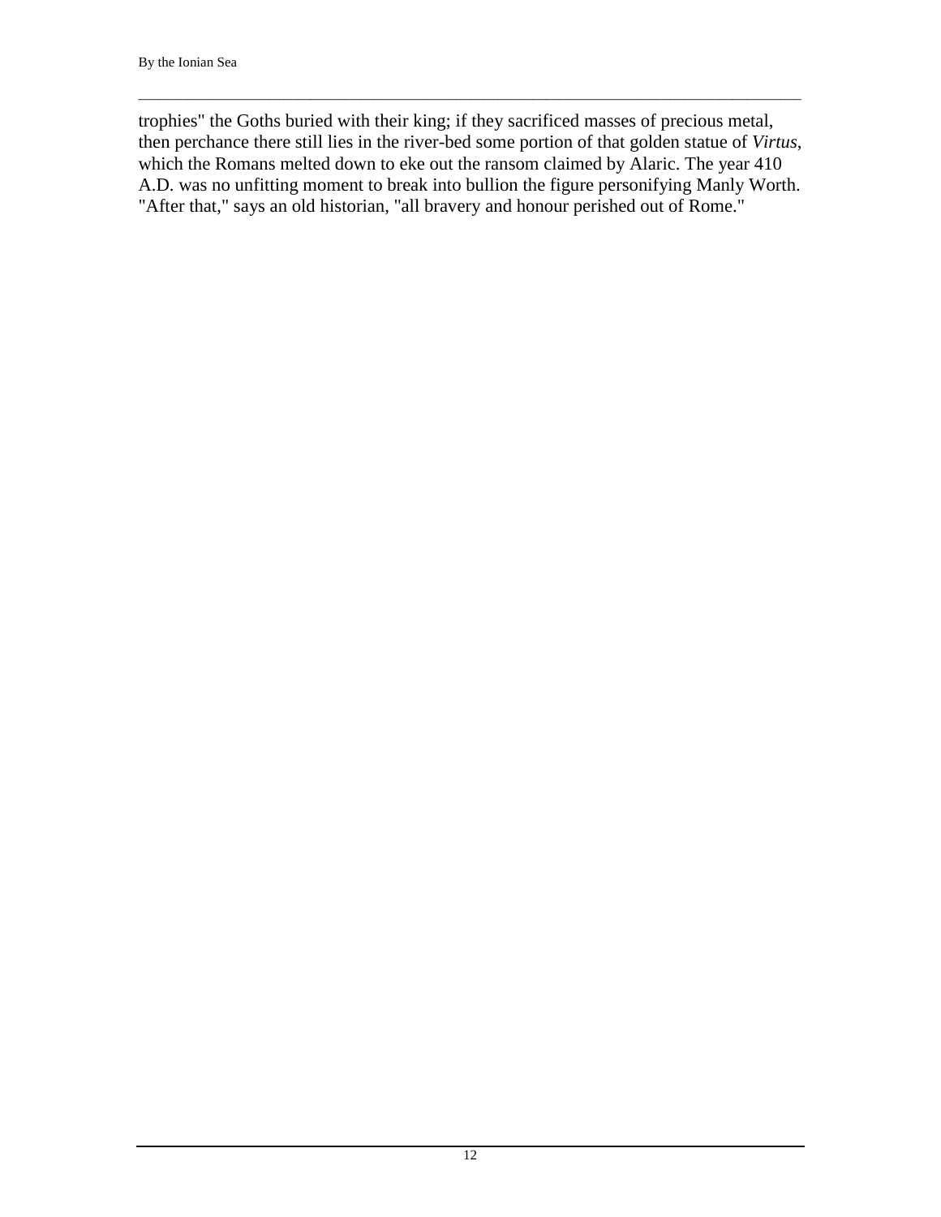trophies" the Goths buried with their king; if they sacrificed masses of precious metal, then perchance there still lies in the river-bed some portion of that golden statue of *Virtus*, which the Romans melted down to eke out the ransom claimed by Alaric. The year 410 A.D. was no unfitting moment to break into bullion the figure personifying Manly Worth. "After that," says an old historian, "all bravery and honour perished out of Rome."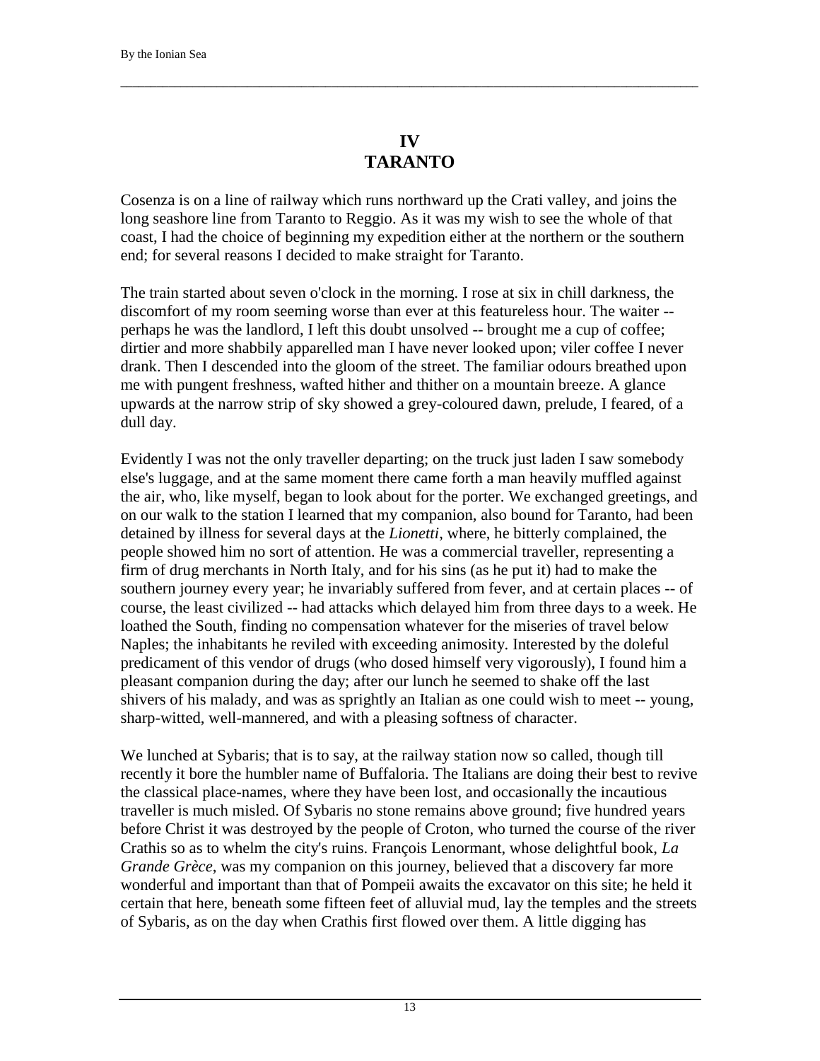# IV
# TARANTO

Cosenza is on a line of railway which runs northward up the Crati valley, and joins the long seashore line from Taranto to Reggio. As it was my wish to see the whole of that coast, I had the choice of beginning my expedition either at the northern or the southern end; for several reasons I decided to make straight for Taranto.

The train started about seven o'clock in the morning. I rose at six in chill darkness, the discomfort of my room seeming worse than ever at this featureless hour. The waiter -- perhaps he was the landlord, I left this doubt unsolved -- brought me a cup of coffee; dirtier and more shabbily apparelled man I have never looked upon; viler coffee I never drank. Then I descended into the gloom of the street. The familiar odours breathed upon me with pungent freshness, wafted hither and thither on a mountain breeze. A glance upwards at the narrow strip of sky showed a grey-coloured dawn, prelude, I feared, of a dull day.

Evidently I was not the only traveller departing; on the truck just laden I saw somebody else's luggage, and at the same moment there came forth a man heavily muffled against the air, who, like myself, began to look about for the porter. We exchanged greetings, and on our walk to the station I learned that my companion, also bound for Taranto, had been detained by illness for several days at the *Lionetti*, where, he bitterly complained, the people showed him no sort of attention. He was a commercial traveller, representing a firm of drug merchants in North Italy, and for his sins (as he put it) had to make the southern journey every year; he invariably suffered from fever, and at certain places -- of course, the least civilized -- had attacks which delayed him from three days to a week. He loathed the South, finding no compensation whatever for the miseries of travel below Naples; the inhabitants he reviled with exceeding animosity. Interested by the doleful predicament of this vendor of drugs (who dosed himself very vigorously), I found him a pleasant companion during the day; after our lunch he seemed to shake off the last shivers of his malady, and was as sprightly an Italian as one could wish to meet -- young, sharp-witted, well-mannered, and with a pleasing softness of character.

We lunched at Sybaris; that is to say, at the railway station now so called, though till recently it bore the humbler name of Buffaloria. The Italians are doing their best to revive the classical place-names, where they have been lost, and occasionally the incautious traveller is much misled. Of Sybaris no stone remains above ground; five hundred years before Christ it was destroyed by the people of Croton, who turned the course of the river Crathis so as to whelm the city's ruins. François Lenormant, whose delightful book, *La Grande Grèce*, was my companion on this journey, believed that a discovery far more wonderful and important than that of Pompeii awaits the excavator on this site; he held it certain that here, beneath some fifteen feet of alluvial mud, lay the temples and the streets of Sybaris, as on the day when Crathis first flowed over them. A little digging has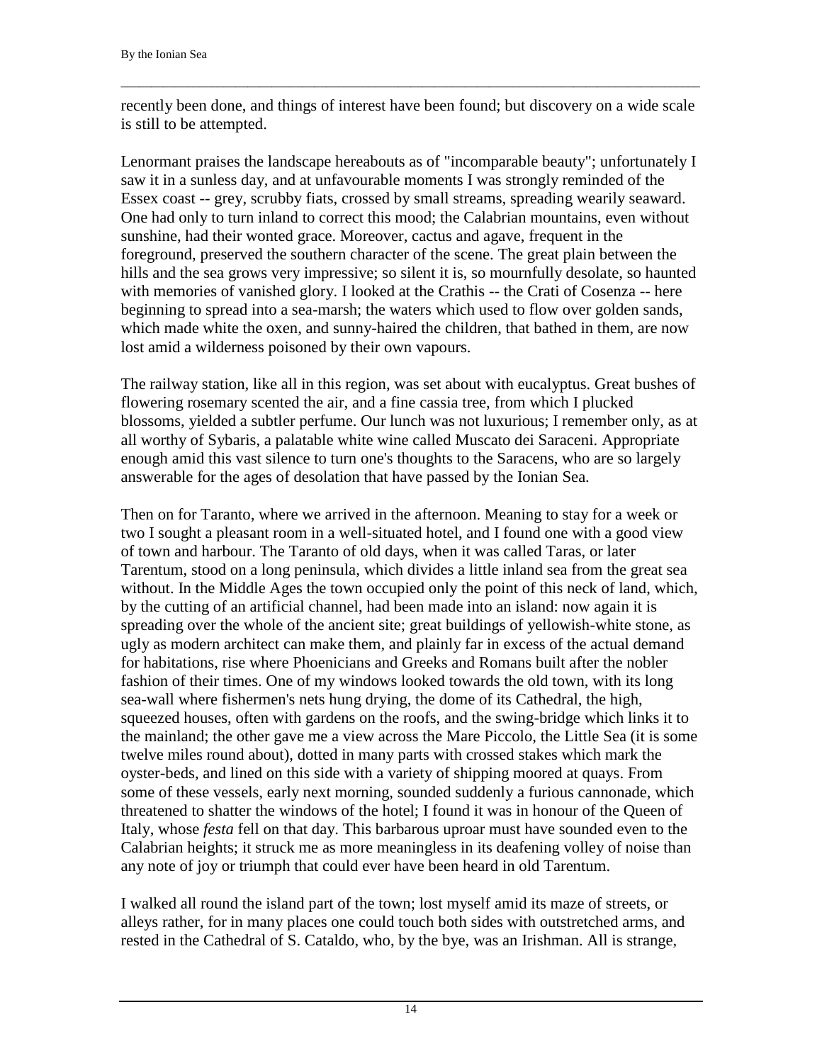recently been done, and things of interest have been found; but discovery on a wide scale is still to be attempted.

Lenormant praises the landscape hereabouts as of "incomparable beauty"; unfortunately I saw it in a sunless day, and at unfavourable moments I was strongly reminded of the Essex coast -- grey, scrubby fiats, crossed by small streams, spreading wearily seaward. One had only to turn inland to correct this mood; the Calabrian mountains, even without sunshine, had their wonted grace. Moreover, cactus and agave, frequent in the foreground, preserved the southern character of the scene. The great plain between the hills and the sea grows very impressive; so silent it is, so mournfully desolate, so haunted with memories of vanished glory. I looked at the Crathis -- the Crati of Cosenza -- here beginning to spread into a sea-marsh; the waters which used to flow over golden sands, which made white the oxen, and sunny-haired the children, that bathed in them, are now lost amid a wilderness poisoned by their own vapours.

The railway station, like all in this region, was set about with eucalyptus. Great bushes of flowering rosemary scented the air, and a fine cassia tree, from which I plucked blossoms, yielded a subtler perfume. Our lunch was not luxurious; I remember only, as at all worthy of Sybaris, a palatable white wine called Muscato dei Saraceni. Appropriate enough amid this vast silence to turn one's thoughts to the Saracens, who are so largely answerable for the ages of desolation that have passed by the Ionian Sea.

Then on for Taranto, where we arrived in the afternoon. Meaning to stay for a week or two I sought a pleasant room in a well-situated hotel, and I found one with a good view of town and harbour. The Taranto of old days, when it was called Taras, or later Tarentum, stood on a long peninsula, which divides a little inland sea from the great sea without. In the Middle Ages the town occupied only the point of this neck of land, which, by the cutting of an artificial channel, had been made into an island: now again it is spreading over the whole of the ancient site; great buildings of yellowish-white stone, as ugly as modern architect can make them, and plainly far in excess of the actual demand for habitations, rise where Phoenicians and Greeks and Romans built after the nobler fashion of their times. One of my windows looked towards the old town, with its long sea-wall where fishermen's nets hung drying, the dome of its Cathedral, the high, squeezed houses, often with gardens on the roofs, and the swing-bridge which links it to the mainland; the other gave me a view across the Mare Piccolo, the Little Sea (it is some twelve miles round about), dotted in many parts with crossed stakes which mark the oyster-beds, and lined on this side with a variety of shipping moored at quays. From some of these vessels, early next morning, sounded suddenly a furious cannonade, which threatened to shatter the windows of the hotel; I found it was in honour of the Queen of Italy, whose *festa* fell on that day. This barbarous uproar must have sounded even to the Calabrian heights; it struck me as more meaningless in its deafening volley of noise than any note of joy or triumph that could ever have been heard in old Tarentum.

I walked all round the island part of the town; lost myself amid its maze of streets, or alleys rather, for in many places one could touch both sides with outstretched arms, and rested in the Cathedral of S. Cataldo, who, by the bye, was an Irishman. All is strange,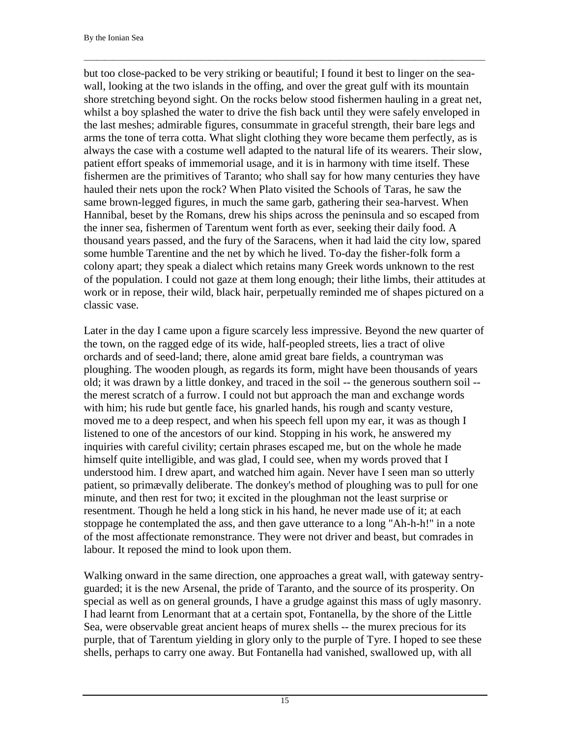but too close-packed to be very striking or beautiful; I found it best to linger on the sea-wall, looking at the two islands in the offing, and over the great gulf with its mountain shore stretching beyond sight. On the rocks below stood fishermen hauling in a great net, whilst a boy splashed the water to drive the fish back until they were safely enveloped in the last meshes; admirable figures, consummate in graceful strength, their bare legs and arms the tone of terra cotta. What slight clothing they wore became them perfectly, as is always the case with a costume well adapted to the natural life of its wearers. Their slow, patient effort speaks of immemorial usage, and it is in harmony with time itself. These fishermen are the primitives of Taranto; who shall say for how many centuries they have hauled their nets upon the rock? When Plato visited the Schools of Taras, he saw the same brown-legged figures, in much the same garb, gathering their sea-harvest. When Hannibal, beset by the Romans, drew his ships across the peninsula and so escaped from the inner sea, fishermen of Tarentum went forth as ever, seeking their daily food. A thousand years passed, and the fury of the Saracens, when it had laid the city low, spared some humble Tarentine and the net by which he lived. To-day the fisher-folk form a colony apart; they speak a dialect which retains many Greek words unknown to the rest of the population. I could not gaze at them long enough; their lithe limbs, their attitudes at work or in repose, their wild, black hair, perpetually reminded me of shapes pictured on a classic vase.

Later in the day I came upon a figure scarcely less impressive. Beyond the new quarter of the town, on the ragged edge of its wide, half-peopled streets, lies a tract of olive orchards and of seed-land; there, alone amid great bare fields, a countryman was ploughing. The wooden plough, as regards its form, might have been thousands of years old; it was drawn by a little donkey, and traced in the soil -- the generous southern soil -- the merest scratch of a furrow. I could not but approach the man and exchange words with him; his rude but gentle face, his gnarled hands, his rough and scanty vesture, moved me to a deep respect, and when his speech fell upon my ear, it was as though I listened to one of the ancestors of our kind. Stopping in his work, he answered my inquiries with careful civility; certain phrases escaped me, but on the whole he made himself quite intelligible, and was glad, I could see, when my words proved that I understood him. I drew apart, and watched him again. Never have I seen man so utterly patient, so primævally deliberate. The donkey's method of ploughing was to pull for one minute, and then rest for two; it excited in the ploughman not the least surprise or resentment. Though he held a long stick in his hand, he never made use of it; at each stoppage he contemplated the ass, and then gave utterance to a long "Ah-h-h!" in a note of the most affectionate remonstrance. They were not driver and beast, but comrades in labour. It reposed the mind to look upon them.

Walking onward in the same direction, one approaches a great wall, with gateway sentry-guarded; it is the new Arsenal, the pride of Taranto, and the source of its prosperity. On special as well as on general grounds, I have a grudge against this mass of ugly masonry. I had learnt from Lenormant that at a certain spot, Fontanella, by the shore of the Little Sea, were observable great ancient heaps of murex shells -- the murex precious for its purple, that of Tarentum yielding in glory only to the purple of Tyre. I hoped to see these shells, perhaps to carry one away. But Fontanella had vanished, swallowed up, with all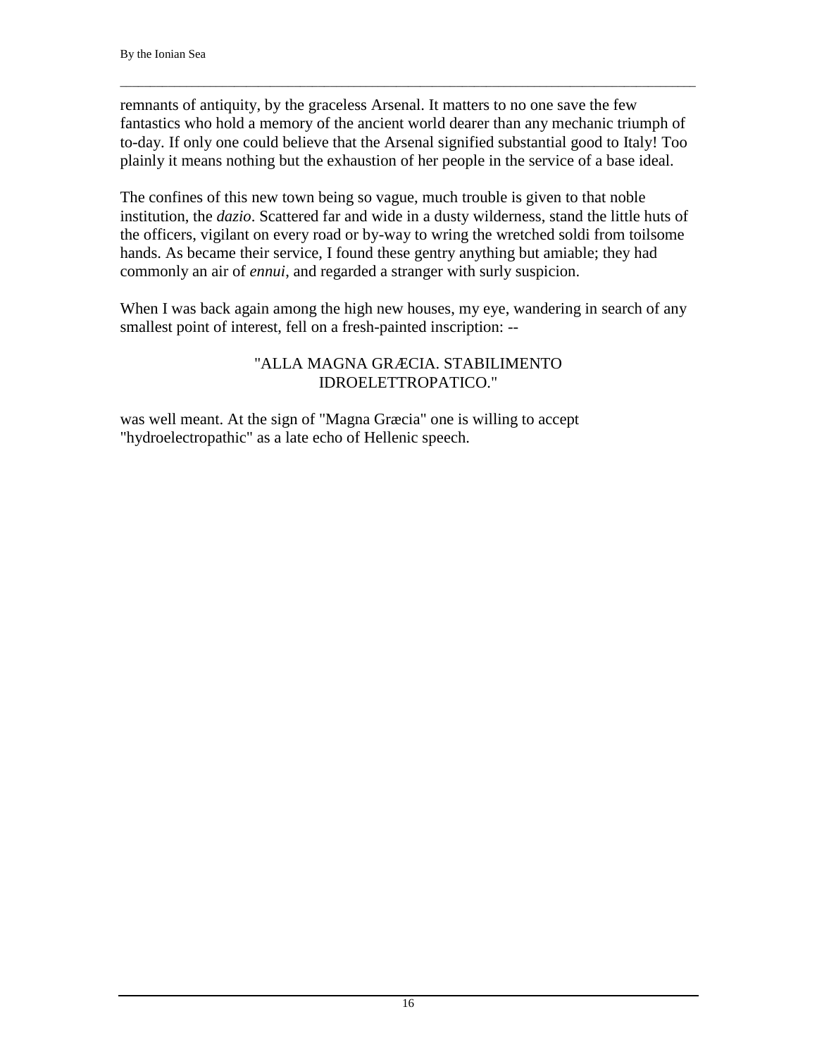remnants of antiquity, by the graceless Arsenal. It matters to no one save the few fantastics who hold a memory of the ancient world dearer than any mechanic triumph of to-day. If only one could believe that the Arsenal signified substantial good to Italy! Too plainly it means nothing but the exhaustion of her people in the service of a base ideal.

The confines of this new town being so vague, much trouble is given to that noble institution, the *dazio*. Scattered far and wide in a dusty wilderness, stand the little huts of the officers, vigilant on every road or by-way to wring the wretched soldi from toilsome hands. As became their service, I found these gentry anything but amiable; they had commonly an air of *ennui,* and regarded a stranger with surly suspicion.

When I was back again among the high new houses, my eye, wandering in search of any smallest point of interest, fell on a fresh-painted inscription: --

"ALLA MAGNA GRÆCIA. STABILIMENTO IDROELETTROPATICO."

was well meant. At the sign of "Magna Græcia" one is willing to accept "hydroelectropathic" as a late echo of Hellenic speech.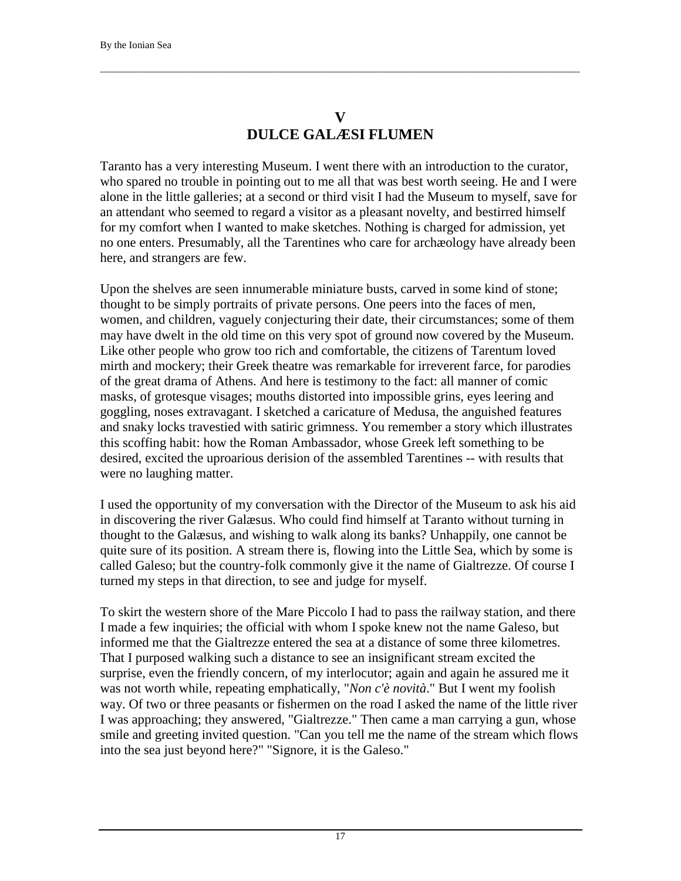## V
## DULCE GALÆSI FLUMEN

Taranto has a very interesting Museum. I went there with an introduction to the curator, who spared no trouble in pointing out to me all that was best worth seeing. He and I were alone in the little galleries; at a second or third visit I had the Museum to myself, save for an attendant who seemed to regard a visitor as a pleasant novelty, and bestirred himself for my comfort when I wanted to make sketches. Nothing is charged for admission, yet no one enters. Presumably, all the Tarentines who care for archæology have already been here, and strangers are few.

Upon the shelves are seen innumerable miniature busts, carved in some kind of stone; thought to be simply portraits of private persons. One peers into the faces of men, women, and children, vaguely conjecturing their date, their circumstances; some of them may have dwelt in the old time on this very spot of ground now covered by the Museum. Like other people who grow too rich and comfortable, the citizens of Tarentum loved mirth and mockery; their Greek theatre was remarkable for irreverent farce, for parodies of the great drama of Athens. And here is testimony to the fact: all manner of comic masks, of grotesque visages; mouths distorted into impossible grins, eyes leering and goggling, noses extravagant. I sketched a caricature of Medusa, the anguished features and snaky locks travestied with satiric grimness. You remember a story which illustrates this scoffing habit: how the Roman Ambassador, whose Greek left something to be desired, excited the uproarious derision of the assembled Tarentines -- with results that were no laughing matter.

I used the opportunity of my conversation with the Director of the Museum to ask his aid in discovering the river Galæsus. Who could find himself at Taranto without turning in thought to the Galæsus, and wishing to walk along its banks? Unhappily, one cannot be quite sure of its position. A stream there is, flowing into the Little Sea, which by some is called Galeso; but the country-folk commonly give it the name of Gialtrezze. Of course I turned my steps in that direction, to see and judge for myself.

To skirt the western shore of the Mare Piccolo I had to pass the railway station, and there I made a few inquiries; the official with whom I spoke knew not the name Galeso, but informed me that the Gialtrezze entered the sea at a distance of some three kilometres. That I purposed walking such a distance to see an insignificant stream excited the surprise, even the friendly concern, of my interlocutor; again and again he assured me it was not worth while, repeating emphatically, "*Non c'è novità*." But I went my foolish way. Of two or three peasants or fishermen on the road I asked the name of the little river I was approaching; they answered, "Gialtrezze." Then came a man carrying a gun, whose smile and greeting invited question. "Can you tell me the name of the stream which flows into the sea just beyond here?" "Signore, it is the Galeso."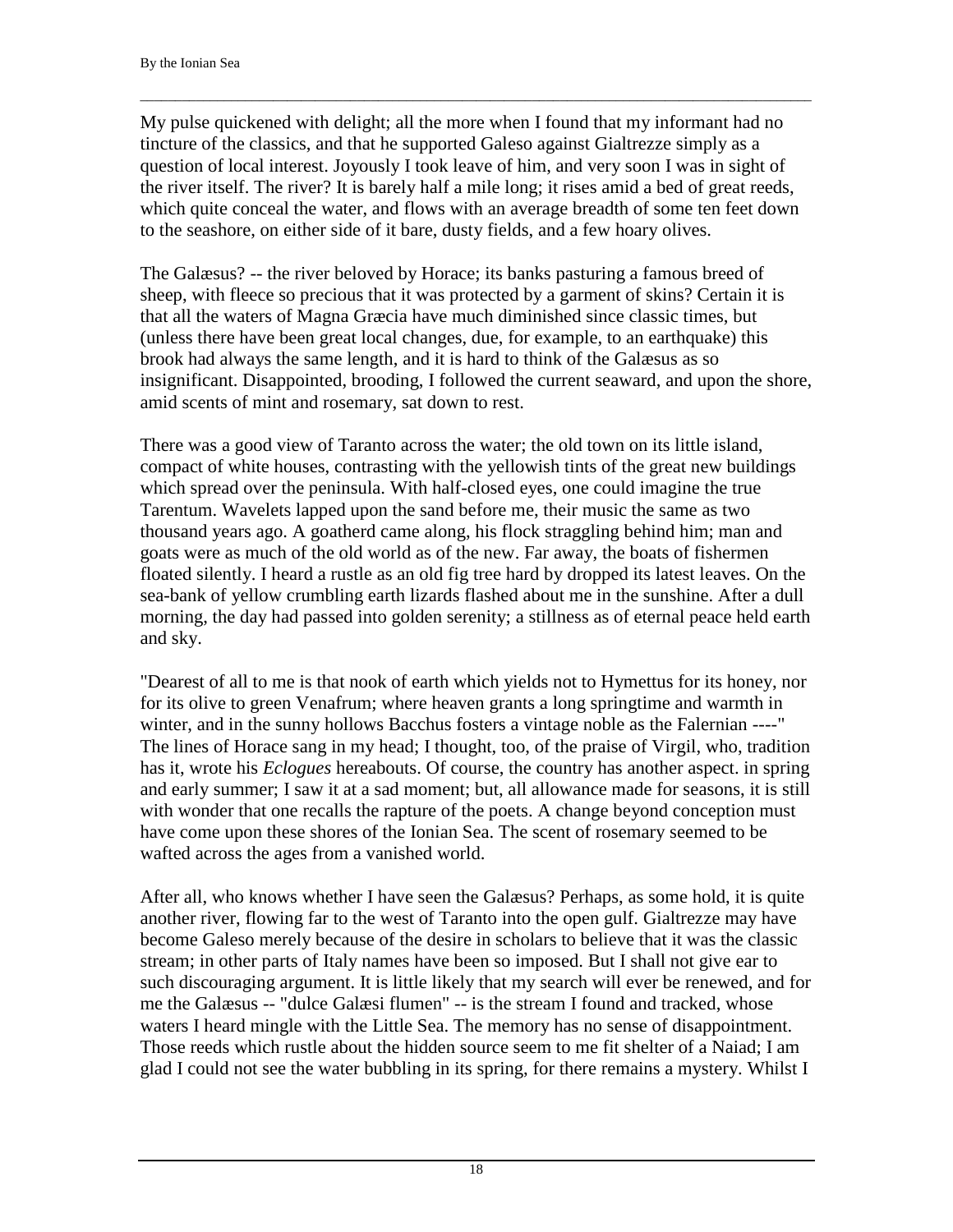My pulse quickened with delight; all the more when I found that my informant had no tincture of the classics, and that he supported Galeso against Gialtrezze simply as a question of local interest. Joyously I took leave of him, and very soon I was in sight of the river itself. The river? It is barely half a mile long; it rises amid a bed of great reeds, which quite conceal the water, and flows with an average breadth of some ten feet down to the seashore, on either side of it bare, dusty fields, and a few hoary olives.

The Galæsus? -- the river beloved by Horace; its banks pasturing a famous breed of sheep, with fleece so precious that it was protected by a garment of skins? Certain it is that all the waters of Magna Græcia have much diminished since classic times, but (unless there have been great local changes, due, for example, to an earthquake) this brook had always the same length, and it is hard to think of the Galæsus as so insignificant. Disappointed, brooding, I followed the current seaward, and upon the shore, amid scents of mint and rosemary, sat down to rest.

There was a good view of Taranto across the water; the old town on its little island, compact of white houses, contrasting with the yellowish tints of the great new buildings which spread over the peninsula. With half-closed eyes, one could imagine the true Tarentum. Wavelets lapped upon the sand before me, their music the same as two thousand years ago. A goatherd came along, his flock straggling behind him; man and goats were as much of the old world as of the new. Far away, the boats of fishermen floated silently. I heard a rustle as an old fig tree hard by dropped its latest leaves. On the sea-bank of yellow crumbling earth lizards flashed about me in the sunshine. After a dull morning, the day had passed into golden serenity; a stillness as of eternal peace held earth and sky.

"Dearest of all to me is that nook of earth which yields not to Hymettus for its honey, nor for its olive to green Venafrum; where heaven grants a long springtime and warmth in winter, and in the sunny hollows Bacchus fosters a vintage noble as the Falernian ----" The lines of Horace sang in my head; I thought, too, of the praise of Virgil, who, tradition has it, wrote his *Eclogues* hereabouts. Of course, the country has another aspect. in spring and early summer; I saw it at a sad moment; but, all allowance made for seasons, it is still with wonder that one recalls the rapture of the poets. A change beyond conception must have come upon these shores of the Ionian Sea. The scent of rosemary seemed to be wafted across the ages from a vanished world.

After all, who knows whether I have seen the Galæsus? Perhaps, as some hold, it is quite another river, flowing far to the west of Taranto into the open gulf. Gialtrezze may have become Galeso merely because of the desire in scholars to believe that it was the classic stream; in other parts of Italy names have been so imposed. But I shall not give ear to such discouraging argument. It is little likely that my search will ever be renewed, and for me the Galæsus -- "dulce Galæsi flumen" -- is the stream I found and tracked, whose waters I heard mingle with the Little Sea. The memory has no sense of disappointment. Those reeds which rustle about the hidden source seem to me fit shelter of a Naiad; I am glad I could not see the water bubbling in its spring, for there remains a mystery. Whilst I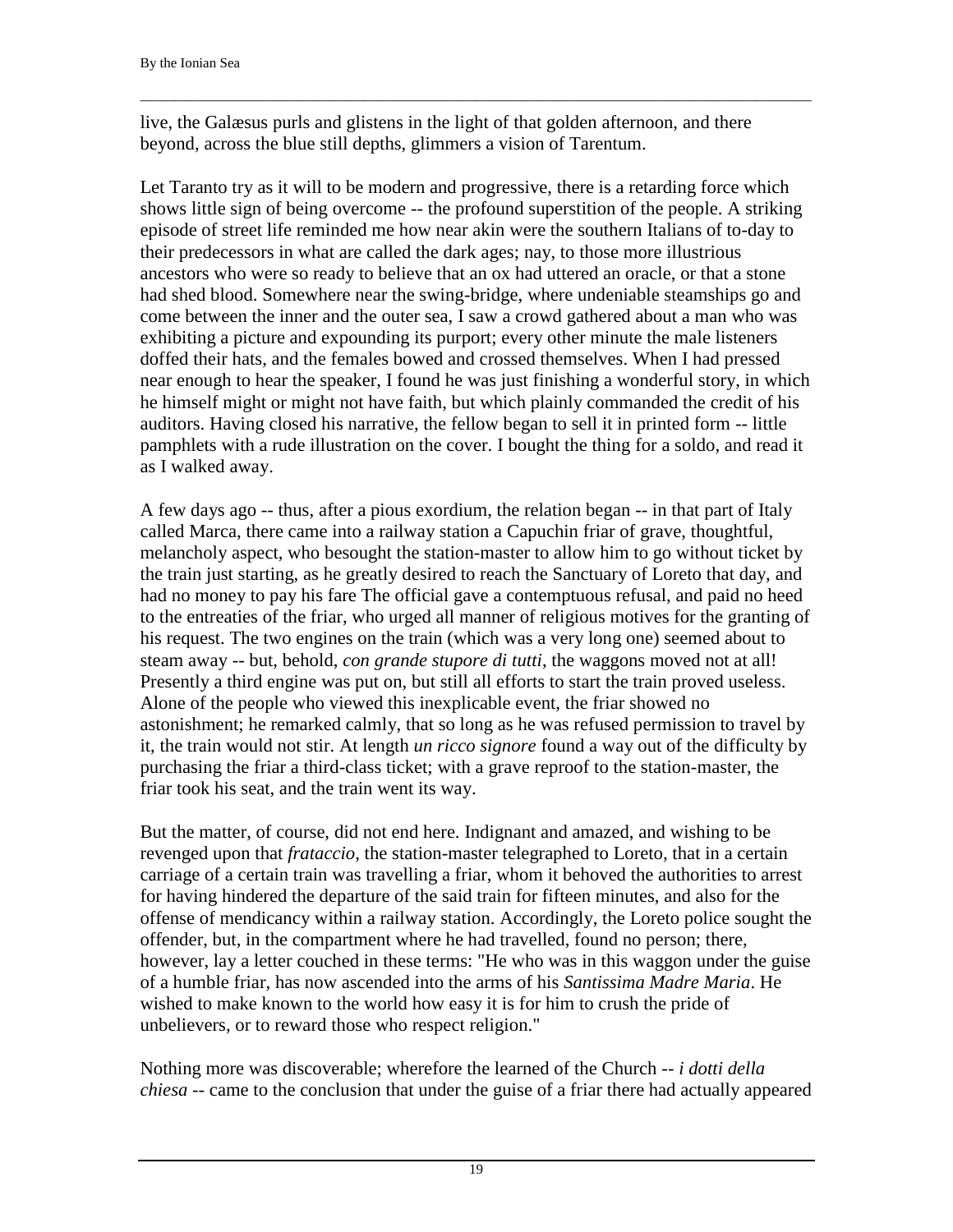live, the Galæsus purls and glistens in the light of that golden afternoon, and there beyond, across the blue still depths, glimmers a vision of Tarentum.

Let Taranto try as it will to be modern and progressive, there is a retarding force which shows little sign of being overcome -- the profound superstition of the people. A striking episode of street life reminded me how near akin were the southern Italians of to-day to their predecessors in what are called the dark ages; nay, to those more illustrious ancestors who were so ready to believe that an ox had uttered an oracle, or that a stone had shed blood. Somewhere near the swing-bridge, where undeniable steamships go and come between the inner and the outer sea, I saw a crowd gathered about a man who was exhibiting a picture and expounding its purport; every other minute the male listeners doffed their hats, and the females bowed and crossed themselves. When I had pressed near enough to hear the speaker, I found he was just finishing a wonderful story, in which he himself might or might not have faith, but which plainly commanded the credit of his auditors. Having closed his narrative, the fellow began to sell it in printed form -- little pamphlets with a rude illustration on the cover. I bought the thing for a soldo, and read it as I walked away.

A few days ago -- thus, after a pious exordium, the relation began -- in that part of Italy called Marca, there came into a railway station a Capuchin friar of grave, thoughtful, melancholy aspect, who besought the station-master to allow him to go without ticket by the train just starting, as he greatly desired to reach the Sanctuary of Loreto that day, and had no money to pay his fare The official gave a contemptuous refusal, and paid no heed to the entreaties of the friar, who urged all manner of religious motives for the granting of his request. The two engines on the train (which was a very long one) seemed about to steam away -- but, behold, *con grande stupore di tutti*, the waggons moved not at all! Presently a third engine was put on, but still all efforts to start the train proved useless. Alone of the people who viewed this inexplicable event, the friar showed no astonishment; he remarked calmly, that so long as he was refused permission to travel by it, the train would not stir. At length *un ricco signore* found a way out of the difficulty by purchasing the friar a third-class ticket; with a grave reproof to the station-master, the friar took his seat, and the train went its way.

But the matter, of course, did not end here. Indignant and amazed, and wishing to be revenged upon that *frataccio*, the station-master telegraphed to Loreto, that in a certain carriage of a certain train was travelling a friar, whom it behoved the authorities to arrest for having hindered the departure of the said train for fifteen minutes, and also for the offense of mendicancy within a railway station. Accordingly, the Loreto police sought the offender, but, in the compartment where he had travelled, found no person; there, however, lay a letter couched in these terms: "He who was in this waggon under the guise of a humble friar, has now ascended into the arms of his *Santissima Madre Maria*. He wished to make known to the world how easy it is for him to crush the pride of unbelievers, or to reward those who respect religion."

Nothing more was discoverable; wherefore the learned of the Church -- *i dotti della chiesa* -- came to the conclusion that under the guise of a friar there had actually appeared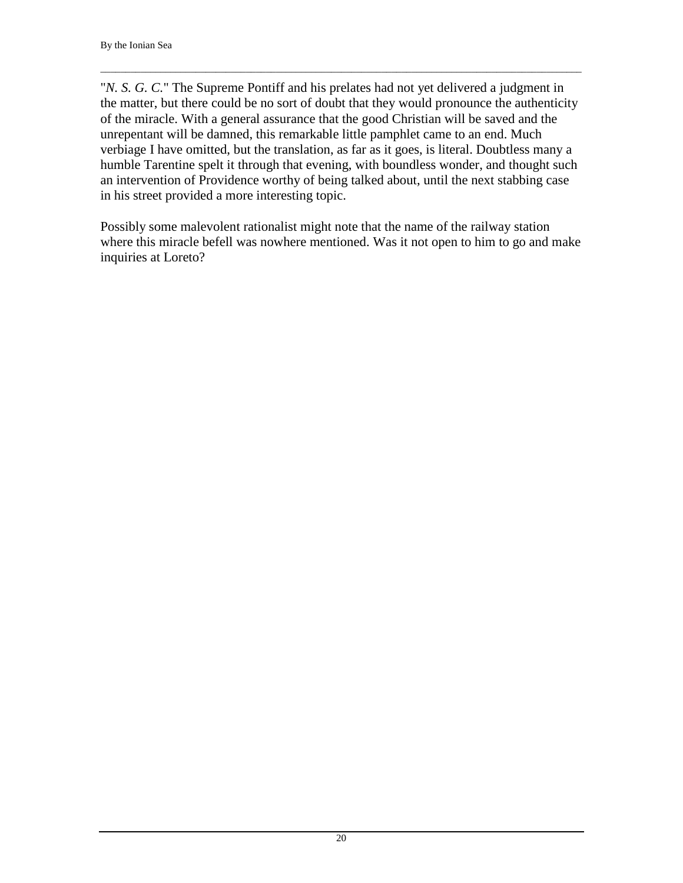"*N. S. G. C.*" The Supreme Pontiff and his prelates had not yet delivered a judgment in the matter, but there could be no sort of doubt that they would pronounce the authenticity of the miracle. With a general assurance that the good Christian will be saved and the unrepentant will be damned, this remarkable little pamphlet came to an end. Much verbiage I have omitted, but the translation, as far as it goes, is literal. Doubtless many a humble Tarentine spelt it through that evening, with boundless wonder, and thought such an intervention of Providence worthy of being talked about, until the next stabbing case in his street provided a more interesting topic.

Possibly some malevolent rationalist might note that the name of the railway station where this miracle befell was nowhere mentioned. Was it not open to him to go and make inquiries at Loreto?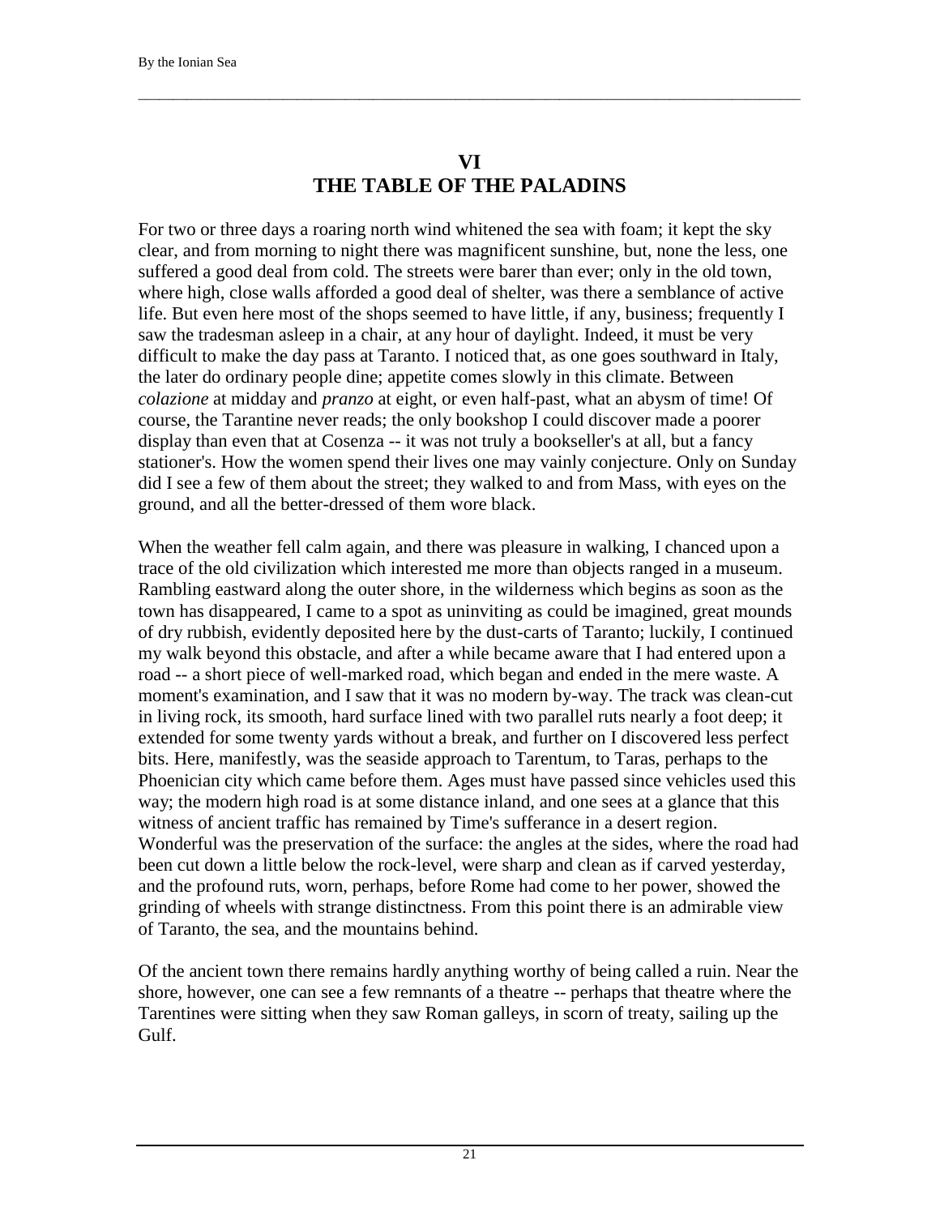## VI
## THE TABLE OF THE PALADINS

For two or three days a roaring north wind whitened the sea with foam; it kept the sky clear, and from morning to night there was magnificent sunshine, but, none the less, one suffered a good deal from cold. The streets were barer than ever; only in the old town, where high, close walls afforded a good deal of shelter, was there a semblance of active life. But even here most of the shops seemed to have little, if any, business; frequently I saw the tradesman asleep in a chair, at any hour of daylight. Indeed, it must be very difficult to make the day pass at Taranto. I noticed that, as one goes southward in Italy, the later do ordinary people dine; appetite comes slowly in this climate. Between *colazione* at midday and *pranzo* at eight, or even half-past, what an abysm of time! Of course, the Tarantine never reads; the only bookshop I could discover made a poorer display than even that at Cosenza -- it was not truly a bookseller's at all, but a fancy stationer's. How the women spend their lives one may vainly conjecture. Only on Sunday did I see a few of them about the street; they walked to and from Mass, with eyes on the ground, and all the better-dressed of them wore black.

When the weather fell calm again, and there was pleasure in walking, I chanced upon a trace of the old civilization which interested me more than objects ranged in a museum. Rambling eastward along the outer shore, in the wilderness which begins as soon as the town has disappeared, I came to a spot as uninviting as could be imagined, great mounds of dry rubbish, evidently deposited here by the dust-carts of Taranto; luckily, I continued my walk beyond this obstacle, and after a while became aware that I had entered upon a road -- a short piece of well-marked road, which began and ended in the mere waste. A moment's examination, and I saw that it was no modern by-way. The track was clean-cut in living rock, its smooth, hard surface lined with two parallel ruts nearly a foot deep; it extended for some twenty yards without a break, and further on I discovered less perfect bits. Here, manifestly, was the seaside approach to Tarentum, to Taras, perhaps to the Phoenician city which came before them. Ages must have passed since vehicles used this way; the modern high road is at some distance inland, and one sees at a glance that this witness of ancient traffic has remained by Time's sufferance in a desert region. Wonderful was the preservation of the surface: the angles at the sides, where the road had been cut down a little below the rock-level, were sharp and clean as if carved yesterday, and the profound ruts, worn, perhaps, before Rome had come to her power, showed the grinding of wheels with strange distinctness. From this point there is an admirable view of Taranto, the sea, and the mountains behind.

Of the ancient town there remains hardly anything worthy of being called a ruin. Near the shore, however, one can see a few remnants of a theatre -- perhaps that theatre where the Tarentines were sitting when they saw Roman galleys, in scorn of treaty, sailing up the Gulf.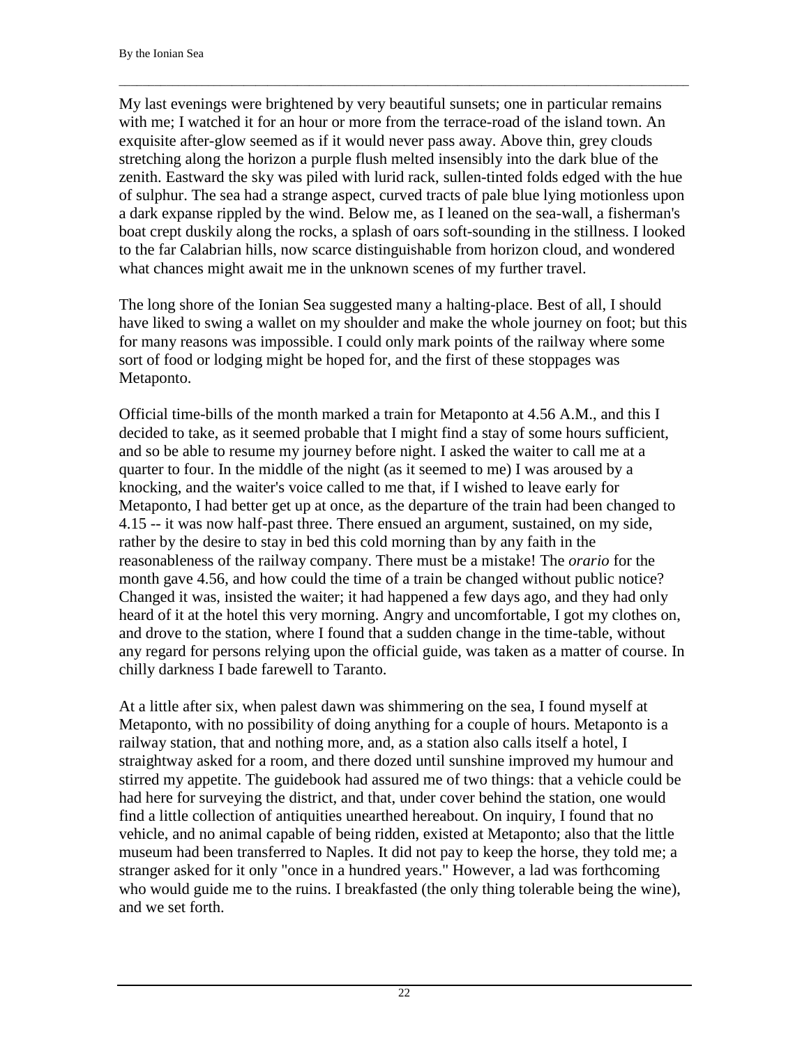My last evenings were brightened by very beautiful sunsets; one in particular remains with me; I watched it for an hour or more from the terrace-road of the island town. An exquisite after-glow seemed as if it would never pass away. Above thin, grey clouds stretching along the horizon a purple flush melted insensibly into the dark blue of the zenith. Eastward the sky was piled with lurid rack, sullen-tinted folds edged with the hue of sulphur. The sea had a strange aspect, curved tracts of pale blue lying motionless upon a dark expanse rippled by the wind. Below me, as I leaned on the sea-wall, a fisherman's boat crept duskily along the rocks, a splash of oars soft-sounding in the stillness. I looked to the far Calabrian hills, now scarce distinguishable from horizon cloud, and wondered what chances might await me in the unknown scenes of my further travel.

The long shore of the Ionian Sea suggested many a halting-place. Best of all, I should have liked to swing a wallet on my shoulder and make the whole journey on foot; but this for many reasons was impossible. I could only mark points of the railway where some sort of food or lodging might be hoped for, and the first of these stoppages was Metaponto.

Official time-bills of the month marked a train for Metaponto at 4.56 A.M., and this I decided to take, as it seemed probable that I might find a stay of some hours sufficient, and so be able to resume my journey before night. I asked the waiter to call me at a quarter to four. In the middle of the night (as it seemed to me) I was aroused by a knocking, and the waiter's voice called to me that, if I wished to leave early for Metaponto, I had better get up at once, as the departure of the train had been changed to 4.15 -- it was now half-past three. There ensued an argument, sustained, on my side, rather by the desire to stay in bed this cold morning than by any faith in the reasonableness of the railway company. There must be a mistake! The *orario* for the month gave 4.56, and how could the time of a train be changed without public notice? Changed it was, insisted the waiter; it had happened a few days ago, and they had only heard of it at the hotel this very morning. Angry and uncomfortable, I got my clothes on, and drove to the station, where I found that a sudden change in the time-table, without any regard for persons relying upon the official guide, was taken as a matter of course. In chilly darkness I bade farewell to Taranto.

At a little after six, when palest dawn was shimmering on the sea, I found myself at Metaponto, with no possibility of doing anything for a couple of hours. Metaponto is a railway station, that and nothing more, and, as a station also calls itself a hotel, I straightway asked for a room, and there dozed until sunshine improved my humour and stirred my appetite. The guidebook had assured me of two things: that a vehicle could be had here for surveying the district, and that, under cover behind the station, one would find a little collection of antiquities unearthed hereabout. On inquiry, I found that no vehicle, and no animal capable of being ridden, existed at Metaponto; also that the little museum had been transferred to Naples. It did not pay to keep the horse, they told me; a stranger asked for it only "once in a hundred years." However, a lad was forthcoming who would guide me to the ruins. I breakfasted (the only thing tolerable being the wine), and we set forth.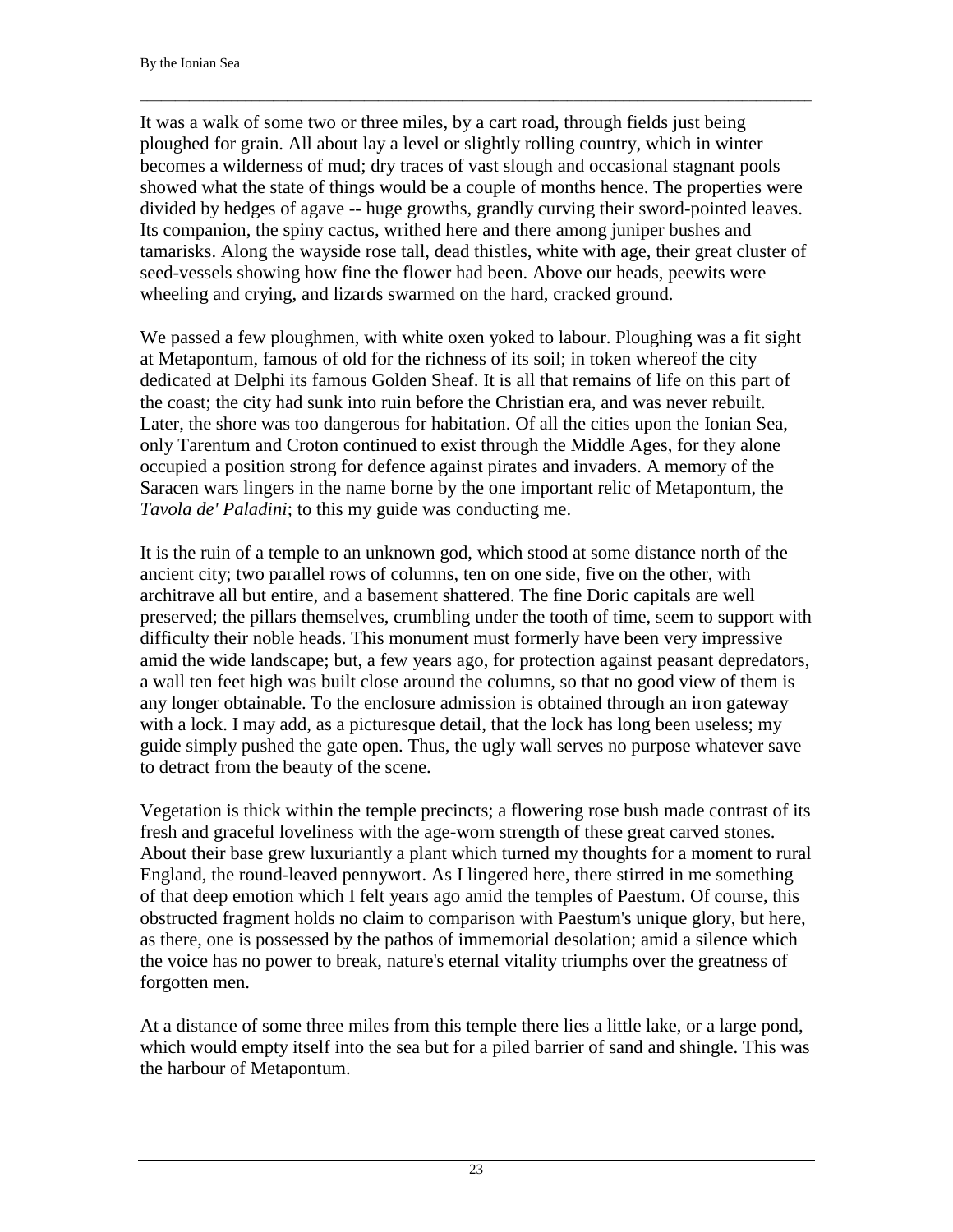It was a walk of some two or three miles, by a cart road, through fields just being ploughed for grain. All about lay a level or slightly rolling country, which in winter becomes a wilderness of mud; dry traces of vast slough and occasional stagnant pools showed what the state of things would be a couple of months hence. The properties were divided by hedges of agave -- huge growths, grandly curving their sword-pointed leaves. Its companion, the spiny cactus, writhed here and there among juniper bushes and tamarisks. Along the wayside rose tall, dead thistles, white with age, their great cluster of seed-vessels showing how fine the flower had been. Above our heads, peewits were wheeling and crying, and lizards swarmed on the hard, cracked ground.

We passed a few ploughmen, with white oxen yoked to labour. Ploughing was a fit sight at Metapontum, famous of old for the richness of its soil; in token whereof the city dedicated at Delphi its famous Golden Sheaf. It is all that remains of life on this part of the coast; the city had sunk into ruin before the Christian era, and was never rebuilt. Later, the shore was too dangerous for habitation. Of all the cities upon the Ionian Sea, only Tarentum and Croton continued to exist through the Middle Ages, for they alone occupied a position strong for defence against pirates and invaders. A memory of the Saracen wars lingers in the name borne by the one important relic of Metapontum, the *Tavola de' Paladini*; to this my guide was conducting me.

It is the ruin of a temple to an unknown god, which stood at some distance north of the ancient city; two parallel rows of columns, ten on one side, five on the other, with architrave all but entire, and a basement shattered. The fine Doric capitals are well preserved; the pillars themselves, crumbling under the tooth of time, seem to support with difficulty their noble heads. This monument must formerly have been very impressive amid the wide landscape; but, a few years ago, for protection against peasant depredators, a wall ten feet high was built close around the columns, so that no good view of them is any longer obtainable. To the enclosure admission is obtained through an iron gateway with a lock. I may add, as a picturesque detail, that the lock has long been useless; my guide simply pushed the gate open. Thus, the ugly wall serves no purpose whatever save to detract from the beauty of the scene.

Vegetation is thick within the temple precincts; a flowering rose bush made contrast of its fresh and graceful loveliness with the age-worn strength of these great carved stones. About their base grew luxuriantly a plant which turned my thoughts for a moment to rural England, the round-leaved pennywort. As I lingered here, there stirred in me something of that deep emotion which I felt years ago amid the temples of Paestum. Of course, this obstructed fragment holds no claim to comparison with Paestum's unique glory, but here, as there, one is possessed by the pathos of immemorial desolation; amid a silence which the voice has no power to break, nature's eternal vitality triumphs over the greatness of forgotten men.

At a distance of some three miles from this temple there lies a little lake, or a large pond, which would empty itself into the sea but for a piled barrier of sand and shingle. This was the harbour of Metapontum.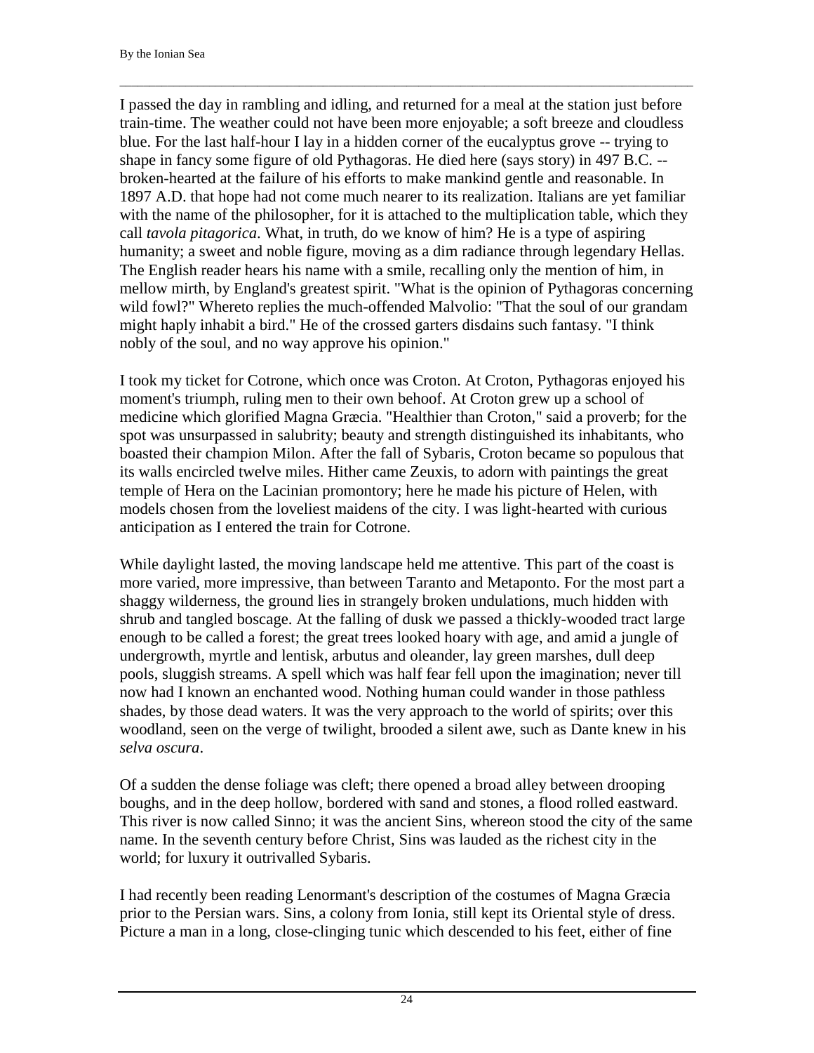I passed the day in rambling and idling, and returned for a meal at the station just before train-time. The weather could not have been more enjoyable; a soft breeze and cloudless blue. For the last half-hour I lay in a hidden corner of the eucalyptus grove -- trying to shape in fancy some figure of old Pythagoras. He died here (says story) in 497 B.C. -- broken-hearted at the failure of his efforts to make mankind gentle and reasonable. In 1897 A.D. that hope had not come much nearer to its realization. Italians are yet familiar with the name of the philosopher, for it is attached to the multiplication table, which they call *tavola pitagorica*. What, in truth, do we know of him? He is a type of aspiring humanity; a sweet and noble figure, moving as a dim radiance through legendary Hellas. The English reader hears his name with a smile, recalling only the mention of him, in mellow mirth, by England's greatest spirit. "What is the opinion of Pythagoras concerning wild fowl?" Whereto replies the much-offended Malvolio: "That the soul of our grandam might haply inhabit a bird." He of the crossed garters disdains such fantasy. "I think nobly of the soul, and no way approve his opinion."

I took my ticket for Cotrone, which once was Croton. At Croton, Pythagoras enjoyed his moment's triumph, ruling men to their own behoof. At Croton grew up a school of medicine which glorified Magna Græcia. "Healthier than Croton," said a proverb; for the spot was unsurpassed in salubrity; beauty and strength distinguished its inhabitants, who boasted their champion Milon. After the fall of Sybaris, Croton became so populous that its walls encircled twelve miles. Hither came Zeuxis, to adorn with paintings the great temple of Hera on the Lacinian promontory; here he made his picture of Helen, with models chosen from the loveliest maidens of the city. I was light-hearted with curious anticipation as I entered the train for Cotrone.

While daylight lasted, the moving landscape held me attentive. This part of the coast is more varied, more impressive, than between Taranto and Metaponto. For the most part a shaggy wilderness, the ground lies in strangely broken undulations, much hidden with shrub and tangled boscage. At the falling of dusk we passed a thickly-wooded tract large enough to be called a forest; the great trees looked hoary with age, and amid a jungle of undergrowth, myrtle and lentisk, arbutus and oleander, lay green marshes, dull deep pools, sluggish streams. A spell which was half fear fell upon the imagination; never till now had I known an enchanted wood. Nothing human could wander in those pathless shades, by those dead waters. It was the very approach to the world of spirits; over this woodland, seen on the verge of twilight, brooded a silent awe, such as Dante knew in his *selva oscura*.

Of a sudden the dense foliage was cleft; there opened a broad alley between drooping boughs, and in the deep hollow, bordered with sand and stones, a flood rolled eastward. This river is now called Sinno; it was the ancient Sins, whereon stood the city of the same name. In the seventh century before Christ, Sins was lauded as the richest city in the world; for luxury it outrivalled Sybaris.

I had recently been reading Lenormant's description of the costumes of Magna Græcia prior to the Persian wars. Sins, a colony from Ionia, still kept its Oriental style of dress. Picture a man in a long, close-clinging tunic which descended to his feet, either of fine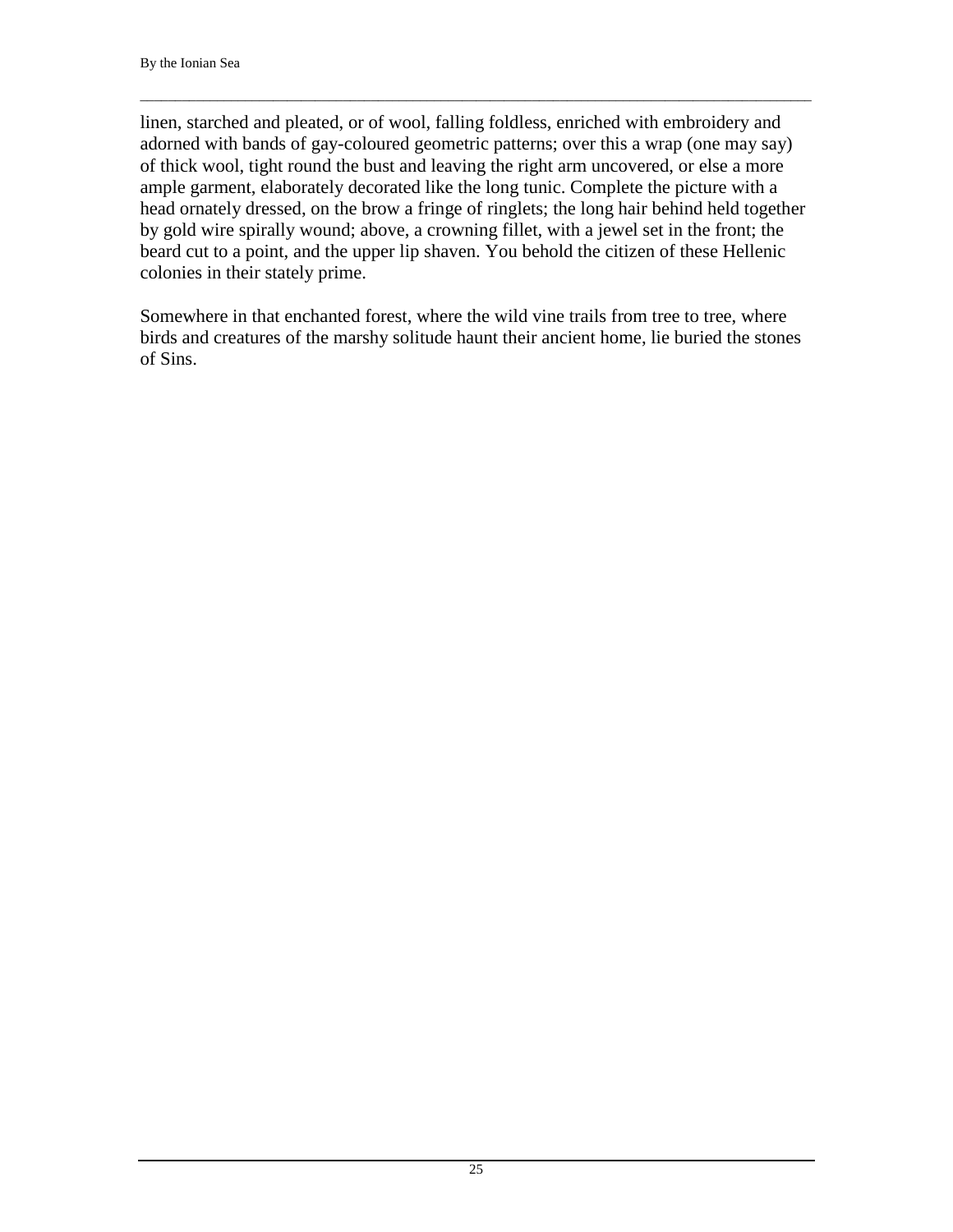linen, starched and pleated, or of wool, falling foldless, enriched with embroidery and adorned with bands of gay-coloured geometric patterns; over this a wrap (one may say) of thick wool, tight round the bust and leaving the right arm uncovered, or else a more ample garment, elaborately decorated like the long tunic. Complete the picture with a head ornately dressed, on the brow a fringe of ringlets; the long hair behind held together by gold wire spirally wound; above, a crowning fillet, with a jewel set in the front; the beard cut to a point, and the upper lip shaven. You behold the citizen of these Hellenic colonies in their stately prime.

Somewhere in that enchanted forest, where the wild vine trails from tree to tree, where birds and creatures of the marshy solitude haunt their ancient home, lie buried the stones of Sins.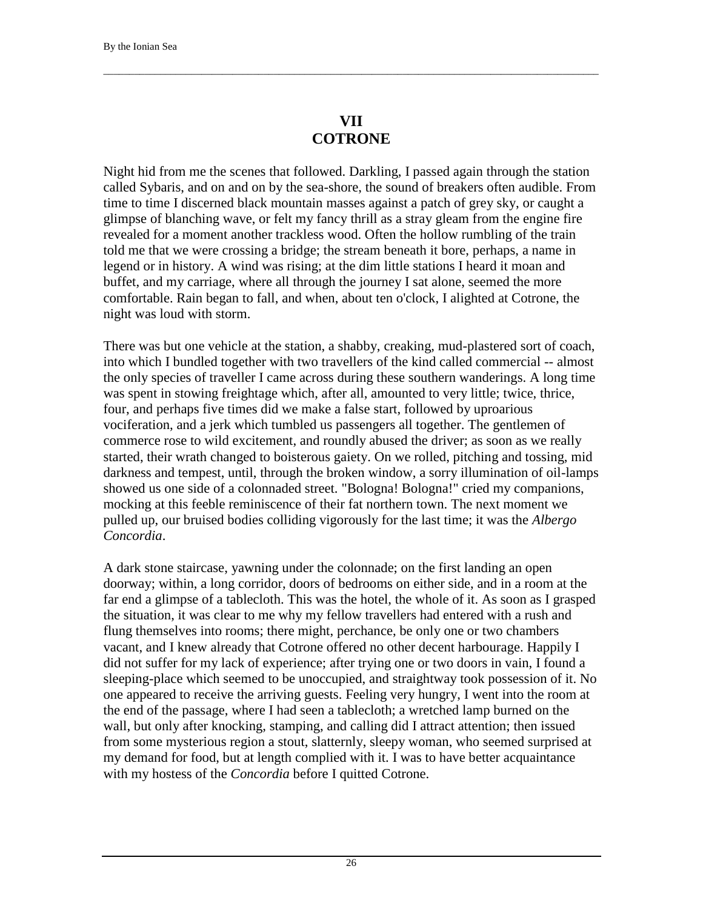## VII
## COTRONE

Night hid from me the scenes that followed. Darkling, I passed again through the station called Sybaris, and on and on by the sea-shore, the sound of breakers often audible. From time to time I discerned black mountain masses against a patch of grey sky, or caught a glimpse of blanching wave, or felt my fancy thrill as a stray gleam from the engine fire revealed for a moment another trackless wood. Often the hollow rumbling of the train told me that we were crossing a bridge; the stream beneath it bore, perhaps, a name in legend or in history. A wind was rising; at the dim little stations I heard it moan and buffet, and my carriage, where all through the journey I sat alone, seemed the more comfortable. Rain began to fall, and when, about ten o'clock, I alighted at Cotrone, the night was loud with storm.

There was but one vehicle at the station, a shabby, creaking, mud-plastered sort of coach, into which I bundled together with two travellers of the kind called commercial -- almost the only species of traveller I came across during these southern wanderings. A long time was spent in stowing freightage which, after all, amounted to very little; twice, thrice, four, and perhaps five times did we make a false start, followed by uproarious vociferation, and a jerk which tumbled us passengers all together. The gentlemen of commerce rose to wild excitement, and roundly abused the driver; as soon as we really started, their wrath changed to boisterous gaiety. On we rolled, pitching and tossing, mid darkness and tempest, until, through the broken window, a sorry illumination of oil-lamps showed us one side of a colonnaded street. "Bologna! Bologna!" cried my companions, mocking at this feeble reminiscence of their fat northern town. The next moment we pulled up, our bruised bodies colliding vigorously for the last time; it was the *Albergo Concordia*.

A dark stone staircase, yawning under the colonnade; on the first landing an open doorway; within, a long corridor, doors of bedrooms on either side, and in a room at the far end a glimpse of a tablecloth. This was the hotel, the whole of it. As soon as I grasped the situation, it was clear to me why my fellow travellers had entered with a rush and flung themselves into rooms; there might, perchance, be only one or two chambers vacant, and I knew already that Cotrone offered no other decent harbourage. Happily I did not suffer for my lack of experience; after trying one or two doors in vain, I found a sleeping-place which seemed to be unoccupied, and straightway took possession of it. No one appeared to receive the arriving guests. Feeling very hungry, I went into the room at the end of the passage, where I had seen a tablecloth; a wretched lamp burned on the wall, but only after knocking, stamping, and calling did I attract attention; then issued from some mysterious region a stout, slatternly, sleepy woman, who seemed surprised at my demand for food, but at length complied with it. I was to have better acquaintance with my hostess of the *Concordia* before I quitted Cotrone.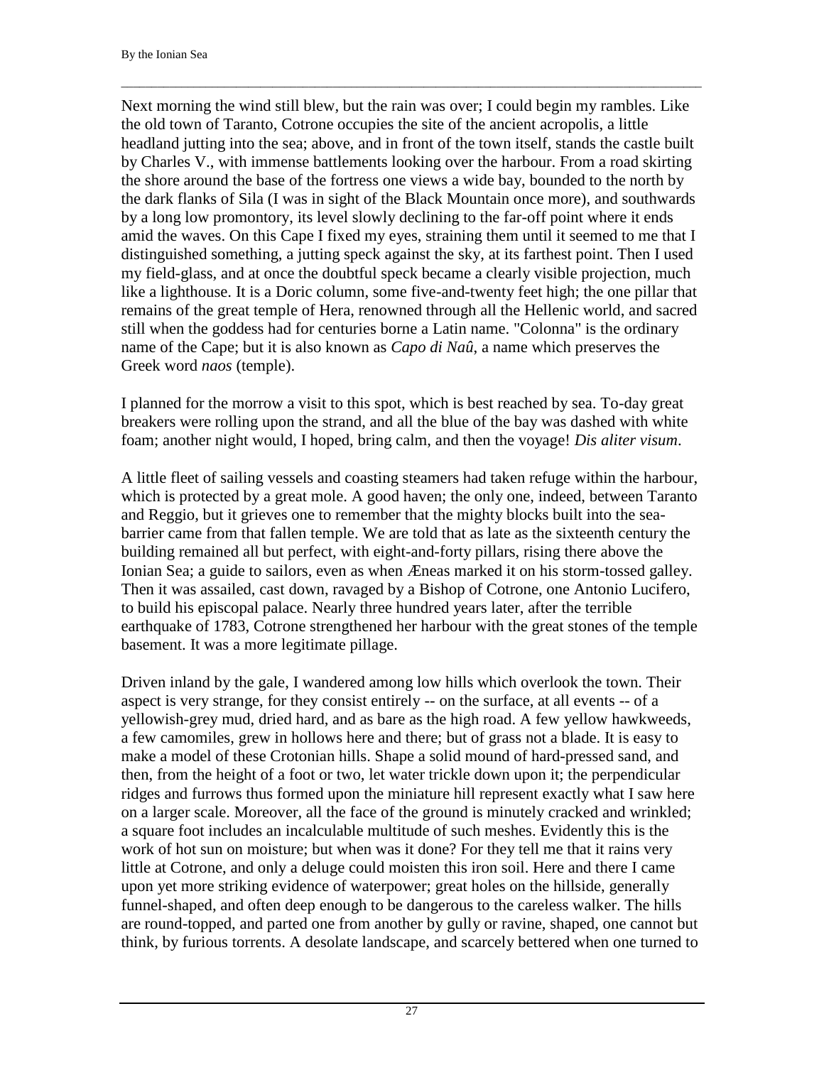Next morning the wind still blew, but the rain was over; I could begin my rambles. Like the old town of Taranto, Cotrone occupies the site of the ancient acropolis, a little headland jutting into the sea; above, and in front of the town itself, stands the castle built by Charles V., with immense battlements looking over the harbour. From a road skirting the shore around the base of the fortress one views a wide bay, bounded to the north by the dark flanks of Sila (I was in sight of the Black Mountain once more), and southwards by a long low promontory, its level slowly declining to the far-off point where it ends amid the waves. On this Cape I fixed my eyes, straining them until it seemed to me that I distinguished something, a jutting speck against the sky, at its farthest point. Then I used my field-glass, and at once the doubtful speck became a clearly visible projection, much like a lighthouse. It is a Doric column, some five-and-twenty feet high; the one pillar that remains of the great temple of Hera, renowned through all the Hellenic world, and sacred still when the goddess had for centuries borne a Latin name. "Colonna" is the ordinary name of the Cape; but it is also known as *Capo di Naû*, a name which preserves the Greek word *naos* (temple).

I planned for the morrow a visit to this spot, which is best reached by sea. To-day great breakers were rolling upon the strand, and all the blue of the bay was dashed with white foam; another night would, I hoped, bring calm, and then the voyage! *Dis aliter visum*.

A little fleet of sailing vessels and coasting steamers had taken refuge within the harbour, which is protected by a great mole. A good haven; the only one, indeed, between Taranto and Reggio, but it grieves one to remember that the mighty blocks built into the sea-barrier came from that fallen temple. We are told that as late as the sixteenth century the building remained all but perfect, with eight-and-forty pillars, rising there above the Ionian Sea; a guide to sailors, even as when Æneas marked it on his storm-tossed galley. Then it was assailed, cast down, ravaged by a Bishop of Cotrone, one Antonio Lucifero, to build his episcopal palace. Nearly three hundred years later, after the terrible earthquake of 1783, Cotrone strengthened her harbour with the great stones of the temple basement. It was a more legitimate pillage.

Driven inland by the gale, I wandered among low hills which overlook the town. Their aspect is very strange, for they consist entirely -- on the surface, at all events -- of a yellowish-grey mud, dried hard, and as bare as the high road. A few yellow hawkweeds, a few camomiles, grew in hollows here and there; but of grass not a blade. It is easy to make a model of these Crotonian hills. Shape a solid mound of hard-pressed sand, and then, from the height of a foot or two, let water trickle down upon it; the perpendicular ridges and furrows thus formed upon the miniature hill represent exactly what I saw here on a larger scale. Moreover, all the face of the ground is minutely cracked and wrinkled; a square foot includes an incalculable multitude of such meshes. Evidently this is the work of hot sun on moisture; but when was it done? For they tell me that it rains very little at Cotrone, and only a deluge could moisten this iron soil. Here and there I came upon yet more striking evidence of waterpower; great holes on the hillside, generally funnel-shaped, and often deep enough to be dangerous to the careless walker. The hills are round-topped, and parted one from another by gully or ravine, shaped, one cannot but think, by furious torrents. A desolate landscape, and scarcely bettered when one turned to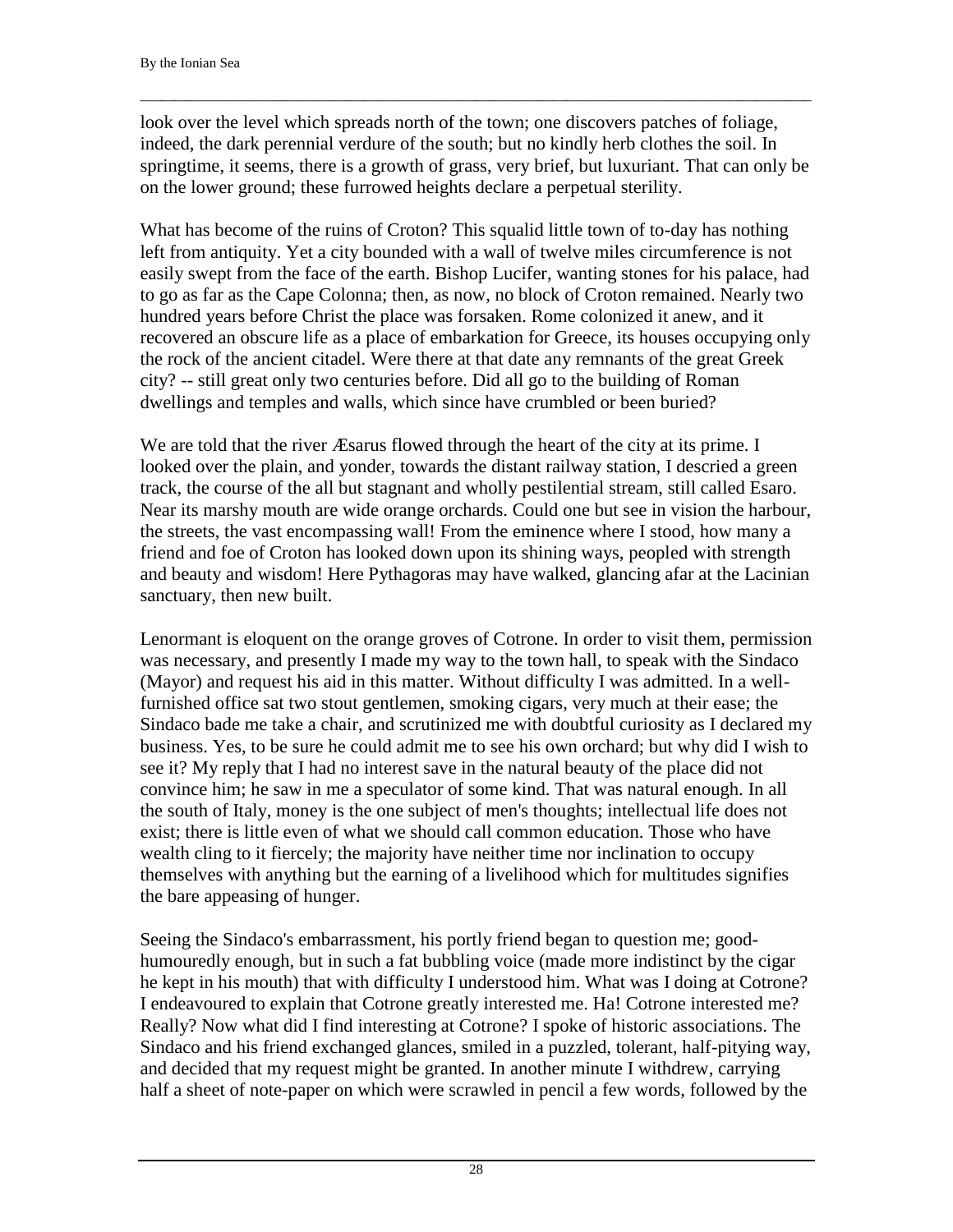look over the level which spreads north of the town; one discovers patches of foliage, indeed, the dark perennial verdure of the south; but no kindly herb clothes the soil. In springtime, it seems, there is a growth of grass, very brief, but luxuriant. That can only be on the lower ground; these furrowed heights declare a perpetual sterility.

What has become of the ruins of Croton? This squalid little town of to-day has nothing left from antiquity. Yet a city bounded with a wall of twelve miles circumference is not easily swept from the face of the earth. Bishop Lucifer, wanting stones for his palace, had to go as far as the Cape Colonna; then, as now, no block of Croton remained. Nearly two hundred years before Christ the place was forsaken. Rome colonized it anew, and it recovered an obscure life as a place of embarkation for Greece, its houses occupying only the rock of the ancient citadel. Were there at that date any remnants of the great Greek city? -- still great only two centuries before. Did all go to the building of Roman dwellings and temples and walls, which since have crumbled or been buried?

We are told that the river Æsarus flowed through the heart of the city at its prime. I looked over the plain, and yonder, towards the distant railway station, I descried a green track, the course of the all but stagnant and wholly pestilential stream, still called Esaro. Near its marshy mouth are wide orange orchards. Could one but see in vision the harbour, the streets, the vast encompassing wall! From the eminence where I stood, how many a friend and foe of Croton has looked down upon its shining ways, peopled with strength and beauty and wisdom! Here Pythagoras may have walked, glancing afar at the Lacinian sanctuary, then new built.

Lenormant is eloquent on the orange groves of Cotrone. In order to visit them, permission was necessary, and presently I made my way to the town hall, to speak with the Sindaco (Mayor) and request his aid in this matter. Without difficulty I was admitted. In a well-furnished office sat two stout gentlemen, smoking cigars, very much at their ease; the Sindaco bade me take a chair, and scrutinized me with doubtful curiosity as I declared my business. Yes, to be sure he could admit me to see his own orchard; but why did I wish to see it? My reply that I had no interest save in the natural beauty of the place did not convince him; he saw in me a speculator of some kind. That was natural enough. In all the south of Italy, money is the one subject of men's thoughts; intellectual life does not exist; there is little even of what we should call common education. Those who have wealth cling to it fiercely; the majority have neither time nor inclination to occupy themselves with anything but the earning of a livelihood which for multitudes signifies the bare appeasing of hunger.

Seeing the Sindaco's embarrassment, his portly friend began to question me; good-humouredly enough, but in such a fat bubbling voice (made more indistinct by the cigar he kept in his mouth) that with difficulty I understood him. What was I doing at Cotrone? I endeavoured to explain that Cotrone greatly interested me. Ha! Cotrone interested me? Really? Now what did I find interesting at Cotrone? I spoke of historic associations. The Sindaco and his friend exchanged glances, smiled in a puzzled, tolerant, half-pitying way, and decided that my request might be granted. In another minute I withdrew, carrying half a sheet of note-paper on which were scrawled in pencil a few words, followed by the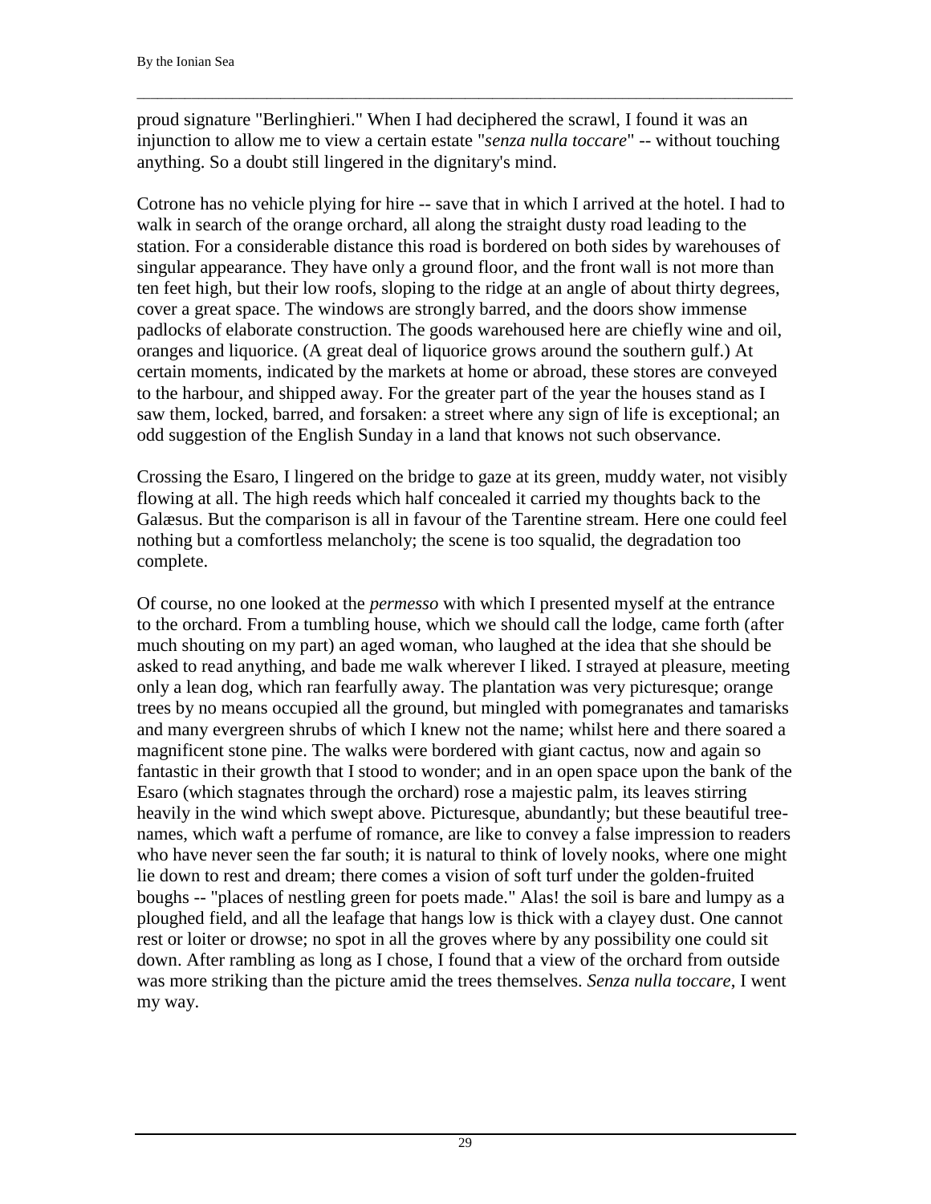proud signature "Berlinghieri." When I had deciphered the scrawl, I found it was an injunction to allow me to view a certain estate "*senza nulla toccare*" -- without touching anything. So a doubt still lingered in the dignitary's mind.

Cotrone has no vehicle plying for hire -- save that in which I arrived at the hotel. I had to walk in search of the orange orchard, all along the straight dusty road leading to the station. For a considerable distance this road is bordered on both sides by warehouses of singular appearance. They have only a ground floor, and the front wall is not more than ten feet high, but their low roofs, sloping to the ridge at an angle of about thirty degrees, cover a great space. The windows are strongly barred, and the doors show immense padlocks of elaborate construction. The goods warehoused here are chiefly wine and oil, oranges and liquorice. (A great deal of liquorice grows around the southern gulf.) At certain moments, indicated by the markets at home or abroad, these stores are conveyed to the harbour, and shipped away. For the greater part of the year the houses stand as I saw them, locked, barred, and forsaken: a street where any sign of life is exceptional; an odd suggestion of the English Sunday in a land that knows not such observance.

Crossing the Esaro, I lingered on the bridge to gaze at its green, muddy water, not visibly flowing at all. The high reeds which half concealed it carried my thoughts back to the Galæsus. But the comparison is all in favour of the Tarentine stream. Here one could feel nothing but a comfortless melancholy; the scene is too squalid, the degradation too complete.

Of course, no one looked at the *permesso* with which I presented myself at the entrance to the orchard. From a tumbling house, which we should call the lodge, came forth (after much shouting on my part) an aged woman, who laughed at the idea that she should be asked to read anything, and bade me walk wherever I liked. I strayed at pleasure, meeting only a lean dog, which ran fearfully away. The plantation was very picturesque; orange trees by no means occupied all the ground, but mingled with pomegranates and tamarisks and many evergreen shrubs of which I knew not the name; whilst here and there soared a magnificent stone pine. The walks were bordered with giant cactus, now and again so fantastic in their growth that I stood to wonder; and in an open space upon the bank of the Esaro (which stagnates through the orchard) rose a majestic palm, its leaves stirring heavily in the wind which swept above. Picturesque, abundantly; but these beautiful tree-names, which waft a perfume of romance, are like to convey a false impression to readers who have never seen the far south; it is natural to think of lovely nooks, where one might lie down to rest and dream; there comes a vision of soft turf under the golden-fruited boughs -- "places of nestling green for poets made." Alas! the soil is bare and lumpy as a ploughed field, and all the leafage that hangs low is thick with a clayey dust. One cannot rest or loiter or drowse; no spot in all the groves where by any possibility one could sit down. After rambling as long as I chose, I found that a view of the orchard from outside was more striking than the picture amid the trees themselves. *Senza nulla toccare*, I went my way.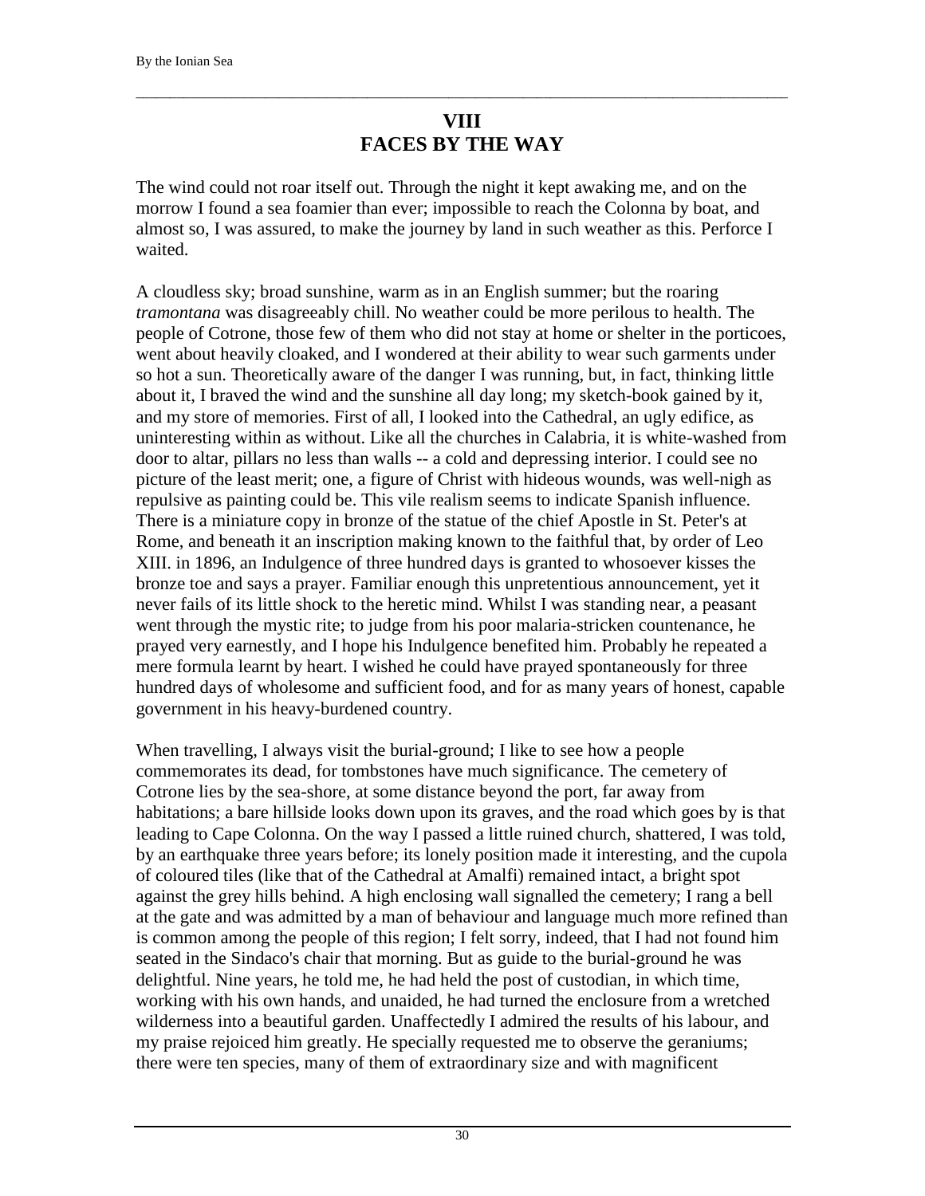# VIII
# FACES BY THE WAY

The wind could not roar itself out. Through the night it kept awaking me, and on the morrow I found a sea foamier than ever; impossible to reach the Colonna by boat, and almost so, I was assured, to make the journey by land in such weather as this. Perforce I waited.

A cloudless sky; broad sunshine, warm as in an English summer; but the roaring *tramontana* was disagreeably chill. No weather could be more perilous to health. The people of Cotrone, those few of them who did not stay at home or shelter in the porticoes, went about heavily cloaked, and I wondered at their ability to wear such garments under so hot a sun. Theoretically aware of the danger I was running, but, in fact, thinking little about it, I braved the wind and the sunshine all day long; my sketch-book gained by it, and my store of memories. First of all, I looked into the Cathedral, an ugly edifice, as uninteresting within as without. Like all the churches in Calabria, it is white-washed from door to altar, pillars no less than walls -- a cold and depressing interior. I could see no picture of the least merit; one, a figure of Christ with hideous wounds, was well-nigh as repulsive as painting could be. This vile realism seems to indicate Spanish influence. There is a miniature copy in bronze of the statue of the chief Apostle in St. Peter's at Rome, and beneath it an inscription making known to the faithful that, by order of Leo XIII. in 1896, an Indulgence of three hundred days is granted to whosoever kisses the bronze toe and says a prayer. Familiar enough this unpretentious announcement, yet it never fails of its little shock to the heretic mind. Whilst I was standing near, a peasant went through the mystic rite; to judge from his poor malaria-stricken countenance, he prayed very earnestly, and I hope his Indulgence benefited him. Probably he repeated a mere formula learnt by heart. I wished he could have prayed spontaneously for three hundred days of wholesome and sufficient food, and for as many years of honest, capable government in his heavy-burdened country.

When travelling, I always visit the burial-ground; I like to see how a people commemorates its dead, for tombstones have much significance. The cemetery of Cotrone lies by the sea-shore, at some distance beyond the port, far away from habitations; a bare hillside looks down upon its graves, and the road which goes by is that leading to Cape Colonna. On the way I passed a little ruined church, shattered, I was told, by an earthquake three years before; its lonely position made it interesting, and the cupola of coloured tiles (like that of the Cathedral at Amalfi) remained intact, a bright spot against the grey hills behind. A high enclosing wall signalled the cemetery; I rang a bell at the gate and was admitted by a man of behaviour and language much more refined than is common among the people of this region; I felt sorry, indeed, that I had not found him seated in the Sindaco's chair that morning. But as guide to the burial-ground he was delightful. Nine years, he told me, he had held the post of custodian, in which time, working with his own hands, and unaided, he had turned the enclosure from a wretched wilderness into a beautiful garden. Unaffectedly I admired the results of his labour, and my praise rejoiced him greatly. He specially requested me to observe the geraniums; there were ten species, many of them of extraordinary size and with magnificent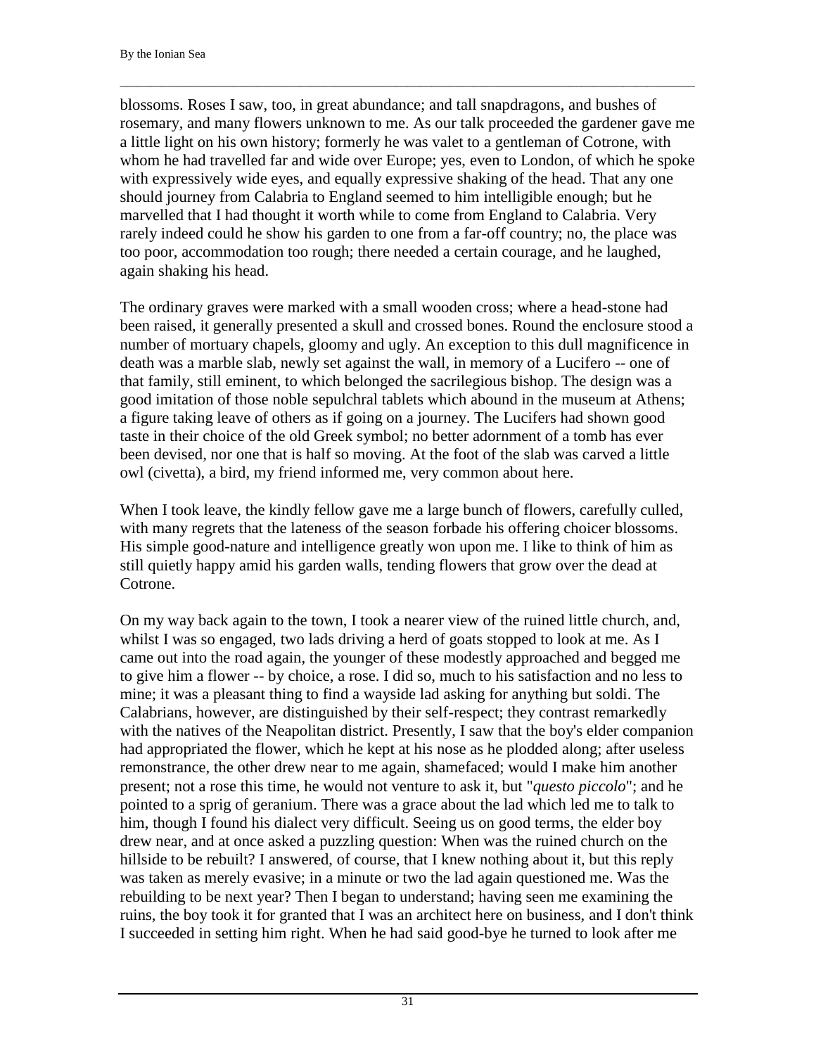blossoms. Roses I saw, too, in great abundance; and tall snapdragons, and bushes of rosemary, and many flowers unknown to me. As our talk proceeded the gardener gave me a little light on his own history; formerly he was valet to a gentleman of Cotrone, with whom he had travelled far and wide over Europe; yes, even to London, of which he spoke with expressively wide eyes, and equally expressive shaking of the head. That any one should journey from Calabria to England seemed to him intelligible enough; but he marvelled that I had thought it worth while to come from England to Calabria. Very rarely indeed could he show his garden to one from a far-off country; no, the place was too poor, accommodation too rough; there needed a certain courage, and he laughed, again shaking his head.

The ordinary graves were marked with a small wooden cross; where a head-stone had been raised, it generally presented a skull and crossed bones. Round the enclosure stood a number of mortuary chapels, gloomy and ugly. An exception to this dull magnificence in death was a marble slab, newly set against the wall, in memory of a Lucifero -- one of that family, still eminent, to which belonged the sacrilegious bishop. The design was a good imitation of those noble sepulchral tablets which abound in the museum at Athens; a figure taking leave of others as if going on a journey. The Lucifers had shown good taste in their choice of the old Greek symbol; no better adornment of a tomb has ever been devised, nor one that is half so moving. At the foot of the slab was carved a little owl (civetta), a bird, my friend informed me, very common about here.

When I took leave, the kindly fellow gave me a large bunch of flowers, carefully culled, with many regrets that the lateness of the season forbade his offering choicer blossoms. His simple good-nature and intelligence greatly won upon me. I like to think of him as still quietly happy amid his garden walls, tending flowers that grow over the dead at Cotrone.

On my way back again to the town, I took a nearer view of the ruined little church, and, whilst I was so engaged, two lads driving a herd of goats stopped to look at me. As I came out into the road again, the younger of these modestly approached and begged me to give him a flower -- by choice, a rose. I did so, much to his satisfaction and no less to mine; it was a pleasant thing to find a wayside lad asking for anything but soldi. The Calabrians, however, are distinguished by their self-respect; they contrast remarkedly with the natives of the Neapolitan district. Presently, I saw that the boy's elder companion had appropriated the flower, which he kept at his nose as he plodded along; after useless remonstrance, the other drew near to me again, shamefaced; would I make him another present; not a rose this time, he would not venture to ask it, but "*questo piccolo*"; and he pointed to a sprig of geranium. There was a grace about the lad which led me to talk to him, though I found his dialect very difficult. Seeing us on good terms, the elder boy drew near, and at once asked a puzzling question: When was the ruined church on the hillside to be rebuilt? I answered, of course, that I knew nothing about it, but this reply was taken as merely evasive; in a minute or two the lad again questioned me. Was the rebuilding to be next year? Then I began to understand; having seen me examining the ruins, the boy took it for granted that I was an architect here on business, and I don't think I succeeded in setting him right. When he had said good-bye he turned to look after me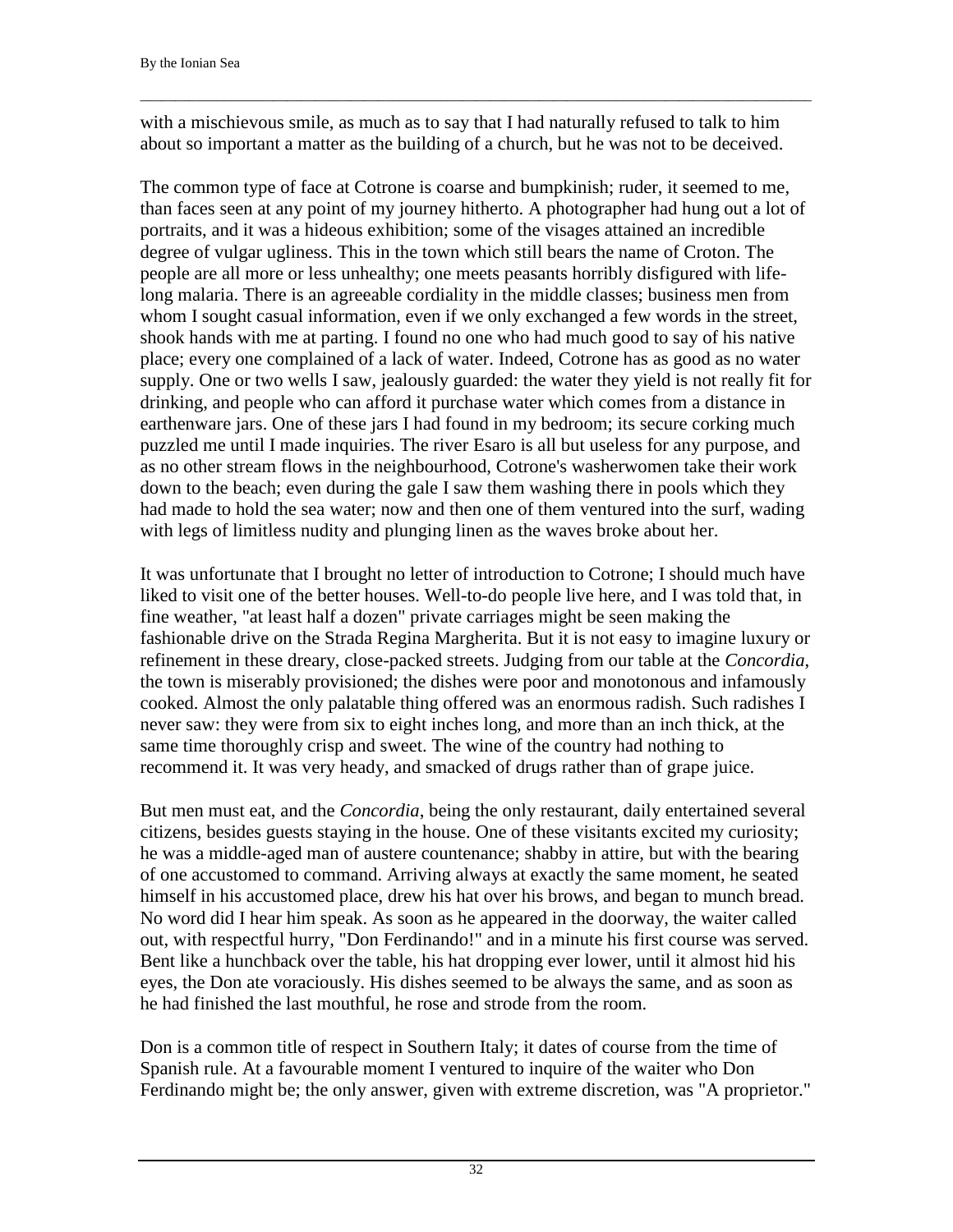with a mischievous smile, as much as to say that I had naturally refused to talk to him about so important a matter as the building of a church, but he was not to be deceived.

The common type of face at Cotrone is coarse and bumpkinish; ruder, it seemed to me, than faces seen at any point of my journey hitherto. A photographer had hung out a lot of portraits, and it was a hideous exhibition; some of the visages attained an incredible degree of vulgar ugliness. This in the town which still bears the name of Croton. The people are all more or less unhealthy; one meets peasants horribly disfigured with life-long malaria. There is an agreeable cordiality in the middle classes; business men from whom I sought casual information, even if we only exchanged a few words in the street, shook hands with me at parting. I found no one who had much good to say of his native place; every one complained of a lack of water. Indeed, Cotrone has as good as no water supply. One or two wells I saw, jealously guarded: the water they yield is not really fit for drinking, and people who can afford it purchase water which comes from a distance in earthenware jars. One of these jars I had found in my bedroom; its secure corking much puzzled me until I made inquiries. The river Esaro is all but useless for any purpose, and as no other stream flows in the neighbourhood, Cotrone's washerwomen take their work down to the beach; even during the gale I saw them washing there in pools which they had made to hold the sea water; now and then one of them ventured into the surf, wading with legs of limitless nudity and plunging linen as the waves broke about her.

It was unfortunate that I brought no letter of introduction to Cotrone; I should much have liked to visit one of the better houses. Well-to-do people live here, and I was told that, in fine weather, "at least half a dozen" private carriages might be seen making the fashionable drive on the Strada Regina Margherita. But it is not easy to imagine luxury or refinement in these dreary, close-packed streets. Judging from our table at the *Concordia*, the town is miserably provisioned; the dishes were poor and monotonous and infamously cooked. Almost the only palatable thing offered was an enormous radish. Such radishes I never saw: they were from six to eight inches long, and more than an inch thick, at the same time thoroughly crisp and sweet. The wine of the country had nothing to recommend it. It was very heady, and smacked of drugs rather than of grape juice.

But men must eat, and the *Concordia*, being the only restaurant, daily entertained several citizens, besides guests staying in the house. One of these visitants excited my curiosity; he was a middle-aged man of austere countenance; shabby in attire, but with the bearing of one accustomed to command. Arriving always at exactly the same moment, he seated himself in his accustomed place, drew his hat over his brows, and began to munch bread. No word did I hear him speak. As soon as he appeared in the doorway, the waiter called out, with respectful hurry, "Don Ferdinando!" and in a minute his first course was served. Bent like a hunchback over the table, his hat dropping ever lower, until it almost hid his eyes, the Don ate voraciously. His dishes seemed to be always the same, and as soon as he had finished the last mouthful, he rose and strode from the room.

Don is a common title of respect in Southern Italy; it dates of course from the time of Spanish rule. At a favourable moment I ventured to inquire of the waiter who Don Ferdinando might be; the only answer, given with extreme discretion, was "A proprietor."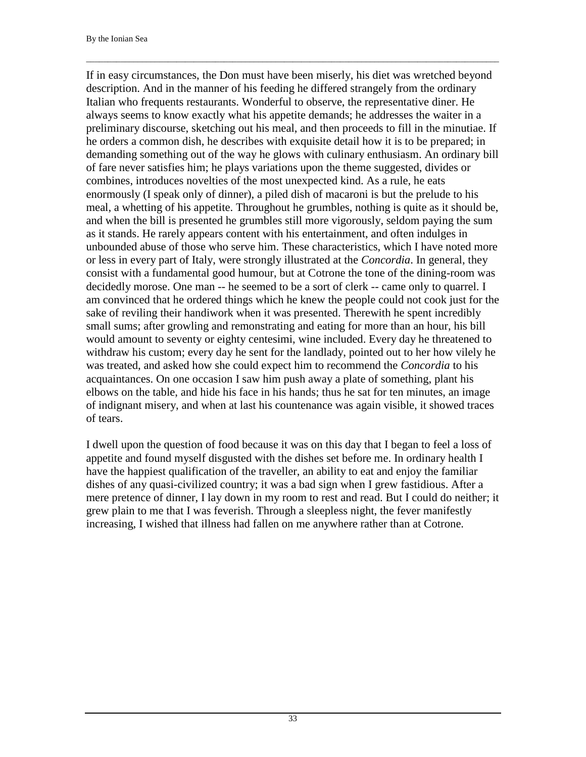If in easy circumstances, the Don must have been miserly, his diet was wretched beyond description. And in the manner of his feeding he differed strangely from the ordinary Italian who frequents restaurants. Wonderful to observe, the representative diner. He always seems to know exactly what his appetite demands; he addresses the waiter in a preliminary discourse, sketching out his meal, and then proceeds to fill in the minutiae. If he orders a common dish, he describes with exquisite detail how it is to be prepared; in demanding something out of the way he glows with culinary enthusiasm. An ordinary bill of fare never satisfies him; he plays variations upon the theme suggested, divides or combines, introduces novelties of the most unexpected kind. As a rule, he eats enormously (I speak only of dinner), a piled dish of macaroni is but the prelude to his meal, a whetting of his appetite. Throughout he grumbles, nothing is quite as it should be, and when the bill is presented he grumbles still more vigorously, seldom paying the sum as it stands. He rarely appears content with his entertainment, and often indulges in unbounded abuse of those who serve him. These characteristics, which I have noted more or less in every part of Italy, were strongly illustrated at the *Concordia*. In general, they consist with a fundamental good humour, but at Cotrone the tone of the dining-room was decidedly morose. One man -- he seemed to be a sort of clerk -- came only to quarrel. I am convinced that he ordered things which he knew the people could not cook just for the sake of reviling their handiwork when it was presented. Therewith he spent incredibly small sums; after growling and remonstrating and eating for more than an hour, his bill would amount to seventy or eighty centesimi, wine included. Every day he threatened to withdraw his custom; every day he sent for the landlady, pointed out to her how vilely he was treated, and asked how she could expect him to recommend the *Concordia* to his acquaintances. On one occasion I saw him push away a plate of something, plant his elbows on the table, and hide his face in his hands; thus he sat for ten minutes, an image of indignant misery, and when at last his countenance was again visible, it showed traces of tears.

I dwell upon the question of food because it was on this day that I began to feel a loss of appetite and found myself disgusted with the dishes set before me. In ordinary health I have the happiest qualification of the traveller, an ability to eat and enjoy the familiar dishes of any quasi-civilized country; it was a bad sign when I grew fastidious. After a mere pretence of dinner, I lay down in my room to rest and read. But I could do neither; it grew plain to me that I was feverish. Through a sleepless night, the fever manifestly increasing, I wished that illness had fallen on me anywhere rather than at Cotrone.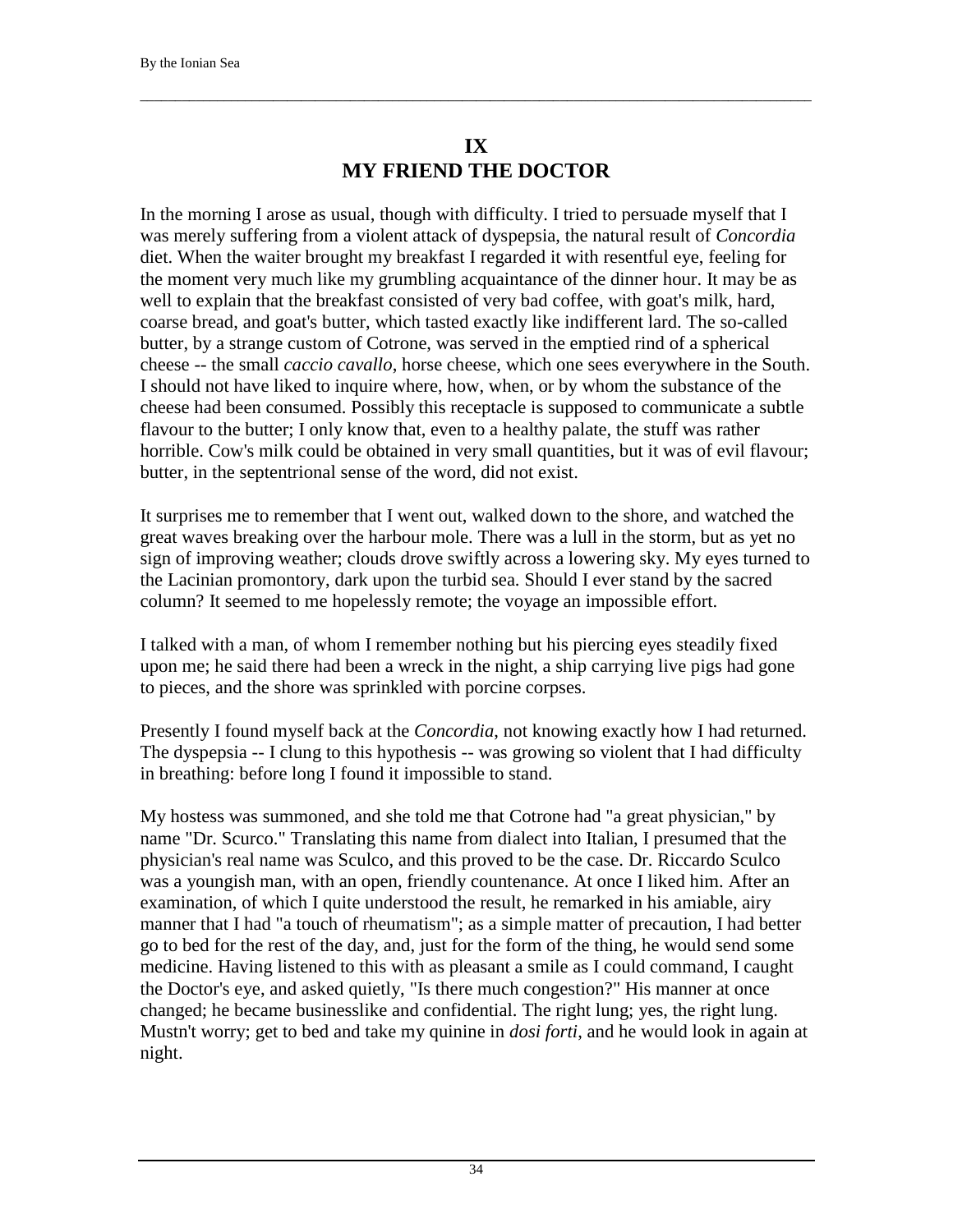## IX
## MY FRIEND THE DOCTOR

In the morning I arose as usual, though with difficulty. I tried to persuade myself that I was merely suffering from a violent attack of dyspepsia, the natural result of *Concordia* diet. When the waiter brought my breakfast I regarded it with resentful eye, feeling for the moment very much like my grumbling acquaintance of the dinner hour. It may be as well to explain that the breakfast consisted of very bad coffee, with goat's milk, hard, coarse bread, and goat's butter, which tasted exactly like indifferent lard. The so-called butter, by a strange custom of Cotrone, was served in the emptied rind of a spherical cheese -- the small *caccio cavallo*, horse cheese, which one sees everywhere in the South. I should not have liked to inquire where, how, when, or by whom the substance of the cheese had been consumed. Possibly this receptacle is supposed to communicate a subtle flavour to the butter; I only know that, even to a healthy palate, the stuff was rather horrible. Cow's milk could be obtained in very small quantities, but it was of evil flavour; butter, in the septentrional sense of the word, did not exist.

It surprises me to remember that I went out, walked down to the shore, and watched the great waves breaking over the harbour mole. There was a lull in the storm, but as yet no sign of improving weather; clouds drove swiftly across a lowering sky. My eyes turned to the Lacinian promontory, dark upon the turbid sea. Should I ever stand by the sacred column? It seemed to me hopelessly remote; the voyage an impossible effort.

I talked with a man, of whom I remember nothing but his piercing eyes steadily fixed upon me; he said there had been a wreck in the night, a ship carrying live pigs had gone to pieces, and the shore was sprinkled with porcine corpses.

Presently I found myself back at the *Concordia*, not knowing exactly how I had returned. The dyspepsia -- I clung to this hypothesis -- was growing so violent that I had difficulty in breathing: before long I found it impossible to stand.

My hostess was summoned, and she told me that Cotrone had "a great physician," by name "Dr. Scurco." Translating this name from dialect into Italian, I presumed that the physician's real name was Sculco, and this proved to be the case. Dr. Riccardo Sculco was a youngish man, with an open, friendly countenance. At once I liked him. After an examination, of which I quite understood the result, he remarked in his amiable, airy manner that I had "a touch of rheumatism"; as a simple matter of precaution, I had better go to bed for the rest of the day, and, just for the form of the thing, he would send some medicine. Having listened to this with as pleasant a smile as I could command, I caught the Doctor's eye, and asked quietly, "Is there much congestion?" His manner at once changed; he became businesslike and confidential. The right lung; yes, the right lung. Mustn't worry; get to bed and take my quinine in *dosi forti*, and he would look in again at night.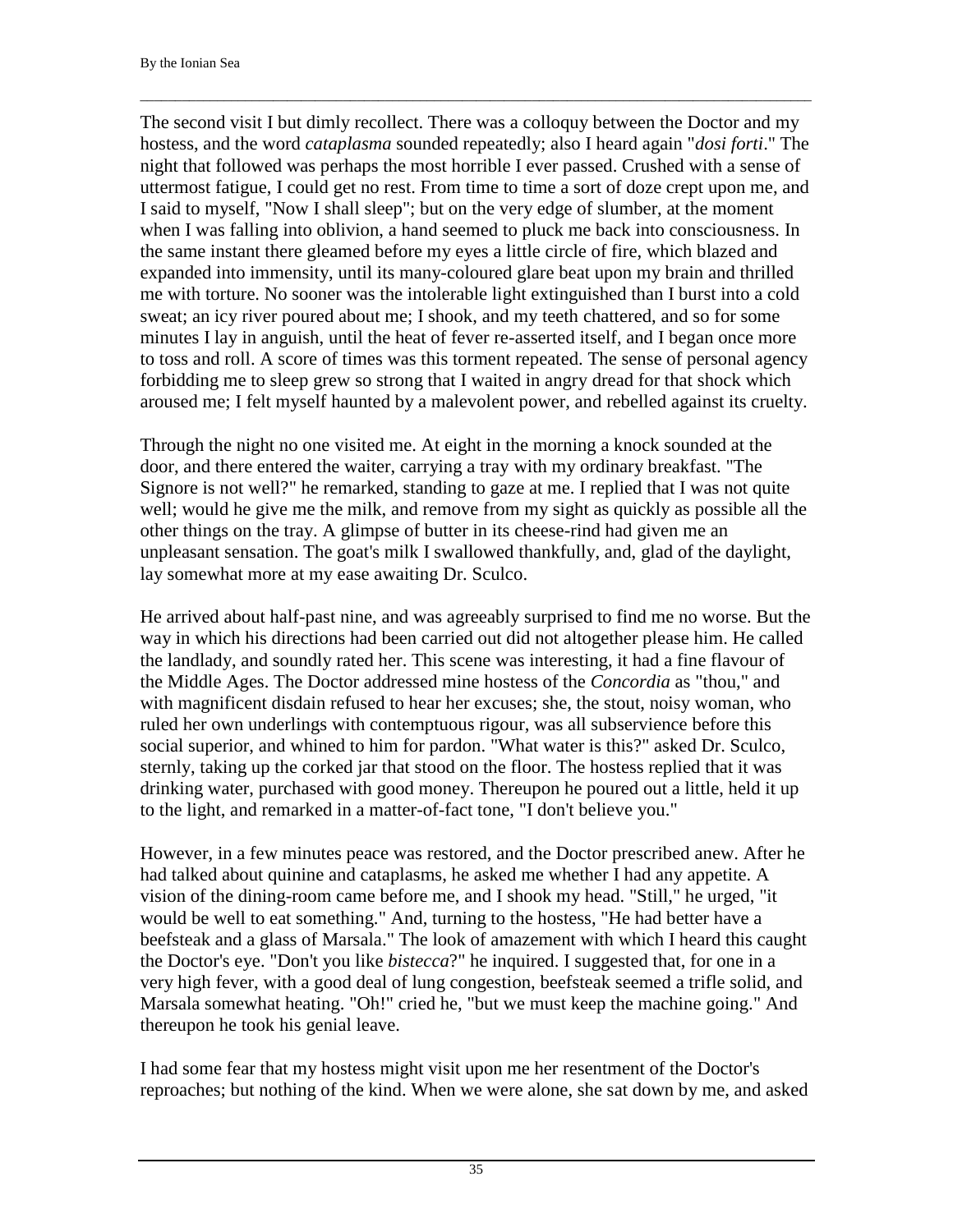The second visit I but dimly recollect. There was a colloquy between the Doctor and my hostess, and the word *cataplasma* sounded repeatedly; also I heard again "*dosi forti*." The night that followed was perhaps the most horrible I ever passed. Crushed with a sense of uttermost fatigue, I could get no rest. From time to time a sort of doze crept upon me, and I said to myself, "Now I shall sleep"; but on the very edge of slumber, at the moment when I was falling into oblivion, a hand seemed to pluck me back into consciousness. In the same instant there gleamed before my eyes a little circle of fire, which blazed and expanded into immensity, until its many-coloured glare beat upon my brain and thrilled me with torture. No sooner was the intolerable light extinguished than I burst into a cold sweat; an icy river poured about me; I shook, and my teeth chattered, and so for some minutes I lay in anguish, until the heat of fever re-asserted itself, and I began once more to toss and roll. A score of times was this torment repeated. The sense of personal agency forbidding me to sleep grew so strong that I waited in angry dread for that shock which aroused me; I felt myself haunted by a malevolent power, and rebelled against its cruelty.

Through the night no one visited me. At eight in the morning a knock sounded at the door, and there entered the waiter, carrying a tray with my ordinary breakfast. "The Signore is not well?" he remarked, standing to gaze at me. I replied that I was not quite well; would he give me the milk, and remove from my sight as quickly as possible all the other things on the tray. A glimpse of butter in its cheese-rind had given me an unpleasant sensation. The goat's milk I swallowed thankfully, and, glad of the daylight, lay somewhat more at my ease awaiting Dr. Sculco.

He arrived about half-past nine, and was agreeably surprised to find me no worse. But the way in which his directions had been carried out did not altogether please him. He called the landlady, and soundly rated her. This scene was interesting, it had a fine flavour of the Middle Ages. The Doctor addressed mine hostess of the *Concordia* as "thou," and with magnificent disdain refused to hear her excuses; she, the stout, noisy woman, who ruled her own underlings with contemptuous rigour, was all subservience before this social superior, and whined to him for pardon. "What water is this?" asked Dr. Sculco, sternly, taking up the corked jar that stood on the floor. The hostess replied that it was drinking water, purchased with good money. Thereupon he poured out a little, held it up to the light, and remarked in a matter-of-fact tone, "I don't believe you."

However, in a few minutes peace was restored, and the Doctor prescribed anew. After he had talked about quinine and cataplasms, he asked me whether I had any appetite. A vision of the dining-room came before me, and I shook my head. "Still," he urged, "it would be well to eat something." And, turning to the hostess, "He had better have a beefsteak and a glass of Marsala." The look of amazement with which I heard this caught the Doctor's eye. "Don't you like *bistecca*?" he inquired. I suggested that, for one in a very high fever, with a good deal of lung congestion, beefsteak seemed a trifle solid, and Marsala somewhat heating. "Oh!" cried he, "but we must keep the machine going." And thereupon he took his genial leave.

I had some fear that my hostess might visit upon me her resentment of the Doctor's reproaches; but nothing of the kind. When we were alone, she sat down by me, and asked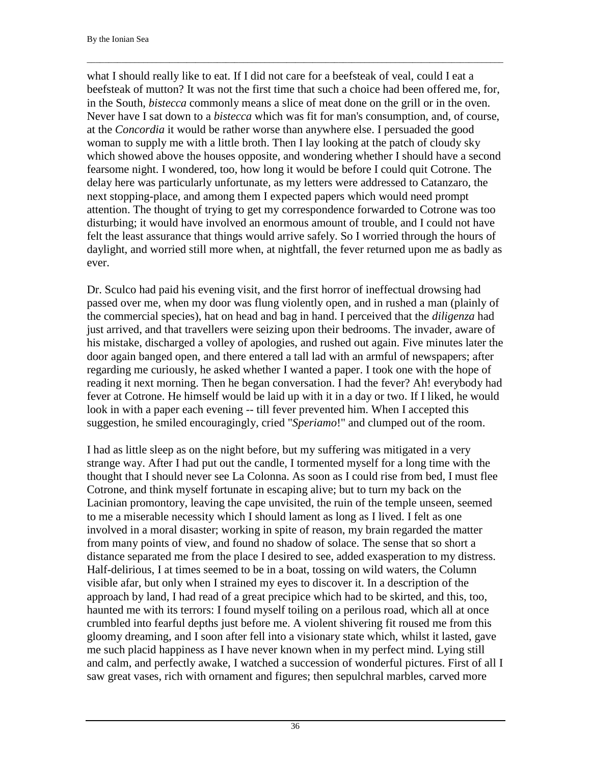what I should really like to eat. If I did not care for a beefsteak of veal, could I eat a beefsteak of mutton? It was not the first time that such a choice had been offered me, for, in the South, *bistecca* commonly means a slice of meat done on the grill or in the oven. Never have I sat down to a *bistecca* which was fit for man's consumption, and, of course, at the *Concordia* it would be rather worse than anywhere else. I persuaded the good woman to supply me with a little broth. Then I lay looking at the patch of cloudy sky which showed above the houses opposite, and wondering whether I should have a second fearsome night. I wondered, too, how long it would be before I could quit Cotrone. The delay here was particularly unfortunate, as my letters were addressed to Catanzaro, the next stopping-place, and among them I expected papers which would need prompt attention. The thought of trying to get my correspondence forwarded to Cotrone was too disturbing; it would have involved an enormous amount of trouble, and I could not have felt the least assurance that things would arrive safely. So I worried through the hours of daylight, and worried still more when, at nightfall, the fever returned upon me as badly as ever.

Dr. Sculco had paid his evening visit, and the first horror of ineffectual drowsing had passed over me, when my door was flung violently open, and in rushed a man (plainly of the commercial species), hat on head and bag in hand. I perceived that the *diligenza* had just arrived, and that travellers were seizing upon their bedrooms. The invader, aware of his mistake, discharged a volley of apologies, and rushed out again. Five minutes later the door again banged open, and there entered a tall lad with an armful of newspapers; after regarding me curiously, he asked whether I wanted a paper. I took one with the hope of reading it next morning. Then he began conversation. I had the fever? Ah! everybody had fever at Cotrone. He himself would be laid up with it in a day or two. If I liked, he would look in with a paper each evening -- till fever prevented him. When I accepted this suggestion, he smiled encouragingly, cried "*Speriamo*!" and clumped out of the room.

I had as little sleep as on the night before, but my suffering was mitigated in a very strange way. After I had put out the candle, I tormented myself for a long time with the thought that I should never see La Colonna. As soon as I could rise from bed, I must flee Cotrone, and think myself fortunate in escaping alive; but to turn my back on the Lacinian promontory, leaving the cape unvisited, the ruin of the temple unseen, seemed to me a miserable necessity which I should lament as long as I lived. I felt as one involved in a moral disaster; working in spite of reason, my brain regarded the matter from many points of view, and found no shadow of solace. The sense that so short a distance separated me from the place I desired to see, added exasperation to my distress. Half-delirious, I at times seemed to be in a boat, tossing on wild waters, the Column visible afar, but only when I strained my eyes to discover it. In a description of the approach by land, I had read of a great precipice which had to be skirted, and this, too, haunted me with its terrors: I found myself toiling on a perilous road, which all at once crumbled into fearful depths just before me. A violent shivering fit roused me from this gloomy dreaming, and I soon after fell into a visionary state which, whilst it lasted, gave me such placid happiness as I have never known when in my perfect mind. Lying still and calm, and perfectly awake, I watched a succession of wonderful pictures. First of all I saw great vases, rich with ornament and figures; then sepulchral marbles, carved more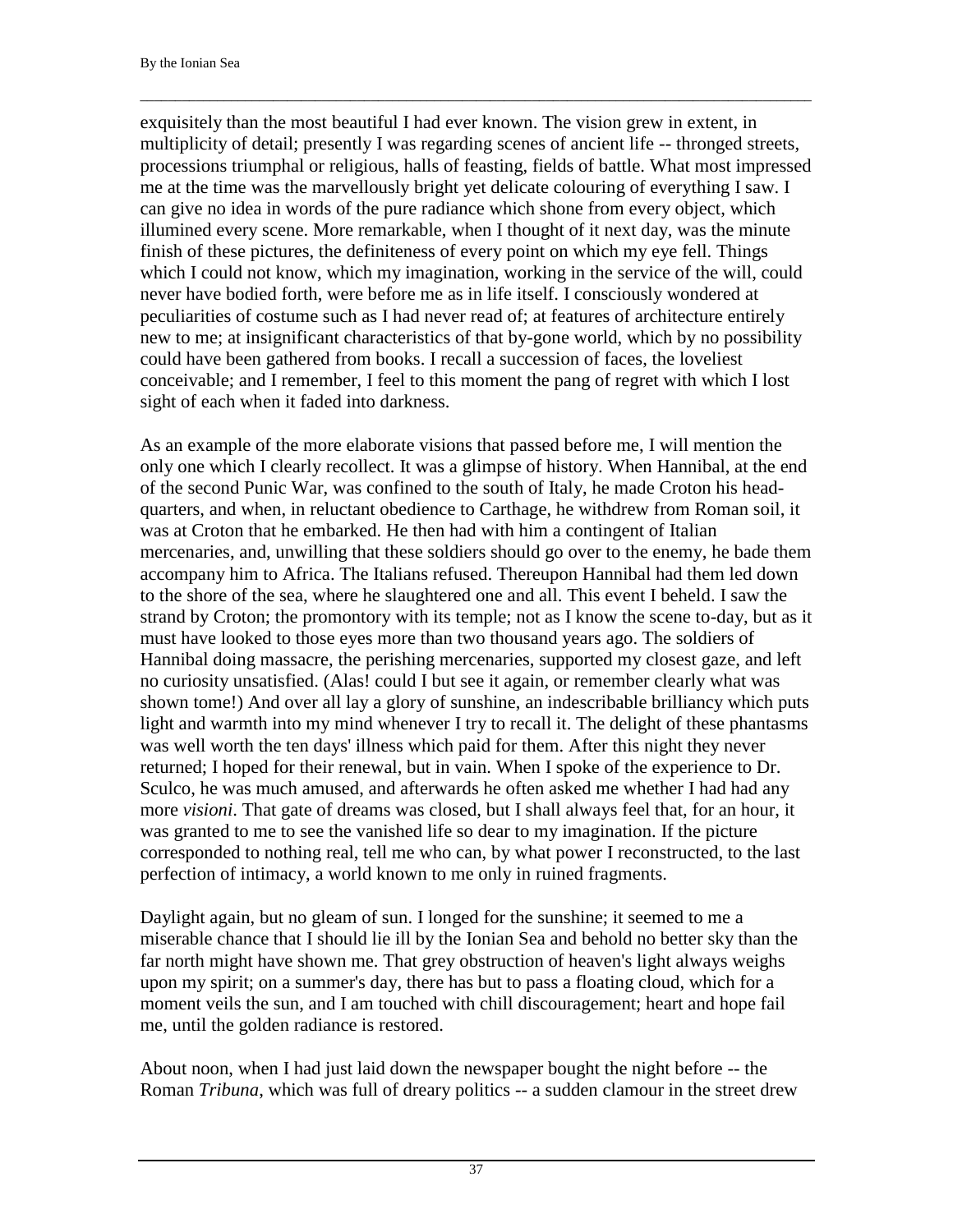exquisitely than the most beautiful I had ever known. The vision grew in extent, in multiplicity of detail; presently I was regarding scenes of ancient life -- thronged streets, processions triumphal or religious, halls of feasting, fields of battle. What most impressed me at the time was the marvellously bright yet delicate colouring of everything I saw. I can give no idea in words of the pure radiance which shone from every object, which illumined every scene. More remarkable, when I thought of it next day, was the minute finish of these pictures, the definiteness of every point on which my eye fell. Things which I could not know, which my imagination, working in the service of the will, could never have bodied forth, were before me as in life itself. I consciously wondered at peculiarities of costume such as I had never read of; at features of architecture entirely new to me; at insignificant characteristics of that by-gone world, which by no possibility could have been gathered from books. I recall a succession of faces, the loveliest conceivable; and I remember, I feel to this moment the pang of regret with which I lost sight of each when it faded into darkness.

As an example of the more elaborate visions that passed before me, I will mention the only one which I clearly recollect. It was a glimpse of history. When Hannibal, at the end of the second Punic War, was confined to the south of Italy, he made Croton his head-quarters, and when, in reluctant obedience to Carthage, he withdrew from Roman soil, it was at Croton that he embarked. He then had with him a contingent of Italian mercenaries, and, unwilling that these soldiers should go over to the enemy, he bade them accompany him to Africa. The Italians refused. Thereupon Hannibal had them led down to the shore of the sea, where he slaughtered one and all. This event I beheld. I saw the strand by Croton; the promontory with its temple; not as I know the scene to-day, but as it must have looked to those eyes more than two thousand years ago. The soldiers of Hannibal doing massacre, the perishing mercenaries, supported my closest gaze, and left no curiosity unsatisfied. (Alas! could I but see it again, or remember clearly what was shown tome!) And over all lay a glory of sunshine, an indescribable brilliancy which puts light and warmth into my mind whenever I try to recall it. The delight of these phantasms was well worth the ten days' illness which paid for them. After this night they never returned; I hoped for their renewal, but in vain. When I spoke of the experience to Dr. Sculco, he was much amused, and afterwards he often asked me whether I had had any more *visioni*. That gate of dreams was closed, but I shall always feel that, for an hour, it was granted to me to see the vanished life so dear to my imagination. If the picture corresponded to nothing real, tell me who can, by what power I reconstructed, to the last perfection of intimacy, a world known to me only in ruined fragments.

Daylight again, but no gleam of sun. I longed for the sunshine; it seemed to me a miserable chance that I should lie ill by the Ionian Sea and behold no better sky than the far north might have shown me. That grey obstruction of heaven's light always weighs upon my spirit; on a summer's day, there has but to pass a floating cloud, which for a moment veils the sun, and I am touched with chill discouragement; heart and hope fail me, until the golden radiance is restored.

About noon, when I had just laid down the newspaper bought the night before -- the Roman *Tribuna*, which was full of dreary politics -- a sudden clamour in the street drew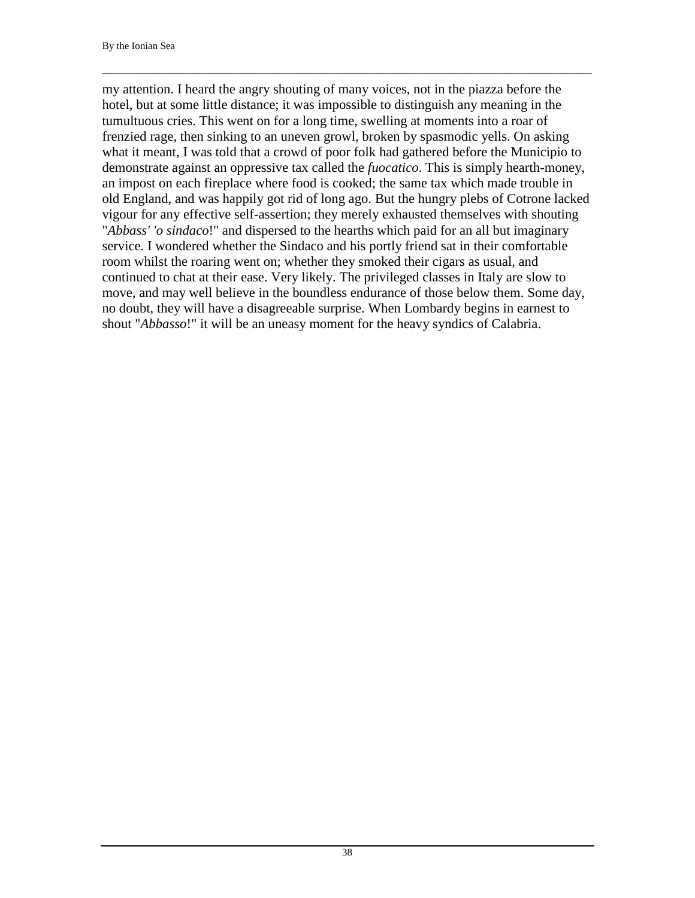my attention. I heard the angry shouting of many voices, not in the piazza before the hotel, but at some little distance; it was impossible to distinguish any meaning in the tumultuous cries. This went on for a long time, swelling at moments into a roar of frenzied rage, then sinking to an uneven growl, broken by spasmodic yells. On asking what it meant, I was told that a crowd of poor folk had gathered before the Municipio to demonstrate against an oppressive tax called the *fuocatico*. This is simply hearth-money, an impost on each fireplace where food is cooked; the same tax which made trouble in old England, and was happily got rid of long ago. But the hungry plebs of Cotrone lacked vigour for any effective self-assertion; they merely exhausted themselves with shouting "*Abbass' 'o sindaco*!" and dispersed to the hearths which paid for an all but imaginary service. I wondered whether the Sindaco and his portly friend sat in their comfortable room whilst the roaring went on; whether they smoked their cigars as usual, and continued to chat at their ease. Very likely. The privileged classes in Italy are slow to move, and may well believe in the boundless endurance of those below them. Some day, no doubt, they will have a disagreeable surprise. When Lombardy begins in earnest to shout "*Abbasso*!" it will be an uneasy moment for the heavy syndics of Calabria.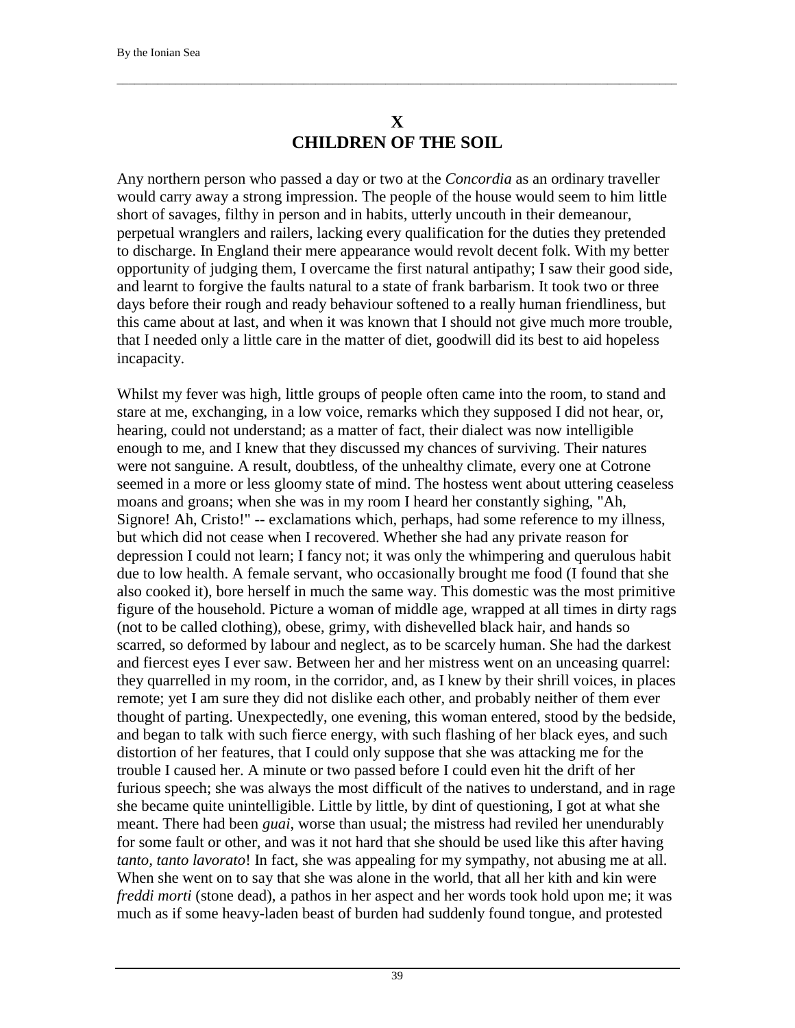## X
## CHILDREN OF THE SOIL

Any northern person who passed a day or two at the *Concordia* as an ordinary traveller would carry away a strong impression. The people of the house would seem to him little short of savages, filthy in person and in habits, utterly uncouth in their demeanour, perpetual wranglers and railers, lacking every qualification for the duties they pretended to discharge. In England their mere appearance would revolt decent folk. With my better opportunity of judging them, I overcame the first natural antipathy; I saw their good side, and learnt to forgive the faults natural to a state of frank barbarism. It took two or three days before their rough and ready behaviour softened to a really human friendliness, but this came about at last, and when it was known that I should not give much more trouble, that I needed only a little care in the matter of diet, goodwill did its best to aid hopeless incapacity.

Whilst my fever was high, little groups of people often came into the room, to stand and stare at me, exchanging, in a low voice, remarks which they supposed I did not hear, or, hearing, could not understand; as a matter of fact, their dialect was now intelligible enough to me, and I knew that they discussed my chances of surviving. Their natures were not sanguine. A result, doubtless, of the unhealthy climate, every one at Cotrone seemed in a more or less gloomy state of mind. The hostess went about uttering ceaseless moans and groans; when she was in my room I heard her constantly sighing, "Ah, Signore! Ah, Cristo!" -- exclamations which, perhaps, had some reference to my illness, but which did not cease when I recovered. Whether she had any private reason for depression I could not learn; I fancy not; it was only the whimpering and querulous habit due to low health. A female servant, who occasionally brought me food (I found that she also cooked it), bore herself in much the same way. This domestic was the most primitive figure of the household. Picture a woman of middle age, wrapped at all times in dirty rags (not to be called clothing), obese, grimy, with dishevelled black hair, and hands so scarred, so deformed by labour and neglect, as to be scarcely human. She had the darkest and fiercest eyes I ever saw. Between her and her mistress went on an unceasing quarrel: they quarrelled in my room, in the corridor, and, as I knew by their shrill voices, in places remote; yet I am sure they did not dislike each other, and probably neither of them ever thought of parting. Unexpectedly, one evening, this woman entered, stood by the bedside, and began to talk with such fierce energy, with such flashing of her black eyes, and such distortion of her features, that I could only suppose that she was attacking me for the trouble I caused her. A minute or two passed before I could even hit the drift of her furious speech; she was always the most difficult of the natives to understand, and in rage she became quite unintelligible. Little by little, by dint of questioning, I got at what she meant. There had been *guai*, worse than usual; the mistress had reviled her unendurably for some fault or other, and was it not hard that she should be used like this after having *tanto, tanto lavorato*! In fact, she was appealing for my sympathy, not abusing me at all. When she went on to say that she was alone in the world, that all her kith and kin were *freddi morti* (stone dead), a pathos in her aspect and her words took hold upon me; it was much as if some heavy-laden beast of burden had suddenly found tongue, and protested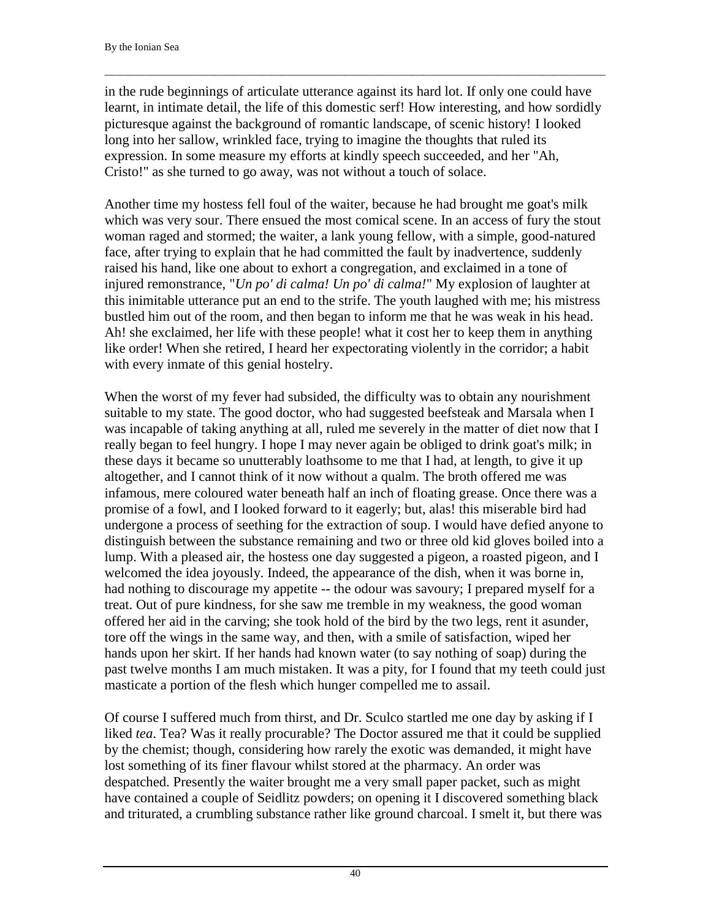in the rude beginnings of articulate utterance against its hard lot. If only one could have learnt, in intimate detail, the life of this domestic serf! How interesting, and how sordidly picturesque against the background of romantic landscape, of scenic history! I looked long into her sallow, wrinkled face, trying to imagine the thoughts that ruled its expression. In some measure my efforts at kindly speech succeeded, and her "Ah, Cristo!" as she turned to go away, was not without a touch of solace.

Another time my hostess fell foul of the waiter, because he had brought me goat's milk which was very sour. There ensued the most comical scene. In an access of fury the stout woman raged and stormed; the waiter, a lank young fellow, with a simple, good-natured face, after trying to explain that he had committed the fault by inadvertence, suddenly raised his hand, like one about to exhort a congregation, and exclaimed in a tone of injured remonstrance, "*Un po' di calma! Un po' di calma!*" My explosion of laughter at this inimitable utterance put an end to the strife. The youth laughed with me; his mistress bustled him out of the room, and then began to inform me that he was weak in his head. Ah! she exclaimed, her life with these people! what it cost her to keep them in anything like order! When she retired, I heard her expectorating violently in the corridor; a habit with every inmate of this genial hostelry.

When the worst of my fever had subsided, the difficulty was to obtain any nourishment suitable to my state. The good doctor, who had suggested beefsteak and Marsala when I was incapable of taking anything at all, ruled me severely in the matter of diet now that I really began to feel hungry. I hope I may never again be obliged to drink goat's milk; in these days it became so unutterably loathsome to me that I had, at length, to give it up altogether, and I cannot think of it now without a qualm. The broth offered me was infamous, mere coloured water beneath half an inch of floating grease. Once there was a promise of a fowl, and I looked forward to it eagerly; but, alas! this miserable bird had undergone a process of seething for the extraction of soup. I would have defied anyone to distinguish between the substance remaining and two or three old kid gloves boiled into a lump. With a pleased air, the hostess one day suggested a pigeon, a roasted pigeon, and I welcomed the idea joyously. Indeed, the appearance of the dish, when it was borne in, had nothing to discourage my appetite -- the odour was savoury; I prepared myself for a treat. Out of pure kindness, for she saw me tremble in my weakness, the good woman offered her aid in the carving; she took hold of the bird by the two legs, rent it asunder, tore off the wings in the same way, and then, with a smile of satisfaction, wiped her hands upon her skirt. If her hands had known water (to say nothing of soap) during the past twelve months I am much mistaken. It was a pity, for I found that my teeth could just masticate a portion of the flesh which hunger compelled me to assail.

Of course I suffered much from thirst, and Dr. Sculco startled me one day by asking if I liked *tea*. Tea? Was it really procurable? The Doctor assured me that it could be supplied by the chemist; though, considering how rarely the exotic was demanded, it might have lost something of its finer flavour whilst stored at the pharmacy. An order was despatched. Presently the waiter brought me a very small paper packet, such as might have contained a couple of Seidlitz powders; on opening it I discovered something black and triturated, a crumbling substance rather like ground charcoal. I smelt it, but there was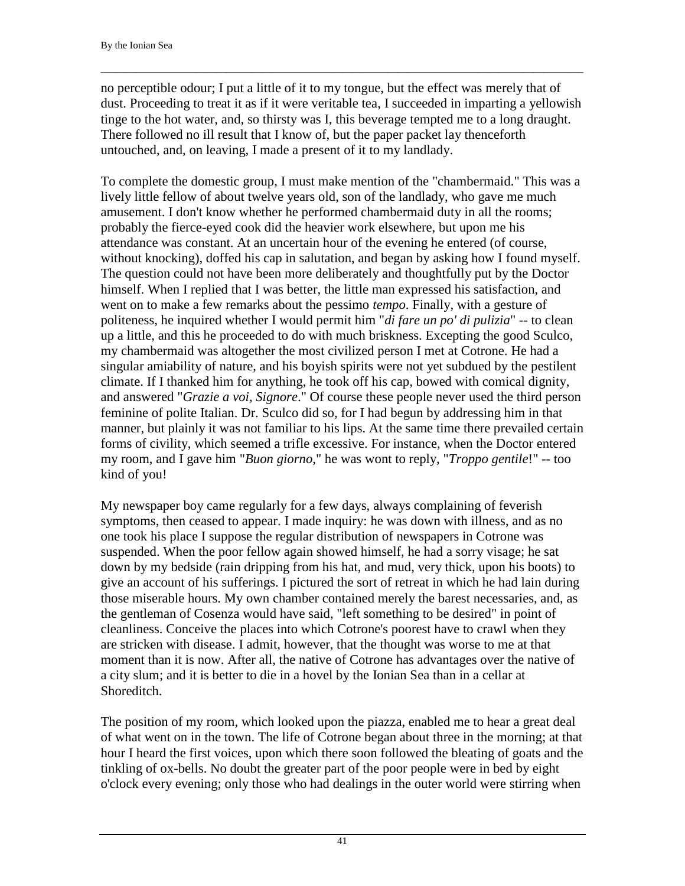no perceptible odour; I put a little of it to my tongue, but the effect was merely that of dust. Proceeding to treat it as if it were veritable tea, I succeeded in imparting a yellowish tinge to the hot water, and, so thirsty was I, this beverage tempted me to a long draught. There followed no ill result that I know of, but the paper packet lay thenceforth untouched, and, on leaving, I made a present of it to my landlady.

To complete the domestic group, I must make mention of the "chambermaid." This was a lively little fellow of about twelve years old, son of the landlady, who gave me much amusement. I don't know whether he performed chambermaid duty in all the rooms; probably the fierce-eyed cook did the heavier work elsewhere, but upon me his attendance was constant. At an uncertain hour of the evening he entered (of course, without knocking), doffed his cap in salutation, and began by asking how I found myself. The question could not have been more deliberately and thoughtfully put by the Doctor himself. When I replied that I was better, the little man expressed his satisfaction, and went on to make a few remarks about the pessimo *tempo*. Finally, with a gesture of politeness, he inquired whether I would permit him "*di fare un po' di pulizia*" -- to clean up a little, and this he proceeded to do with much briskness. Excepting the good Sculco, my chambermaid was altogether the most civilized person I met at Cotrone. He had a singular amiability of nature, and his boyish spirits were not yet subdued by the pestilent climate. If I thanked him for anything, he took off his cap, bowed with comical dignity, and answered "*Grazie a voi, Signore*." Of course these people never used the third person feminine of polite Italian. Dr. Sculco did so, for I had begun by addressing him in that manner, but plainly it was not familiar to his lips. At the same time there prevailed certain forms of civility, which seemed a trifle excessive. For instance, when the Doctor entered my room, and I gave him "*Buon giorno*," he was wont to reply, "*Troppo gentile*!" -- too kind of you!

My newspaper boy came regularly for a few days, always complaining of feverish symptoms, then ceased to appear. I made inquiry: he was down with illness, and as no one took his place I suppose the regular distribution of newspapers in Cotrone was suspended. When the poor fellow again showed himself, he had a sorry visage; he sat down by my bedside (rain dripping from his hat, and mud, very thick, upon his boots) to give an account of his sufferings. I pictured the sort of retreat in which he had lain during those miserable hours. My own chamber contained merely the barest necessaries, and, as the gentleman of Cosenza would have said, "left something to be desired" in point of cleanliness. Conceive the places into which Cotrone's poorest have to crawl when they are stricken with disease. I admit, however, that the thought was worse to me at that moment than it is now. After all, the native of Cotrone has advantages over the native of a city slum; and it is better to die in a hovel by the Ionian Sea than in a cellar at Shoreditch.

The position of my room, which looked upon the piazza, enabled me to hear a great deal of what went on in the town. The life of Cotrone began about three in the morning; at that hour I heard the first voices, upon which there soon followed the bleating of goats and the tinkling of ox-bells. No doubt the greater part of the poor people were in bed by eight o'clock every evening; only those who had dealings in the outer world were stirring when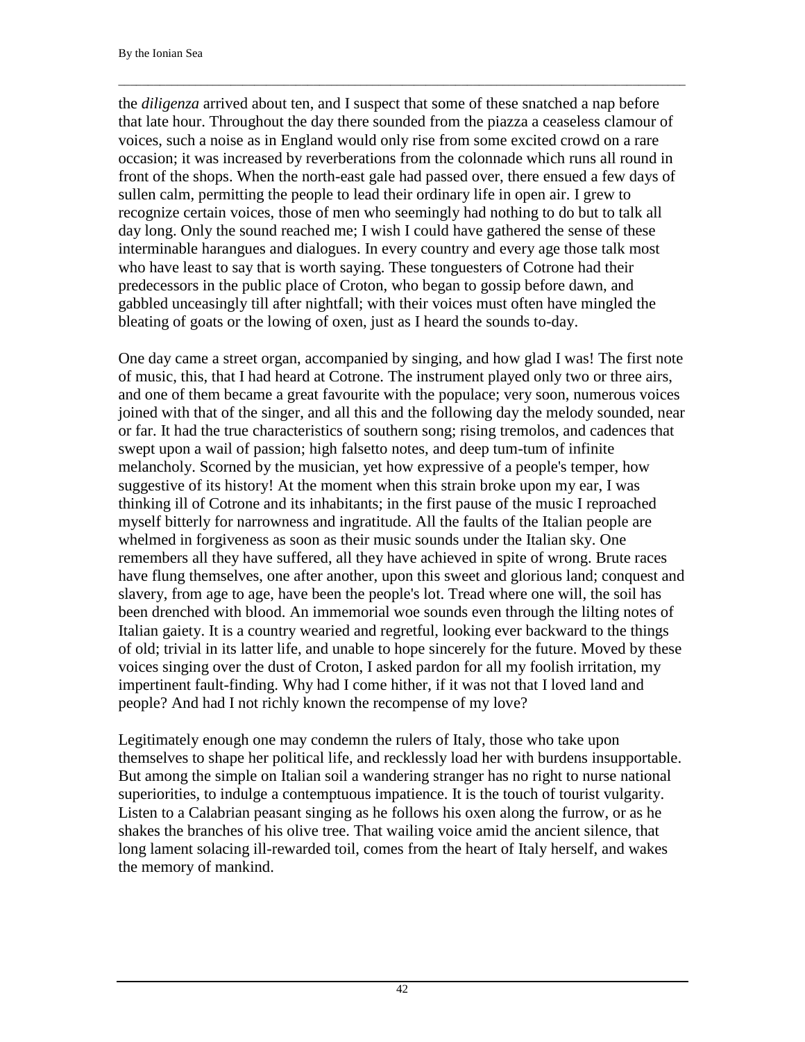the *diligenza* arrived about ten, and I suspect that some of these snatched a nap before that late hour. Throughout the day there sounded from the piazza a ceaseless clamour of voices, such a noise as in England would only rise from some excited crowd on a rare occasion; it was increased by reverberations from the colonnade which runs all round in front of the shops. When the north-east gale had passed over, there ensued a few days of sullen calm, permitting the people to lead their ordinary life in open air. I grew to recognize certain voices, those of men who seemingly had nothing to do but to talk all day long. Only the sound reached me; I wish I could have gathered the sense of these interminable harangues and dialogues. In every country and every age those talk most who have least to say that is worth saying. These tonguesters of Cotrone had their predecessors in the public place of Croton, who began to gossip before dawn, and gabbled unceasingly till after nightfall; with their voices must often have mingled the bleating of goats or the lowing of oxen, just as I heard the sounds to-day.

One day came a street organ, accompanied by singing, and how glad I was! The first note of music, this, that I had heard at Cotrone. The instrument played only two or three airs, and one of them became a great favourite with the populace; very soon, numerous voices joined with that of the singer, and all this and the following day the melody sounded, near or far. It had the true characteristics of southern song; rising tremolos, and cadences that swept upon a wail of passion; high falsetto notes, and deep tum-tum of infinite melancholy. Scorned by the musician, yet how expressive of a people's temper, how suggestive of its history! At the moment when this strain broke upon my ear, I was thinking ill of Cotrone and its inhabitants; in the first pause of the music I reproached myself bitterly for narrowness and ingratitude. All the faults of the Italian people are whelmed in forgiveness as soon as their music sounds under the Italian sky. One remembers all they have suffered, all they have achieved in spite of wrong. Brute races have flung themselves, one after another, upon this sweet and glorious land; conquest and slavery, from age to age, have been the people's lot. Tread where one will, the soil has been drenched with blood. An immemorial woe sounds even through the lilting notes of Italian gaiety. It is a country wearied and regretful, looking ever backward to the things of old; trivial in its latter life, and unable to hope sincerely for the future. Moved by these voices singing over the dust of Croton, I asked pardon for all my foolish irritation, my impertinent fault-finding. Why had I come hither, if it was not that I loved land and people? And had I not richly known the recompense of my love?

Legitimately enough one may condemn the rulers of Italy, those who take upon themselves to shape her political life, and recklessly load her with burdens insupportable. But among the simple on Italian soil a wandering stranger has no right to nurse national superiorities, to indulge a contemptuous impatience. It is the touch of tourist vulgarity. Listen to a Calabrian peasant singing as he follows his oxen along the furrow, or as he shakes the branches of his olive tree. That wailing voice amid the ancient silence, that long lament solacing ill-rewarded toil, comes from the heart of Italy herself, and wakes the memory of mankind.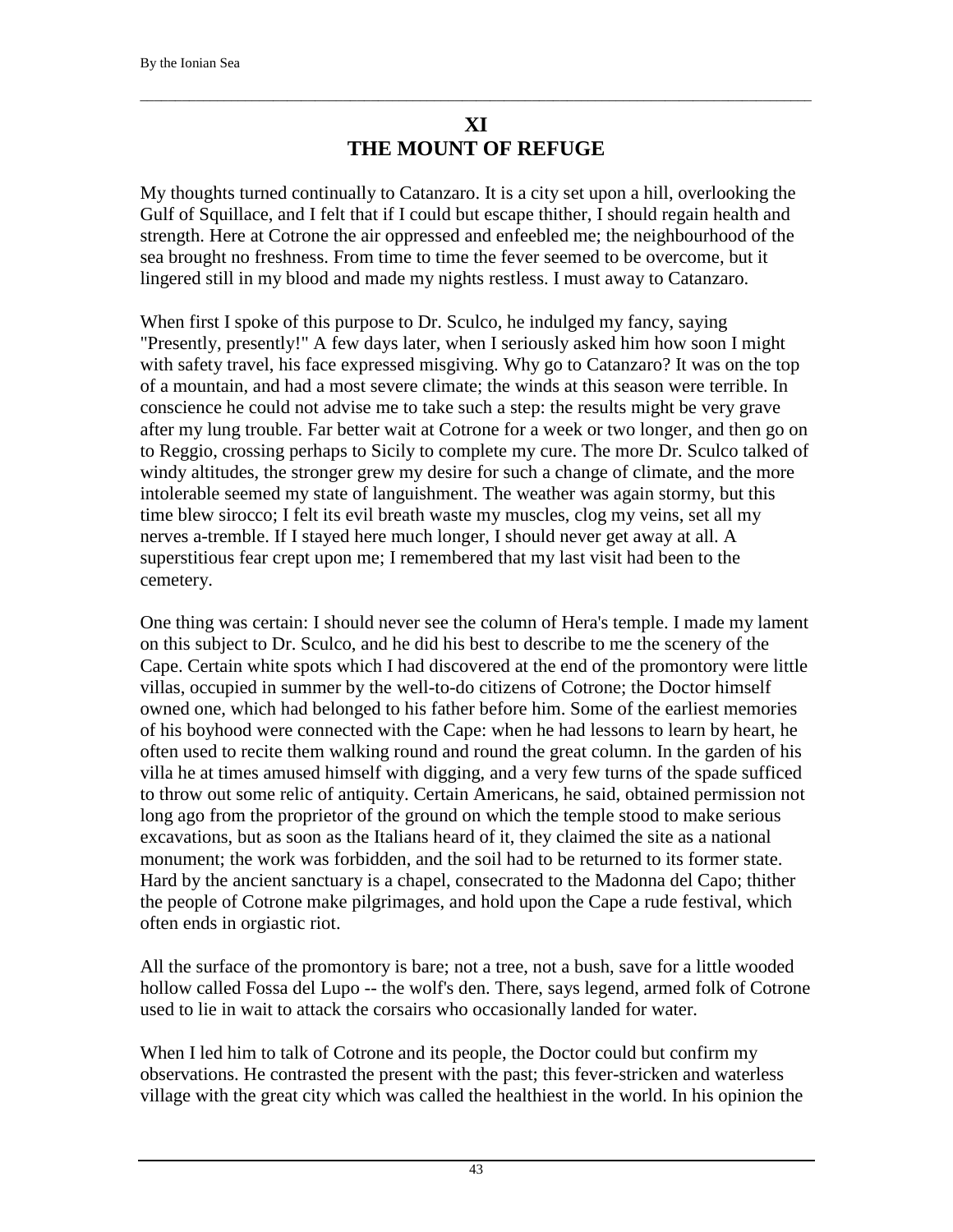## XI
## THE MOUNT OF REFUGE

My thoughts turned continually to Catanzaro. It is a city set upon a hill, overlooking the Gulf of Squillace, and I felt that if I could but escape thither, I should regain health and strength. Here at Cotrone the air oppressed and enfeebled me; the neighbourhood of the sea brought no freshness. From time to time the fever seemed to be overcome, but it lingered still in my blood and made my nights restless. I must away to Catanzaro.

When first I spoke of this purpose to Dr. Sculco, he indulged my fancy, saying "Presently, presently!" A few days later, when I seriously asked him how soon I might with safety travel, his face expressed misgiving. Why go to Catanzaro? It was on the top of a mountain, and had a most severe climate; the winds at this season were terrible. In conscience he could not advise me to take such a step: the results might be very grave after my lung trouble. Far better wait at Cotrone for a week or two longer, and then go on to Reggio, crossing perhaps to Sicily to complete my cure. The more Dr. Sculco talked of windy altitudes, the stronger grew my desire for such a change of climate, and the more intolerable seemed my state of languishment. The weather was again stormy, but this time blew sirocco; I felt its evil breath waste my muscles, clog my veins, set all my nerves a-tremble. If I stayed here much longer, I should never get away at all. A superstitious fear crept upon me; I remembered that my last visit had been to the cemetery.

One thing was certain: I should never see the column of Hera's temple. I made my lament on this subject to Dr. Sculco, and he did his best to describe to me the scenery of the Cape. Certain white spots which I had discovered at the end of the promontory were little villas, occupied in summer by the well-to-do citizens of Cotrone; the Doctor himself owned one, which had belonged to his father before him. Some of the earliest memories of his boyhood were connected with the Cape: when he had lessons to learn by heart, he often used to recite them walking round and round the great column. In the garden of his villa he at times amused himself with digging, and a very few turns of the spade sufficed to throw out some relic of antiquity. Certain Americans, he said, obtained permission not long ago from the proprietor of the ground on which the temple stood to make serious excavations, but as soon as the Italians heard of it, they claimed the site as a national monument; the work was forbidden, and the soil had to be returned to its former state. Hard by the ancient sanctuary is a chapel, consecrated to the Madonna del Capo; thither the people of Cotrone make pilgrimages, and hold upon the Cape a rude festival, which often ends in orgiastic riot.

All the surface of the promontory is bare; not a tree, not a bush, save for a little wooded hollow called Fossa del Lupo -- the wolf's den. There, says legend, armed folk of Cotrone used to lie in wait to attack the corsairs who occasionally landed for water.

When I led him to talk of Cotrone and its people, the Doctor could but confirm my observations. He contrasted the present with the past; this fever-stricken and waterless village with the great city which was called the healthiest in the world. In his opinion the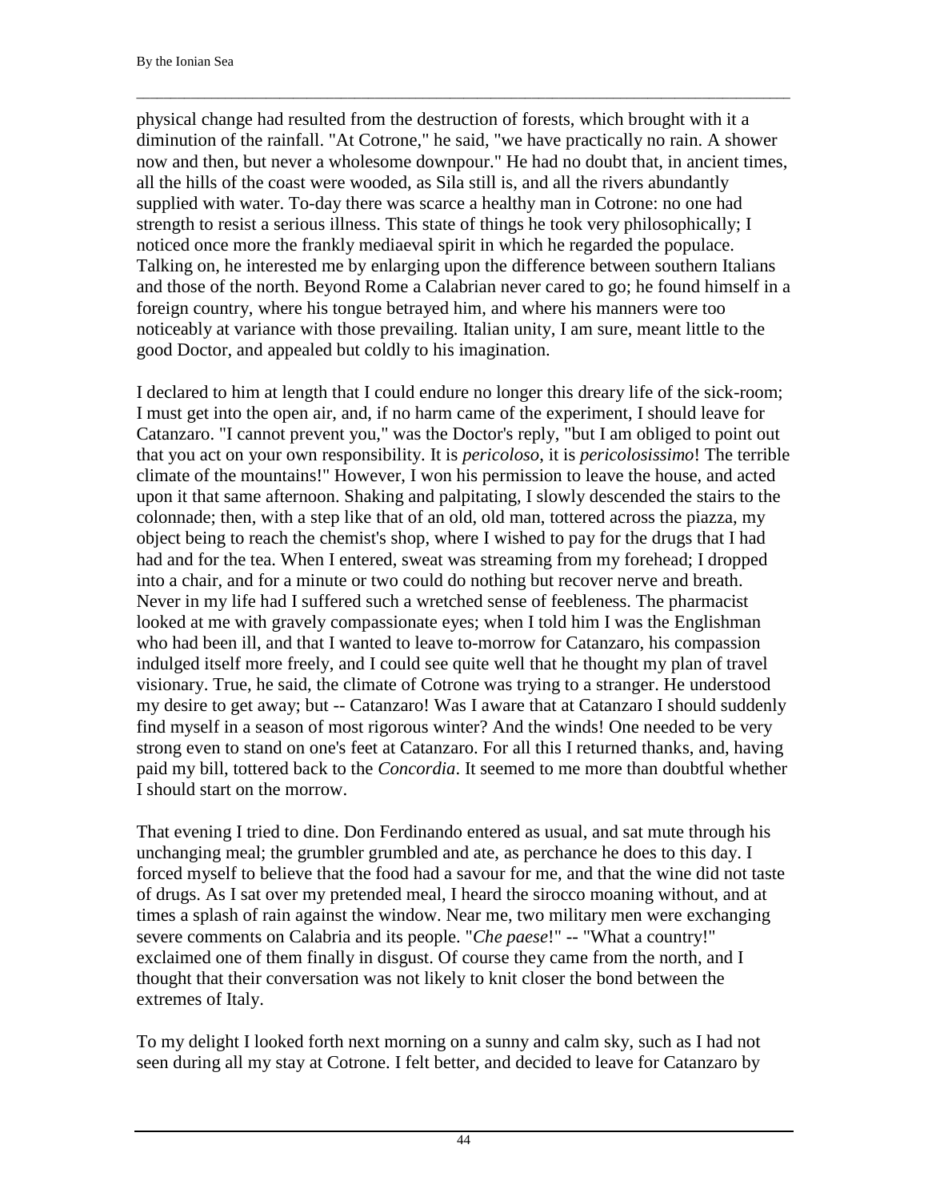physical change had resulted from the destruction of forests, which brought with it a diminution of the rainfall. "At Cotrone," he said, "we have practically no rain. A shower now and then, but never a wholesome downpour." He had no doubt that, in ancient times, all the hills of the coast were wooded, as Sila still is, and all the rivers abundantly supplied with water. To-day there was scarce a healthy man in Cotrone: no one had strength to resist a serious illness. This state of things he took very philosophically; I noticed once more the frankly mediaeval spirit in which he regarded the populace. Talking on, he interested me by enlarging upon the difference between southern Italians and those of the north. Beyond Rome a Calabrian never cared to go; he found himself in a foreign country, where his tongue betrayed him, and where his manners were too noticeably at variance with those prevailing. Italian unity, I am sure, meant little to the good Doctor, and appealed but coldly to his imagination.

I declared to him at length that I could endure no longer this dreary life of the sick-room; I must get into the open air, and, if no harm came of the experiment, I should leave for Catanzaro. "I cannot prevent you," was the Doctor's reply, "but I am obliged to point out that you act on your own responsibility. It is *pericoloso*, it is *pericolosissimo*! The terrible climate of the mountains!" However, I won his permission to leave the house, and acted upon it that same afternoon. Shaking and palpitating, I slowly descended the stairs to the colonnade; then, with a step like that of an old, old man, tottered across the piazza, my object being to reach the chemist's shop, where I wished to pay for the drugs that I had had and for the tea. When I entered, sweat was streaming from my forehead; I dropped into a chair, and for a minute or two could do nothing but recover nerve and breath. Never in my life had I suffered such a wretched sense of feebleness. The pharmacist looked at me with gravely compassionate eyes; when I told him I was the Englishman who had been ill, and that I wanted to leave to-morrow for Catanzaro, his compassion indulged itself more freely, and I could see quite well that he thought my plan of travel visionary. True, he said, the climate of Cotrone was trying to a stranger. He understood my desire to get away; but -- Catanzaro! Was I aware that at Catanzaro I should suddenly find myself in a season of most rigorous winter? And the winds! One needed to be very strong even to stand on one's feet at Catanzaro. For all this I returned thanks, and, having paid my bill, tottered back to the *Concordia*. It seemed to me more than doubtful whether I should start on the morrow.

That evening I tried to dine. Don Ferdinando entered as usual, and sat mute through his unchanging meal; the grumbler grumbled and ate, as perchance he does to this day. I forced myself to believe that the food had a savour for me, and that the wine did not taste of drugs. As I sat over my pretended meal, I heard the sirocco moaning without, and at times a splash of rain against the window. Near me, two military men were exchanging severe comments on Calabria and its people. "*Che paese*!" -- "What a country!" exclaimed one of them finally in disgust. Of course they came from the north, and I thought that their conversation was not likely to knit closer the bond between the extremes of Italy.

To my delight I looked forth next morning on a sunny and calm sky, such as I had not seen during all my stay at Cotrone. I felt better, and decided to leave for Catanzaro by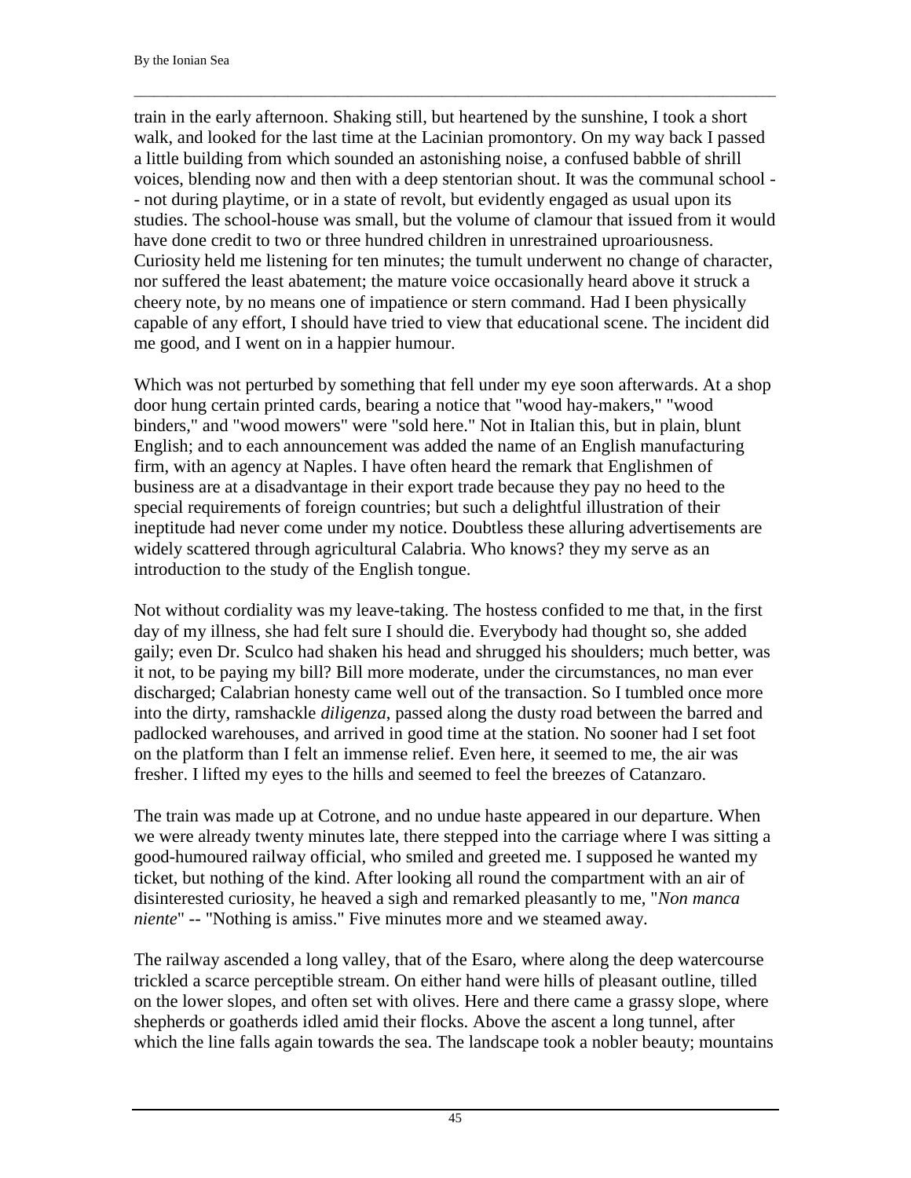train in the early afternoon. Shaking still, but heartened by the sunshine, I took a short walk, and looked for the last time at the Lacinian promontory. On my way back I passed a little building from which sounded an astonishing noise, a confused babble of shrill voices, blending now and then with a deep stentorian shout. It was the communal school -- not during playtime, or in a state of revolt, but evidently engaged as usual upon its studies. The school-house was small, but the volume of clamour that issued from it would have done credit to two or three hundred children in unrestrained uproariousness. Curiosity held me listening for ten minutes; the tumult underwent no change of character, nor suffered the least abatement; the mature voice occasionally heard above it struck a cheery note, by no means one of impatience or stern command. Had I been physically capable of any effort, I should have tried to view that educational scene. The incident did me good, and I went on in a happier humour.

Which was not perturbed by something that fell under my eye soon afterwards. At a shop door hung certain printed cards, bearing a notice that "wood hay-makers," "wood binders," and "wood mowers" were "sold here." Not in Italian this, but in plain, blunt English; and to each announcement was added the name of an English manufacturing firm, with an agency at Naples. I have often heard the remark that Englishmen of business are at a disadvantage in their export trade because they pay no heed to the special requirements of foreign countries; but such a delightful illustration of their ineptitude had never come under my notice. Doubtless these alluring advertisements are widely scattered through agricultural Calabria. Who knows? they my serve as an introduction to the study of the English tongue.

Not without cordiality was my leave-taking. The hostess confided to me that, in the first day of my illness, she had felt sure I should die. Everybody had thought so, she added gaily; even Dr. Sculco had shaken his head and shrugged his shoulders; much better, was it not, to be paying my bill? Bill more moderate, under the circumstances, no man ever discharged; Calabrian honesty came well out of the transaction. So I tumbled once more into the dirty, ramshackle *diligenza*, passed along the dusty road between the barred and padlocked warehouses, and arrived in good time at the station. No sooner had I set foot on the platform than I felt an immense relief. Even here, it seemed to me, the air was fresher. I lifted my eyes to the hills and seemed to feel the breezes of Catanzaro.

The train was made up at Cotrone, and no undue haste appeared in our departure. When we were already twenty minutes late, there stepped into the carriage where I was sitting a good-humoured railway official, who smiled and greeted me. I supposed he wanted my ticket, but nothing of the kind. After looking all round the compartment with an air of disinterested curiosity, he heaved a sigh and remarked pleasantly to me, "*Non manca niente*" -- "Nothing is amiss." Five minutes more and we steamed away.

The railway ascended a long valley, that of the Esaro, where along the deep watercourse trickled a scarce perceptible stream. On either hand were hills of pleasant outline, tilled on the lower slopes, and often set with olives. Here and there came a grassy slope, where shepherds or goatherds idled amid their flocks. Above the ascent a long tunnel, after which the line falls again towards the sea. The landscape took a nobler beauty; mountains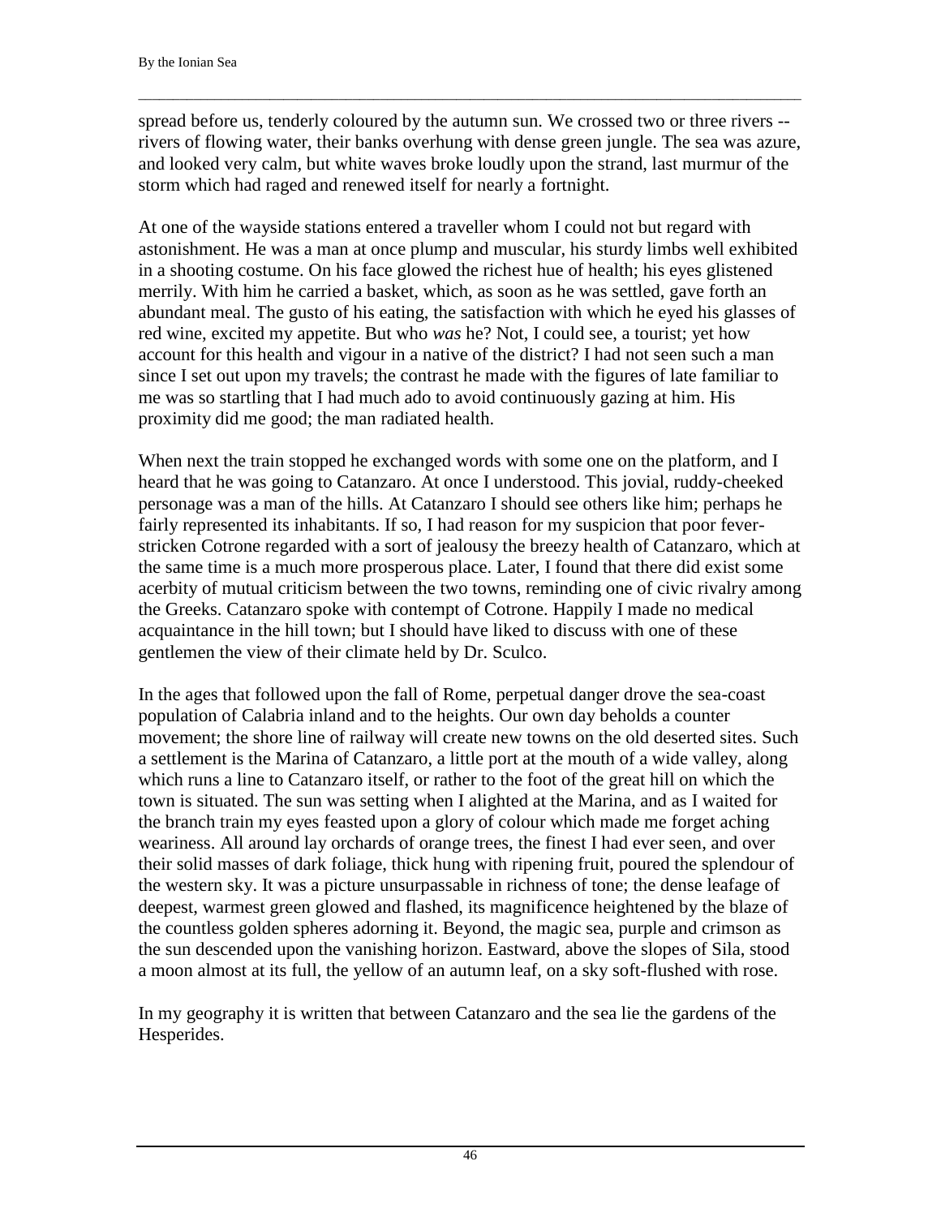spread before us, tenderly coloured by the autumn sun. We crossed two or three rivers -- rivers of flowing water, their banks overhung with dense green jungle. The sea was azure, and looked very calm, but white waves broke loudly upon the strand, last murmur of the storm which had raged and renewed itself for nearly a fortnight.

At one of the wayside stations entered a traveller whom I could not but regard with astonishment. He was a man at once plump and muscular, his sturdy limbs well exhibited in a shooting costume. On his face glowed the richest hue of health; his eyes glistened merrily. With him he carried a basket, which, as soon as he was settled, gave forth an abundant meal. The gusto of his eating, the satisfaction with which he eyed his glasses of red wine, excited my appetite. But who *was* he? Not, I could see, a tourist; yet how account for this health and vigour in a native of the district? I had not seen such a man since I set out upon my travels; the contrast he made with the figures of late familiar to me was so startling that I had much ado to avoid continuously gazing at him. His proximity did me good; the man radiated health.

When next the train stopped he exchanged words with some one on the platform, and I heard that he was going to Catanzaro. At once I understood. This jovial, ruddy-cheeked personage was a man of the hills. At Catanzaro I should see others like him; perhaps he fairly represented its inhabitants. If so, I had reason for my suspicion that poor fever-stricken Cotrone regarded with a sort of jealousy the breezy health of Catanzaro, which at the same time is a much more prosperous place. Later, I found that there did exist some acerbity of mutual criticism between the two towns, reminding one of civic rivalry among the Greeks. Catanzaro spoke with contempt of Cotrone. Happily I made no medical acquaintance in the hill town; but I should have liked to discuss with one of these gentlemen the view of their climate held by Dr. Sculco.

In the ages that followed upon the fall of Rome, perpetual danger drove the sea-coast population of Calabria inland and to the heights. Our own day beholds a counter movement; the shore line of railway will create new towns on the old deserted sites. Such a settlement is the Marina of Catanzaro, a little port at the mouth of a wide valley, along which runs a line to Catanzaro itself, or rather to the foot of the great hill on which the town is situated. The sun was setting when I alighted at the Marina, and as I waited for the branch train my eyes feasted upon a glory of colour which made me forget aching weariness. All around lay orchards of orange trees, the finest I had ever seen, and over their solid masses of dark foliage, thick hung with ripening fruit, poured the splendour of the western sky. It was a picture unsurpassable in richness of tone; the dense leafage of deepest, warmest green glowed and flashed, its magnificence heightened by the blaze of the countless golden spheres adorning it. Beyond, the magic sea, purple and crimson as the sun descended upon the vanishing horizon. Eastward, above the slopes of Sila, stood a moon almost at its full, the yellow of an autumn leaf, on a sky soft-flushed with rose.

In my geography it is written that between Catanzaro and the sea lie the gardens of the Hesperides.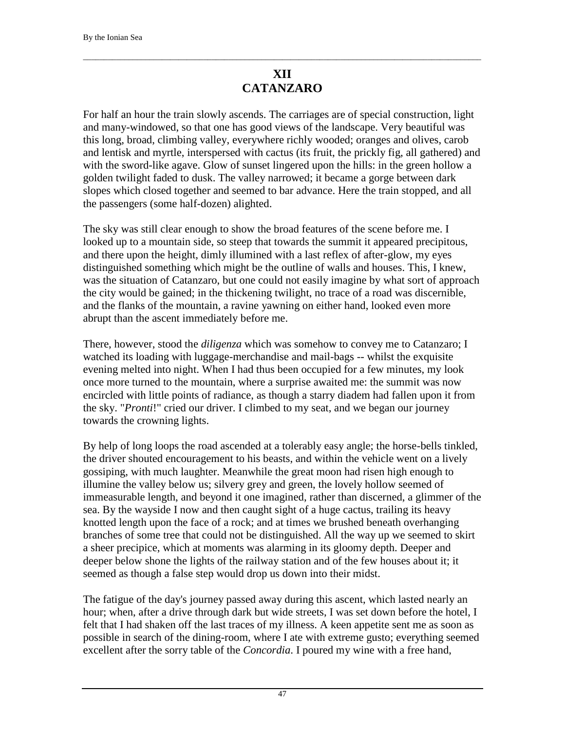## XII
## CATANZARO

For half an hour the train slowly ascends. The carriages are of special construction, light and many-windowed, so that one has good views of the landscape. Very beautiful was this long, broad, climbing valley, everywhere richly wooded; oranges and olives, carob and lentisk and myrtle, interspersed with cactus (its fruit, the prickly fig, all gathered) and with the sword-like agave. Glow of sunset lingered upon the hills: in the green hollow a golden twilight faded to dusk. The valley narrowed; it became a gorge between dark slopes which closed together and seemed to bar advance. Here the train stopped, and all the passengers (some half-dozen) alighted.

The sky was still clear enough to show the broad features of the scene before me. I looked up to a mountain side, so steep that towards the summit it appeared precipitous, and there upon the height, dimly illumined with a last reflex of after-glow, my eyes distinguished something which might be the outline of walls and houses. This, I knew, was the situation of Catanzaro, but one could not easily imagine by what sort of approach the city would be gained; in the thickening twilight, no trace of a road was discernible, and the flanks of the mountain, a ravine yawning on either hand, looked even more abrupt than the ascent immediately before me.

There, however, stood the *diligenza* which was somehow to convey me to Catanzaro; I watched its loading with luggage-merchandise and mail-bags -- whilst the exquisite evening melted into night. When I had thus been occupied for a few minutes, my look once more turned to the mountain, where a surprise awaited me: the summit was now encircled with little points of radiance, as though a starry diadem had fallen upon it from the sky. "*Pronti*!" cried our driver. I climbed to my seat, and we began our journey towards the crowning lights.

By help of long loops the road ascended at a tolerably easy angle; the horse-bells tinkled, the driver shouted encouragement to his beasts, and within the vehicle went on a lively gossiping, with much laughter. Meanwhile the great moon had risen high enough to illumine the valley below us; silvery grey and green, the lovely hollow seemed of immeasurable length, and beyond it one imagined, rather than discerned, a glimmer of the sea. By the wayside I now and then caught sight of a huge cactus, trailing its heavy knotted length upon the face of a rock; and at times we brushed beneath overhanging branches of some tree that could not be distinguished. All the way up we seemed to skirt a sheer precipice, which at moments was alarming in its gloomy depth. Deeper and deeper below shone the lights of the railway station and of the few houses about it; it seemed as though a false step would drop us down into their midst.

The fatigue of the day's journey passed away during this ascent, which lasted nearly an hour; when, after a drive through dark but wide streets, I was set down before the hotel, I felt that I had shaken off the last traces of my illness. A keen appetite sent me as soon as possible in search of the dining-room, where I ate with extreme gusto; everything seemed excellent after the sorry table of the *Concordia*. I poured my wine with a free hand,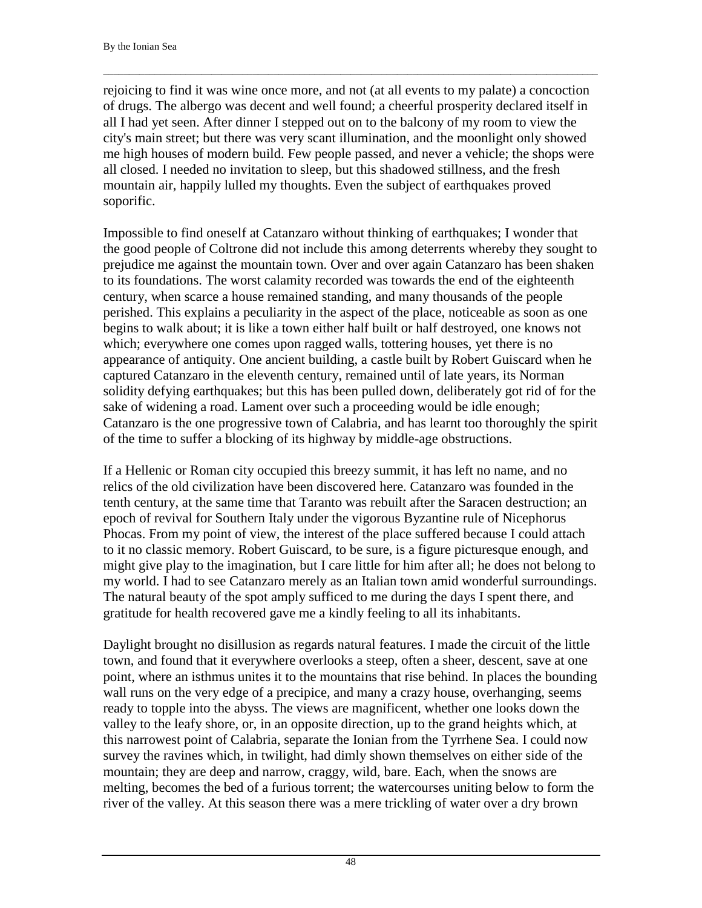rejoicing to find it was wine once more, and not (at all events to my palate) a concoction of drugs. The albergo was decent and well found; a cheerful prosperity declared itself in all I had yet seen. After dinner I stepped out on to the balcony of my room to view the city's main street; but there was very scant illumination, and the moonlight only showed me high houses of modern build. Few people passed, and never a vehicle; the shops were all closed. I needed no invitation to sleep, but this shadowed stillness, and the fresh mountain air, happily lulled my thoughts. Even the subject of earthquakes proved soporific.

Impossible to find oneself at Catanzaro without thinking of earthquakes; I wonder that the good people of Coltrone did not include this among deterrents whereby they sought to prejudice me against the mountain town. Over and over again Catanzaro has been shaken to its foundations. The worst calamity recorded was towards the end of the eighteenth century, when scarce a house remained standing, and many thousands of the people perished. This explains a peculiarity in the aspect of the place, noticeable as soon as one begins to walk about; it is like a town either half built or half destroyed, one knows not which; everywhere one comes upon ragged walls, tottering houses, yet there is no appearance of antiquity. One ancient building, a castle built by Robert Guiscard when he captured Catanzaro in the eleventh century, remained until of late years, its Norman solidity defying earthquakes; but this has been pulled down, deliberately got rid of for the sake of widening a road. Lament over such a proceeding would be idle enough; Catanzaro is the one progressive town of Calabria, and has learnt too thoroughly the spirit of the time to suffer a blocking of its highway by middle-age obstructions.

If a Hellenic or Roman city occupied this breezy summit, it has left no name, and no relics of the old civilization have been discovered here. Catanzaro was founded in the tenth century, at the same time that Taranto was rebuilt after the Saracen destruction; an epoch of revival for Southern Italy under the vigorous Byzantine rule of Nicephorus Phocas. From my point of view, the interest of the place suffered because I could attach to it no classic memory. Robert Guiscard, to be sure, is a figure picturesque enough, and might give play to the imagination, but I care little for him after all; he does not belong to my world. I had to see Catanzaro merely as an Italian town amid wonderful surroundings. The natural beauty of the spot amply sufficed to me during the days I spent there, and gratitude for health recovered gave me a kindly feeling to all its inhabitants.

Daylight brought no disillusion as regards natural features. I made the circuit of the little town, and found that it everywhere overlooks a steep, often a sheer, descent, save at one point, where an isthmus unites it to the mountains that rise behind. In places the bounding wall runs on the very edge of a precipice, and many a crazy house, overhanging, seems ready to topple into the abyss. The views are magnificent, whether one looks down the valley to the leafy shore, or, in an opposite direction, up to the grand heights which, at this narrowest point of Calabria, separate the Ionian from the Tyrrhene Sea. I could now survey the ravines which, in twilight, had dimly shown themselves on either side of the mountain; they are deep and narrow, craggy, wild, bare. Each, when the snows are melting, becomes the bed of a furious torrent; the watercourses uniting below to form the river of the valley. At this season there was a mere trickling of water over a dry brown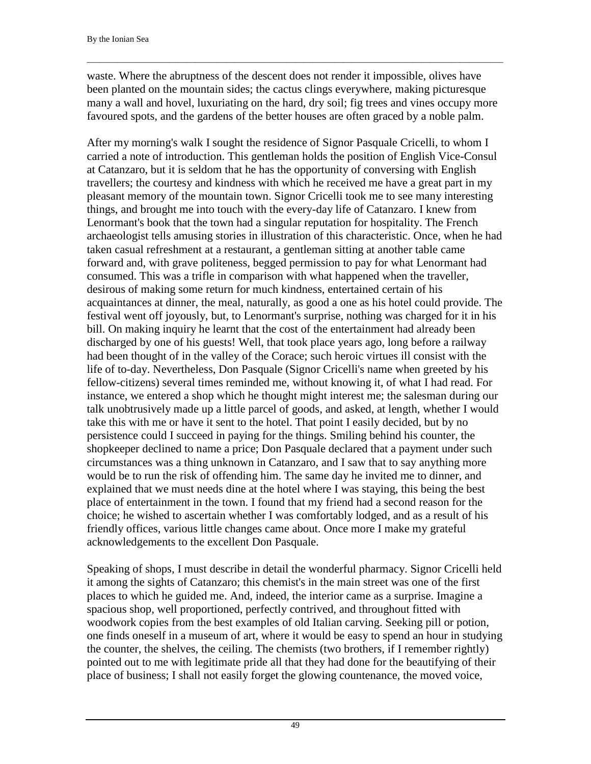waste. Where the abruptness of the descent does not render it impossible, olives have been planted on the mountain sides; the cactus clings everywhere, making picturesque many a wall and hovel, luxuriating on the hard, dry soil; fig trees and vines occupy more favoured spots, and the gardens of the better houses are often graced by a noble palm.

After my morning's walk I sought the residence of Signor Pasquale Cricelli, to whom I carried a note of introduction. This gentleman holds the position of English Vice-Consul at Catanzaro, but it is seldom that he has the opportunity of conversing with English travellers; the courtesy and kindness with which he received me have a great part in my pleasant memory of the mountain town. Signor Cricelli took me to see many interesting things, and brought me into touch with the every-day life of Catanzaro. I knew from Lenormant's book that the town had a singular reputation for hospitality. The French archaeologist tells amusing stories in illustration of this characteristic. Once, when he had taken casual refreshment at a restaurant, a gentleman sitting at another table came forward and, with grave politeness, begged permission to pay for what Lenormant had consumed. This was a trifle in comparison with what happened when the traveller, desirous of making some return for much kindness, entertained certain of his acquaintances at dinner, the meal, naturally, as good a one as his hotel could provide. The festival went off joyously, but, to Lenormant's surprise, nothing was charged for it in his bill. On making inquiry he learnt that the cost of the entertainment had already been discharged by one of his guests! Well, that took place years ago, long before a railway had been thought of in the valley of the Corace; such heroic virtues ill consist with the life of to-day. Nevertheless, Don Pasquale (Signor Cricelli's name when greeted by his fellow-citizens) several times reminded me, without knowing it, of what I had read. For instance, we entered a shop which he thought might interest me; the salesman during our talk unobtrusively made up a little parcel of goods, and asked, at length, whether I would take this with me or have it sent to the hotel. That point I easily decided, but by no persistence could I succeed in paying for the things. Smiling behind his counter, the shopkeeper declined to name a price; Don Pasquale declared that a payment under such circumstances was a thing unknown in Catanzaro, and I saw that to say anything more would be to run the risk of offending him. The same day he invited me to dinner, and explained that we must needs dine at the hotel where I was staying, this being the best place of entertainment in the town. I found that my friend had a second reason for the choice; he wished to ascertain whether I was comfortably lodged, and as a result of his friendly offices, various little changes came about. Once more I make my grateful acknowledgements to the excellent Don Pasquale.

Speaking of shops, I must describe in detail the wonderful pharmacy. Signor Cricelli held it among the sights of Catanzaro; this chemist's in the main street was one of the first places to which he guided me. And, indeed, the interior came as a surprise. Imagine a spacious shop, well proportioned, perfectly contrived, and throughout fitted with woodwork copies from the best examples of old Italian carving. Seeking pill or potion, one finds oneself in a museum of art, where it would be easy to spend an hour in studying the counter, the shelves, the ceiling. The chemists (two brothers, if I remember rightly) pointed out to me with legitimate pride all that they had done for the beautifying of their place of business; I shall not easily forget the glowing countenance, the moved voice,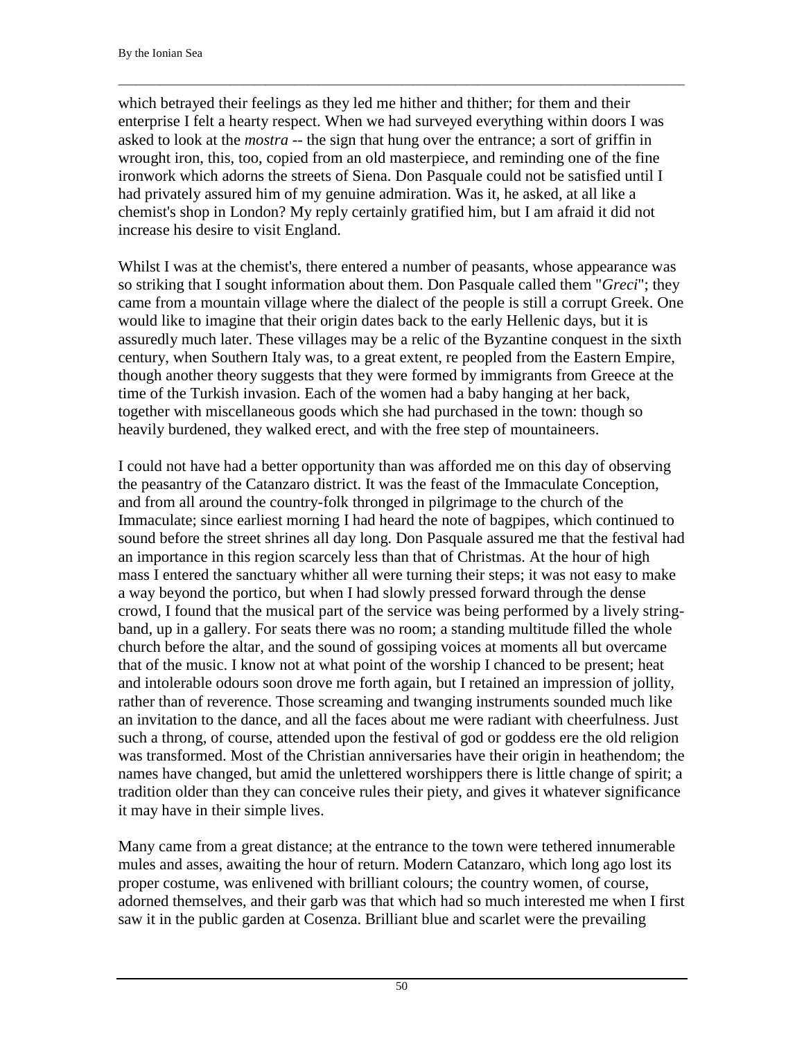which betrayed their feelings as they led me hither and thither; for them and their enterprise I felt a hearty respect. When we had surveyed everything within doors I was asked to look at the *mostra* -- the sign that hung over the entrance; a sort of griffin in wrought iron, this, too, copied from an old masterpiece, and reminding one of the fine ironwork which adorns the streets of Siena. Don Pasquale could not be satisfied until I had privately assured him of my genuine admiration. Was it, he asked, at all like a chemist's shop in London? My reply certainly gratified him, but I am afraid it did not increase his desire to visit England.

Whilst I was at the chemist's, there entered a number of peasants, whose appearance was so striking that I sought information about them. Don Pasquale called them "*Greci*"; they came from a mountain village where the dialect of the people is still a corrupt Greek. One would like to imagine that their origin dates back to the early Hellenic days, but it is assuredly much later. These villages may be a relic of the Byzantine conquest in the sixth century, when Southern Italy was, to a great extent, re peopled from the Eastern Empire, though another theory suggests that they were formed by immigrants from Greece at the time of the Turkish invasion. Each of the women had a baby hanging at her back, together with miscellaneous goods which she had purchased in the town: though so heavily burdened, they walked erect, and with the free step of mountaineers.

I could not have had a better opportunity than was afforded me on this day of observing the peasantry of the Catanzaro district. It was the feast of the Immaculate Conception, and from all around the country-folk thronged in pilgrimage to the church of the Immaculate; since earliest morning I had heard the note of bagpipes, which continued to sound before the street shrines all day long. Don Pasquale assured me that the festival had an importance in this region scarcely less than that of Christmas. At the hour of high mass I entered the sanctuary whither all were turning their steps; it was not easy to make a way beyond the portico, but when I had slowly pressed forward through the dense crowd, I found that the musical part of the service was being performed by a lively string-band, up in a gallery. For seats there was no room; a standing multitude filled the whole church before the altar, and the sound of gossiping voices at moments all but overcame that of the music. I know not at what point of the worship I chanced to be present; heat and intolerable odours soon drove me forth again, but I retained an impression of jollity, rather than of reverence. Those screaming and twanging instruments sounded much like an invitation to the dance, and all the faces about me were radiant with cheerfulness. Just such a throng, of course, attended upon the festival of god or goddess ere the old religion was transformed. Most of the Christian anniversaries have their origin in heathendom; the names have changed, but amid the unlettered worshippers there is little change of spirit; a tradition older than they can conceive rules their piety, and gives it whatever significance it may have in their simple lives.

Many came from a great distance; at the entrance to the town were tethered innumerable mules and asses, awaiting the hour of return. Modern Catanzaro, which long ago lost its proper costume, was enlivened with brilliant colours; the country women, of course, adorned themselves, and their garb was that which had so much interested me when I first saw it in the public garden at Cosenza. Brilliant blue and scarlet were the prevailing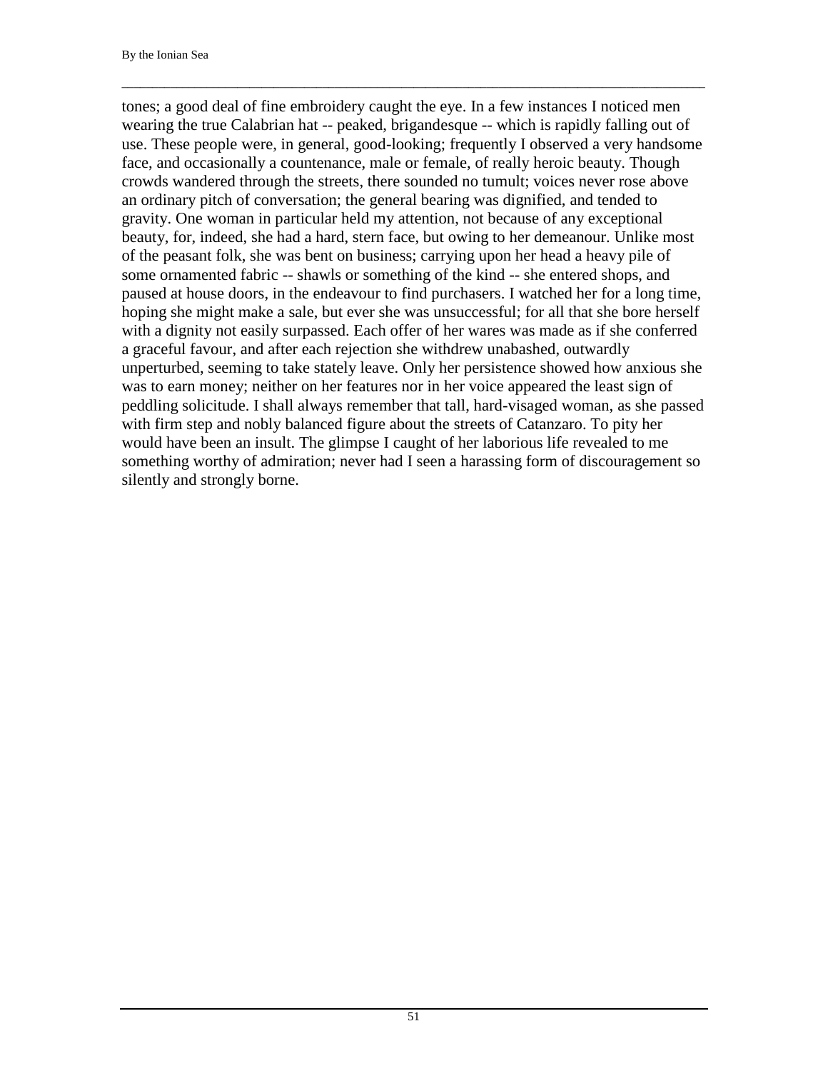tones; a good deal of fine embroidery caught the eye. In a few instances I noticed men wearing the true Calabrian hat -- peaked, brigandesque -- which is rapidly falling out of use. These people were, in general, good-looking; frequently I observed a very handsome face, and occasionally a countenance, male or female, of really heroic beauty. Though crowds wandered through the streets, there sounded no tumult; voices never rose above an ordinary pitch of conversation; the general bearing was dignified, and tended to gravity. One woman in particular held my attention, not because of any exceptional beauty, for, indeed, she had a hard, stern face, but owing to her demeanour. Unlike most of the peasant folk, she was bent on business; carrying upon her head a heavy pile of some ornamented fabric -- shawls or something of the kind -- she entered shops, and paused at house doors, in the endeavour to find purchasers. I watched her for a long time, hoping she might make a sale, but ever she was unsuccessful; for all that she bore herself with a dignity not easily surpassed. Each offer of her wares was made as if she conferred a graceful favour, and after each rejection she withdrew unabashed, outwardly unperturbed, seeming to take stately leave. Only her persistence showed how anxious she was to earn money; neither on her features nor in her voice appeared the least sign of peddling solicitude. I shall always remember that tall, hard-visaged woman, as she passed with firm step and nobly balanced figure about the streets of Catanzaro. To pity her would have been an insult. The glimpse I caught of her laborious life revealed to me something worthy of admiration; never had I seen a harassing form of discouragement so silently and strongly borne.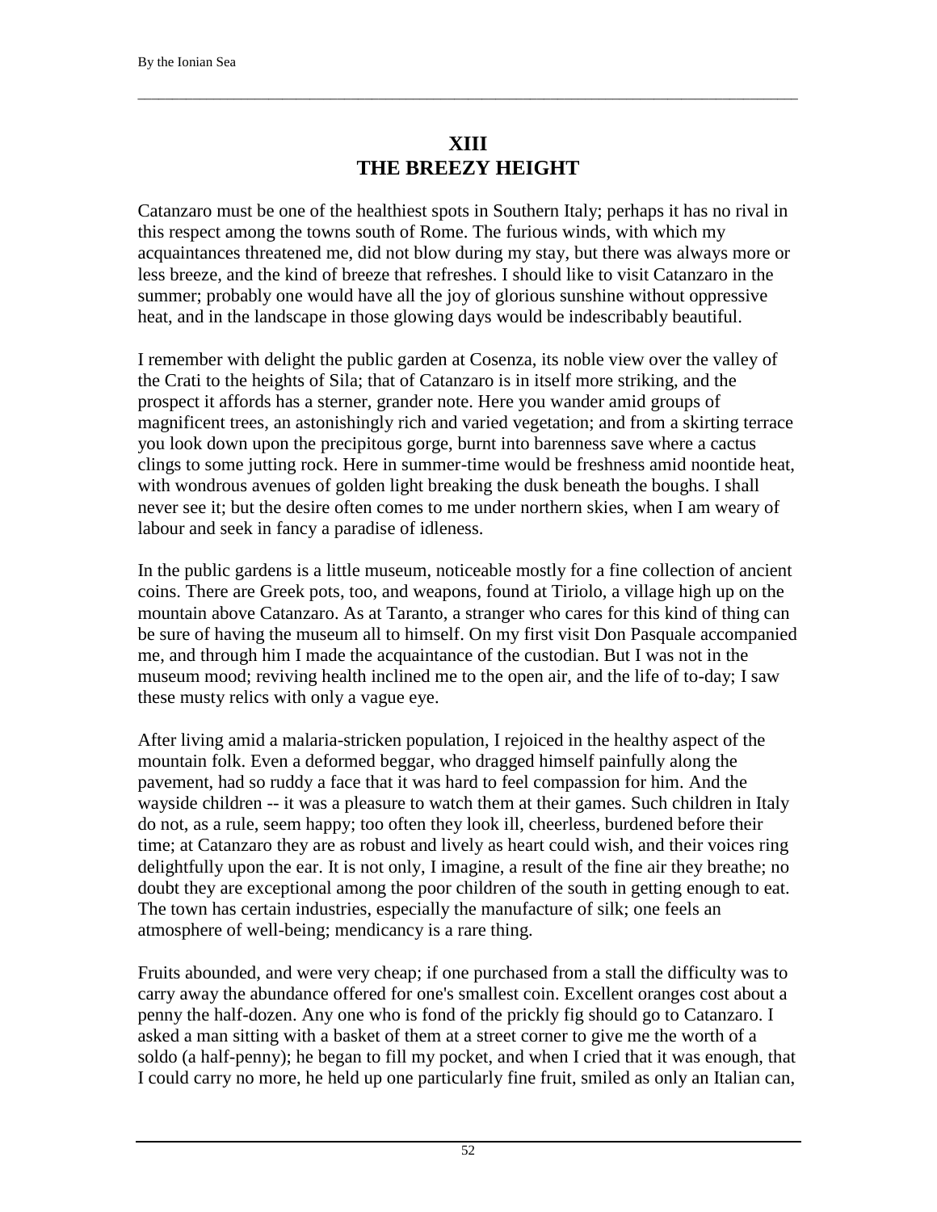# XIII
# THE BREEZY HEIGHT

Catanzaro must be one of the healthiest spots in Southern Italy; perhaps it has no rival in this respect among the towns south of Rome. The furious winds, with which my acquaintances threatened me, did not blow during my stay, but there was always more or less breeze, and the kind of breeze that refreshes. I should like to visit Catanzaro in the summer; probably one would have all the joy of glorious sunshine without oppressive heat, and in the landscape in those glowing days would be indescribably beautiful.

I remember with delight the public garden at Cosenza, its noble view over the valley of the Crati to the heights of Sila; that of Catanzaro is in itself more striking, and the prospect it affords has a sterner, grander note. Here you wander amid groups of magnificent trees, an astonishingly rich and varied vegetation; and from a skirting terrace you look down upon the precipitous gorge, burnt into barenness save where a cactus clings to some jutting rock. Here in summer-time would be freshness amid noontide heat, with wondrous avenues of golden light breaking the dusk beneath the boughs. I shall never see it; but the desire often comes to me under northern skies, when I am weary of labour and seek in fancy a paradise of idleness.

In the public gardens is a little museum, noticeable mostly for a fine collection of ancient coins. There are Greek pots, too, and weapons, found at Tiriolo, a village high up on the mountain above Catanzaro. As at Taranto, a stranger who cares for this kind of thing can be sure of having the museum all to himself. On my first visit Don Pasquale accompanied me, and through him I made the acquaintance of the custodian. But I was not in the museum mood; reviving health inclined me to the open air, and the life of to-day; I saw these musty relics with only a vague eye.

After living amid a malaria-stricken population, I rejoiced in the healthy aspect of the mountain folk. Even a deformed beggar, who dragged himself painfully along the pavement, had so ruddy a face that it was hard to feel compassion for him. And the wayside children -- it was a pleasure to watch them at their games. Such children in Italy do not, as a rule, seem happy; too often they look ill, cheerless, burdened before their time; at Catanzaro they are as robust and lively as heart could wish, and their voices ring delightfully upon the ear. It is not only, I imagine, a result of the fine air they breathe; no doubt they are exceptional among the poor children of the south in getting enough to eat. The town has certain industries, especially the manufacture of silk; one feels an atmosphere of well-being; mendicancy is a rare thing.

Fruits abounded, and were very cheap; if one purchased from a stall the difficulty was to carry away the abundance offered for one's smallest coin. Excellent oranges cost about a penny the half-dozen. Any one who is fond of the prickly fig should go to Catanzaro. I asked a man sitting with a basket of them at a street corner to give me the worth of a soldo (a half-penny); he began to fill my pocket, and when I cried that it was enough, that I could carry no more, he held up one particularly fine fruit, smiled as only an Italian can,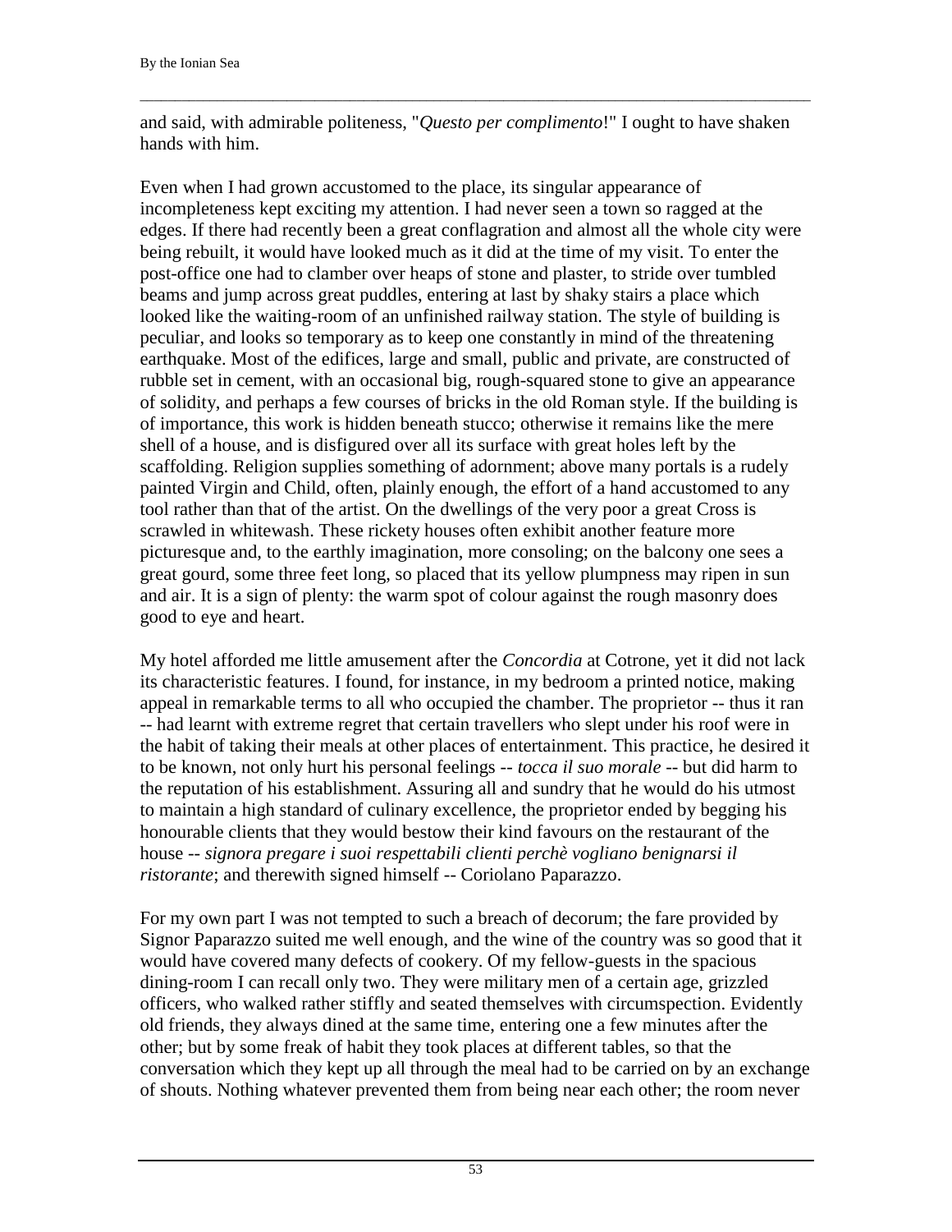and said, with admirable politeness, "*Questo per complimento*!" I ought to have shaken hands with him.

Even when I had grown accustomed to the place, its singular appearance of incompleteness kept exciting my attention. I had never seen a town so ragged at the edges. If there had recently been a great conflagration and almost all the whole city were being rebuilt, it would have looked much as it did at the time of my visit. To enter the post-office one had to clamber over heaps of stone and plaster, to stride over tumbled beams and jump across great puddles, entering at last by shaky stairs a place which looked like the waiting-room of an unfinished railway station. The style of building is peculiar, and looks so temporary as to keep one constantly in mind of the threatening earthquake. Most of the edifices, large and small, public and private, are constructed of rubble set in cement, with an occasional big, rough-squared stone to give an appearance of solidity, and perhaps a few courses of bricks in the old Roman style. If the building is of importance, this work is hidden beneath stucco; otherwise it remains like the mere shell of a house, and is disfigured over all its surface with great holes left by the scaffolding. Religion supplies something of adornment; above many portals is a rudely painted Virgin and Child, often, plainly enough, the effort of a hand accustomed to any tool rather than that of the artist. On the dwellings of the very poor a great Cross is scrawled in whitewash. These rickety houses often exhibit another feature more picturesque and, to the earthly imagination, more consoling; on the balcony one sees a great gourd, some three feet long, so placed that its yellow plumpness may ripen in sun and air. It is a sign of plenty: the warm spot of colour against the rough masonry does good to eye and heart.

My hotel afforded me little amusement after the *Concordia* at Cotrone, yet it did not lack its characteristic features. I found, for instance, in my bedroom a printed notice, making appeal in remarkable terms to all who occupied the chamber. The proprietor -- thus it ran -- had learnt with extreme regret that certain travellers who slept under his roof were in the habit of taking their meals at other places of entertainment. This practice, he desired it to be known, not only hurt his personal feelings -- *tocca il suo morale* -- but did harm to the reputation of his establishment. Assuring all and sundry that he would do his utmost to maintain a high standard of culinary excellence, the proprietor ended by begging his honourable clients that they would bestow their kind favours on the restaurant of the house -- *signora pregare i suoi respettabili clienti perchè vogliano benignarsi il ristorante*; and therewith signed himself -- Coriolano Paparazzo.

For my own part I was not tempted to such a breach of decorum; the fare provided by Signor Paparazzo suited me well enough, and the wine of the country was so good that it would have covered many defects of cookery. Of my fellow-guests in the spacious dining-room I can recall only two. They were military men of a certain age, grizzled officers, who walked rather stiffly and seated themselves with circumspection. Evidently old friends, they always dined at the same time, entering one a few minutes after the other; but by some freak of habit they took places at different tables, so that the conversation which they kept up all through the meal had to be carried on by an exchange of shouts. Nothing whatever prevented them from being near each other; the room never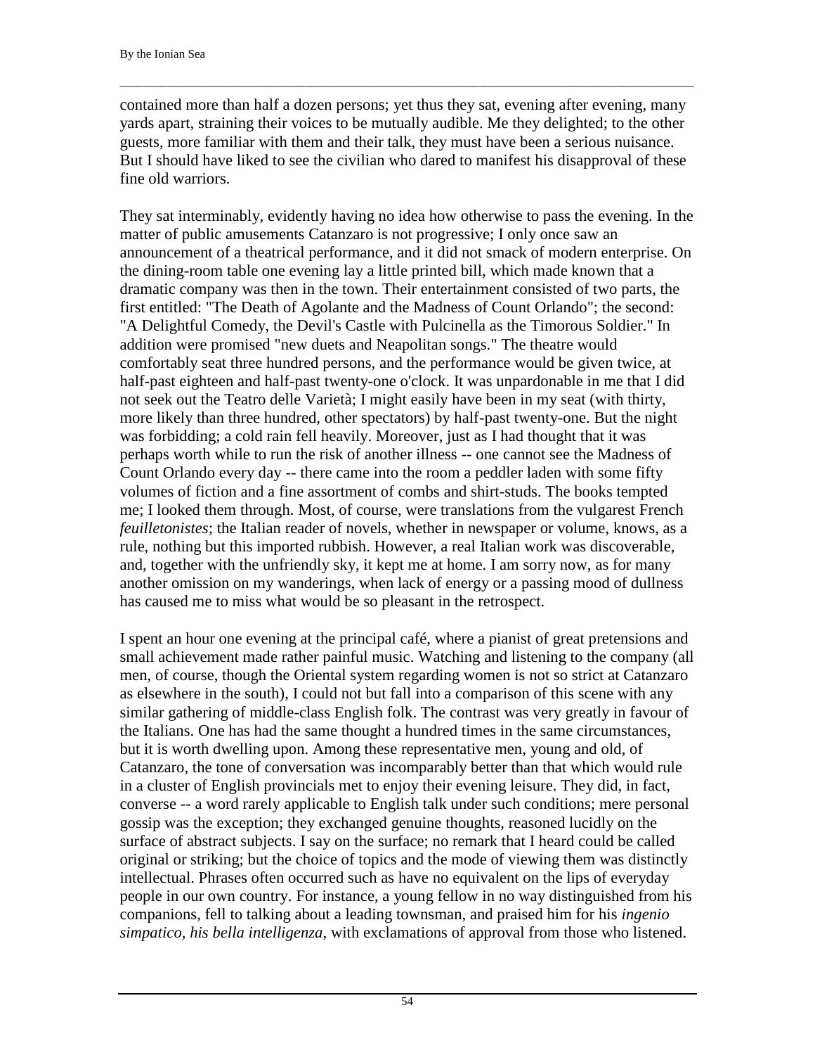contained more than half a dozen persons; yet thus they sat, evening after evening, many yards apart, straining their voices to be mutually audible. Me they delighted; to the other guests, more familiar with them and their talk, they must have been a serious nuisance. But I should have liked to see the civilian who dared to manifest his disapproval of these fine old warriors.

They sat interminably, evidently having no idea how otherwise to pass the evening. In the matter of public amusements Catanzaro is not progressive; I only once saw an announcement of a theatrical performance, and it did not smack of modern enterprise. On the dining-room table one evening lay a little printed bill, which made known that a dramatic company was then in the town. Their entertainment consisted of two parts, the first entitled: "The Death of Agolante and the Madness of Count Orlando"; the second: "A Delightful Comedy, the Devil's Castle with Pulcinella as the Timorous Soldier." In addition were promised "new duets and Neapolitan songs." The theatre would comfortably seat three hundred persons, and the performance would be given twice, at half-past eighteen and half-past twenty-one o'clock. It was unpardonable in me that I did not seek out the Teatro delle Varietà; I might easily have been in my seat (with thirty, more likely than three hundred, other spectators) by half-past twenty-one. But the night was forbidding; a cold rain fell heavily. Moreover, just as I had thought that it was perhaps worth while to run the risk of another illness -- one cannot see the Madness of Count Orlando every day -- there came into the room a peddler laden with some fifty volumes of fiction and a fine assortment of combs and shirt-studs. The books tempted me; I looked them through. Most, of course, were translations from the vulgarest French *feuilletonistes*; the Italian reader of novels, whether in newspaper or volume, knows, as a rule, nothing but this imported rubbish. However, a real Italian work was discoverable, and, together with the unfriendly sky, it kept me at home. I am sorry now, as for many another omission on my wanderings, when lack of energy or a passing mood of dullness has caused me to miss what would be so pleasant in the retrospect.

I spent an hour one evening at the principal café, where a pianist of great pretensions and small achievement made rather painful music. Watching and listening to the company (all men, of course, though the Oriental system regarding women is not so strict at Catanzaro as elsewhere in the south), I could not but fall into a comparison of this scene with any similar gathering of middle-class English folk. The contrast was very greatly in favour of the Italians. One has had the same thought a hundred times in the same circumstances, but it is worth dwelling upon. Among these representative men, young and old, of Catanzaro, the tone of conversation was incomparably better than that which would rule in a cluster of English provincials met to enjoy their evening leisure. They did, in fact, converse -- a word rarely applicable to English talk under such conditions; mere personal gossip was the exception; they exchanged genuine thoughts, reasoned lucidly on the surface of abstract subjects. I say on the surface; no remark that I heard could be called original or striking; but the choice of topics and the mode of viewing them was distinctly intellectual. Phrases often occurred such as have no equivalent on the lips of everyday people in our own country. For instance, a young fellow in no way distinguished from his companions, fell to talking about a leading townsman, and praised him for his *ingenio simpatico, his bella intelligenza*, with exclamations of approval from those who listened.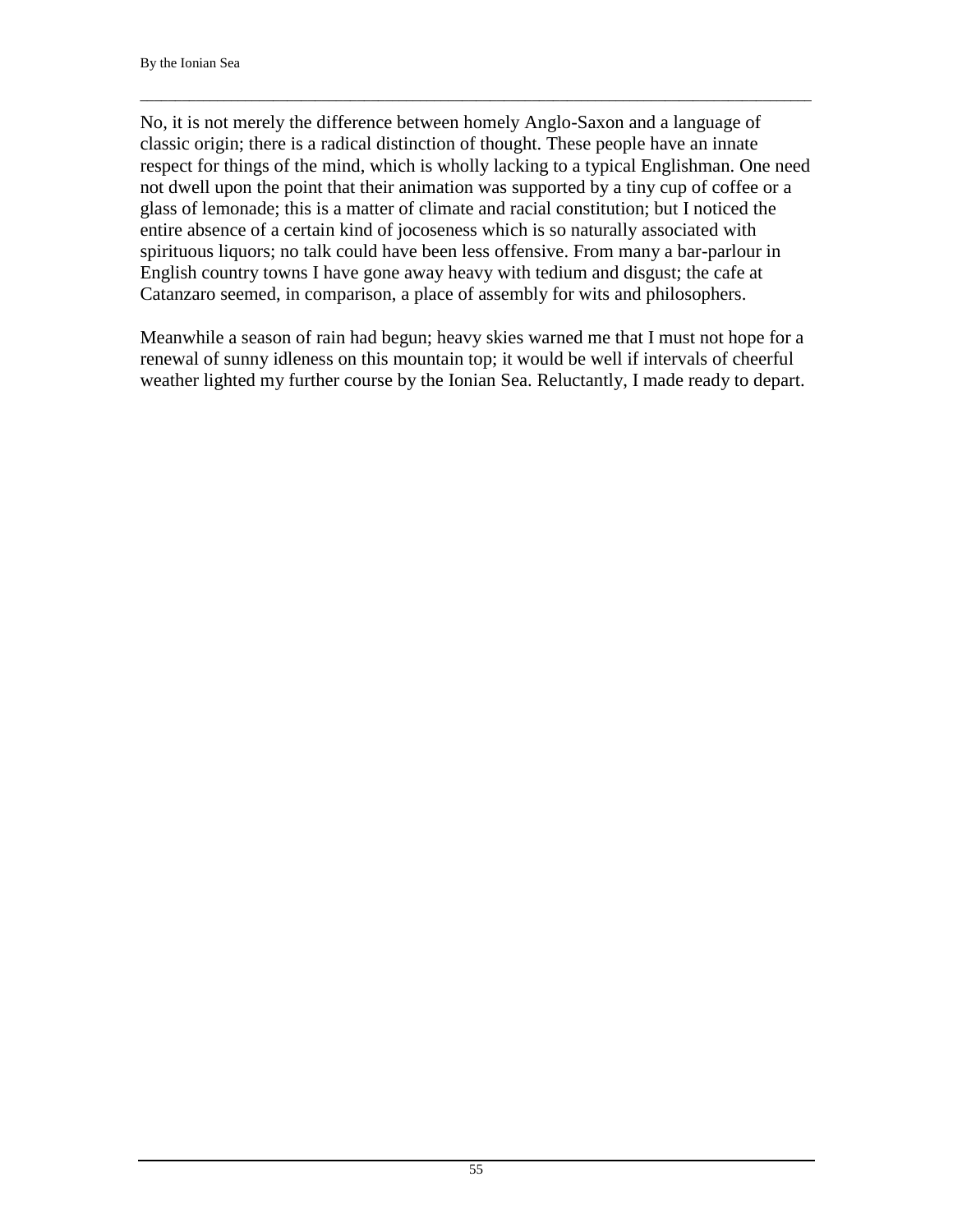No, it is not merely the difference between homely Anglo-Saxon and a language of classic origin; there is a radical distinction of thought. These people have an innate respect for things of the mind, which is wholly lacking to a typical Englishman. One need not dwell upon the point that their animation was supported by a tiny cup of coffee or a glass of lemonade; this is a matter of climate and racial constitution; but I noticed the entire absence of a certain kind of jocoseness which is so naturally associated with spirituous liquors; no talk could have been less offensive. From many a bar-parlour in English country towns I have gone away heavy with tedium and disgust; the cafe at Catanzaro seemed, in comparison, a place of assembly for wits and philosophers.

Meanwhile a season of rain had begun; heavy skies warned me that I must not hope for a renewal of sunny idleness on this mountain top; it would be well if intervals of cheerful weather lighted my further course by the Ionian Sea. Reluctantly, I made ready to depart.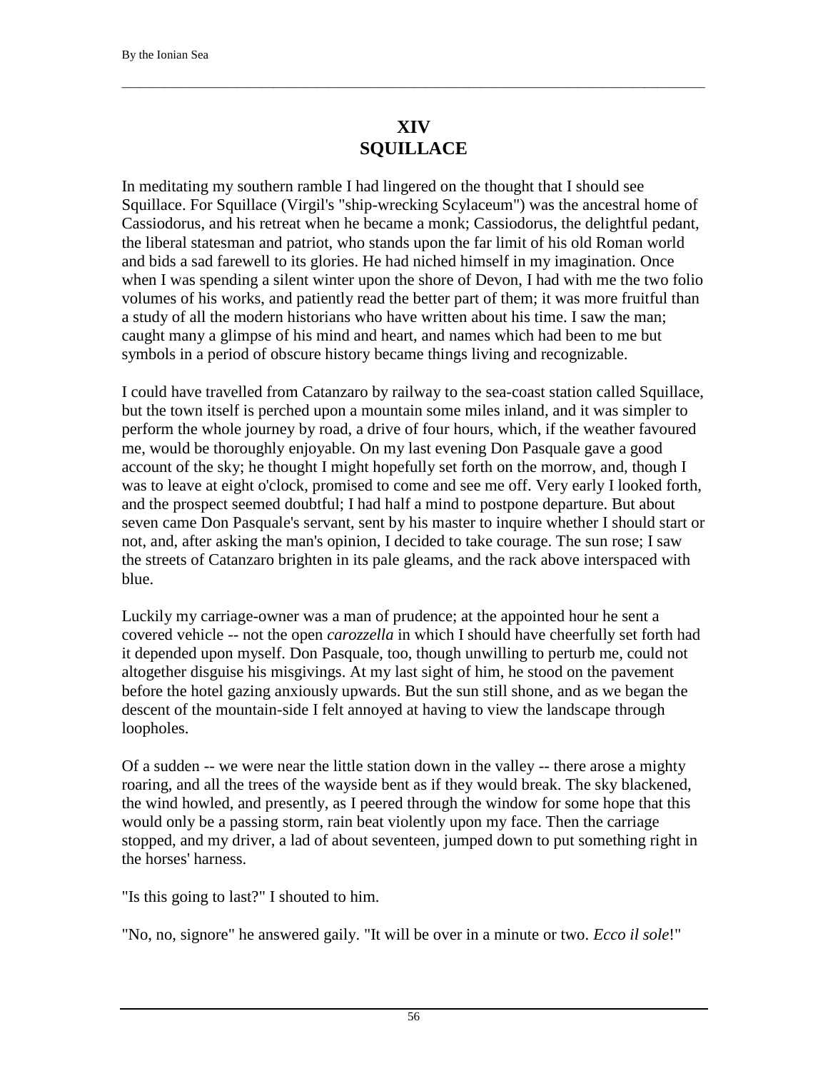# XIV
# SQUILLACE

In meditating my southern ramble I had lingered on the thought that I should see Squillace. For Squillace (Virgil's "ship-wrecking Scylaceum") was the ancestral home of Cassiodorus, and his retreat when he became a monk; Cassiodorus, the delightful pedant, the liberal statesman and patriot, who stands upon the far limit of his old Roman world and bids a sad farewell to its glories. He had niched himself in my imagination. Once when I was spending a silent winter upon the shore of Devon, I had with me the two folio volumes of his works, and patiently read the better part of them; it was more fruitful than a study of all the modern historians who have written about his time. I saw the man; caught many a glimpse of his mind and heart, and names which had been to me but symbols in a period of obscure history became things living and recognizable.

I could have travelled from Catanzaro by railway to the sea-coast station called Squillace, but the town itself is perched upon a mountain some miles inland, and it was simpler to perform the whole journey by road, a drive of four hours, which, if the weather favoured me, would be thoroughly enjoyable. On my last evening Don Pasquale gave a good account of the sky; he thought I might hopefully set forth on the morrow, and, though I was to leave at eight o'clock, promised to come and see me off. Very early I looked forth, and the prospect seemed doubtful; I had half a mind to postpone departure. But about seven came Don Pasquale's servant, sent by his master to inquire whether I should start or not, and, after asking the man's opinion, I decided to take courage. The sun rose; I saw the streets of Catanzaro brighten in its pale gleams, and the rack above interspaced with blue.

Luckily my carriage-owner was a man of prudence; at the appointed hour he sent a covered vehicle -- not the open *carozzella* in which I should have cheerfully set forth had it depended upon myself. Don Pasquale, too, though unwilling to perturb me, could not altogether disguise his misgivings. At my last sight of him, he stood on the pavement before the hotel gazing anxiously upwards. But the sun still shone, and as we began the descent of the mountain-side I felt annoyed at having to view the landscape through loopholes.

Of a sudden -- we were near the little station down in the valley -- there arose a mighty roaring, and all the trees of the wayside bent as if they would break. The sky blackened, the wind howled, and presently, as I peered through the window for some hope that this would only be a passing storm, rain beat violently upon my face. Then the carriage stopped, and my driver, a lad of about seventeen, jumped down to put something right in the horses' harness.

"Is this going to last?" I shouted to him.

"No, no, signore" he answered gaily. "It will be over in a minute or two. *Ecco il sole*!"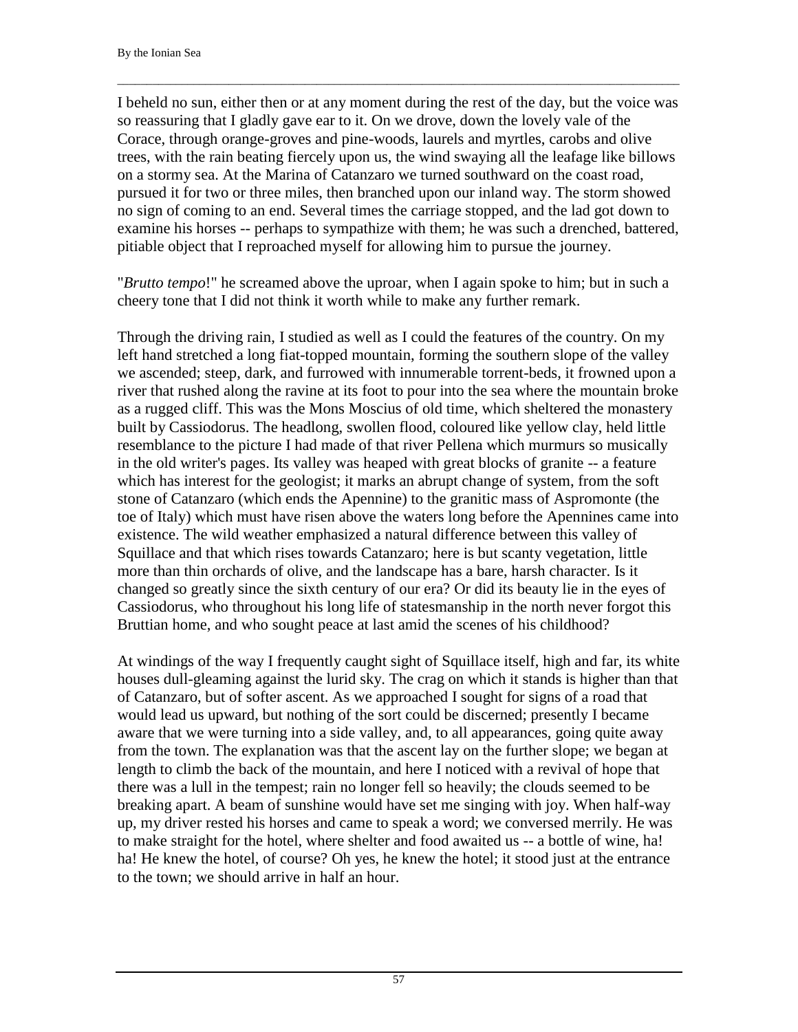I beheld no sun, either then or at any moment during the rest of the day, but the voice was so reassuring that I gladly gave ear to it. On we drove, down the lovely vale of the Corace, through orange-groves and pine-woods, laurels and myrtles, carobs and olive trees, with the rain beating fiercely upon us, the wind swaying all the leafage like billows on a stormy sea. At the Marina of Catanzaro we turned southward on the coast road, pursued it for two or three miles, then branched upon our inland way. The storm showed no sign of coming to an end. Several times the carriage stopped, and the lad got down to examine his horses -- perhaps to sympathize with them; he was such a drenched, battered, pitiable object that I reproached myself for allowing him to pursue the journey.

"*Brutto tempo*!" he screamed above the uproar, when I again spoke to him; but in such a cheery tone that I did not think it worth while to make any further remark.

Through the driving rain, I studied as well as I could the features of the country. On my left hand stretched a long fiat-topped mountain, forming the southern slope of the valley we ascended; steep, dark, and furrowed with innumerable torrent-beds, it frowned upon a river that rushed along the ravine at its foot to pour into the sea where the mountain broke as a rugged cliff. This was the Mons Moscius of old time, which sheltered the monastery built by Cassiodorus. The headlong, swollen flood, coloured like yellow clay, held little resemblance to the picture I had made of that river Pellena which murmurs so musically in the old writer's pages. Its valley was heaped with great blocks of granite -- a feature which has interest for the geologist; it marks an abrupt change of system, from the soft stone of Catanzaro (which ends the Apennine) to the granitic mass of Aspromonte (the toe of Italy) which must have risen above the waters long before the Apennines came into existence. The wild weather emphasized a natural difference between this valley of Squillace and that which rises towards Catanzaro; here is but scanty vegetation, little more than thin orchards of olive, and the landscape has a bare, harsh character. Is it changed so greatly since the sixth century of our era? Or did its beauty lie in the eyes of Cassiodorus, who throughout his long life of statesmanship in the north never forgot this Bruttian home, and who sought peace at last amid the scenes of his childhood?

At windings of the way I frequently caught sight of Squillace itself, high and far, its white houses dull-gleaming against the lurid sky. The crag on which it stands is higher than that of Catanzaro, but of softer ascent. As we approached I sought for signs of a road that would lead us upward, but nothing of the sort could be discerned; presently I became aware that we were turning into a side valley, and, to all appearances, going quite away from the town. The explanation was that the ascent lay on the further slope; we began at length to climb the back of the mountain, and here I noticed with a revival of hope that there was a lull in the tempest; rain no longer fell so heavily; the clouds seemed to be breaking apart. A beam of sunshine would have set me singing with joy. When half-way up, my driver rested his horses and came to speak a word; we conversed merrily. He was to make straight for the hotel, where shelter and food awaited us -- a bottle of wine, ha! ha! He knew the hotel, of course? Oh yes, he knew the hotel; it stood just at the entrance to the town; we should arrive in half an hour.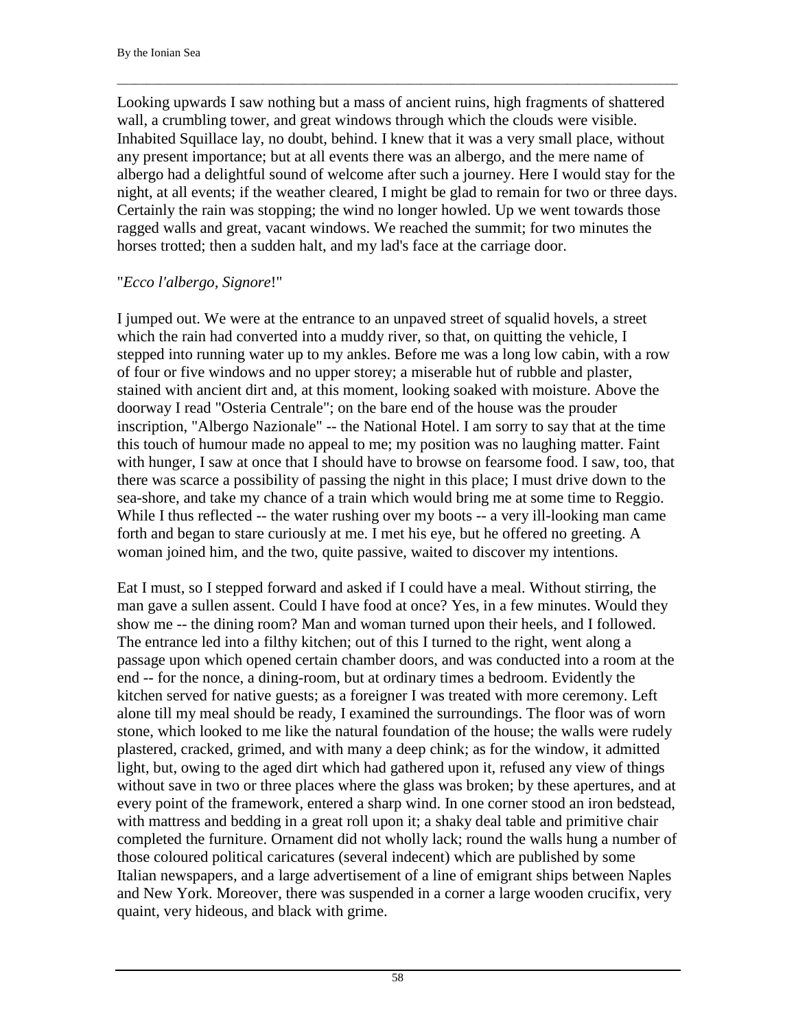Looking upwards I saw nothing but a mass of ancient ruins, high fragments of shattered wall, a crumbling tower, and great windows through which the clouds were visible. Inhabited Squillace lay, no doubt, behind. I knew that it was a very small place, without any present importance; but at all events there was an albergo, and the mere name of albergo had a delightful sound of welcome after such a journey. Here I would stay for the night, at all events; if the weather cleared, I might be glad to remain for two or three days. Certainly the rain was stopping; the wind no longer howled. Up we went towards those ragged walls and great, vacant windows. We reached the summit; for two minutes the horses trotted; then a sudden halt, and my lad's face at the carriage door.

"*Ecco l'albergo, Signore*!"

I jumped out. We were at the entrance to an unpaved street of squalid hovels, a street which the rain had converted into a muddy river, so that, on quitting the vehicle, I stepped into running water up to my ankles. Before me was a long low cabin, with a row of four or five windows and no upper storey; a miserable hut of rubble and plaster, stained with ancient dirt and, at this moment, looking soaked with moisture. Above the doorway I read "Osteria Centrale"; on the bare end of the house was the prouder inscription, "Albergo Nazionale" -- the National Hotel. I am sorry to say that at the time this touch of humour made no appeal to me; my position was no laughing matter. Faint with hunger, I saw at once that I should have to browse on fearsome food. I saw, too, that there was scarce a possibility of passing the night in this place; I must drive down to the sea-shore, and take my chance of a train which would bring me at some time to Reggio. While I thus reflected -- the water rushing over my boots -- a very ill-looking man came forth and began to stare curiously at me. I met his eye, but he offered no greeting. A woman joined him, and the two, quite passive, waited to discover my intentions.

Eat I must, so I stepped forward and asked if I could have a meal. Without stirring, the man gave a sullen assent. Could I have food at once? Yes, in a few minutes. Would they show me -- the dining room? Man and woman turned upon their heels, and I followed. The entrance led into a filthy kitchen; out of this I turned to the right, went along a passage upon which opened certain chamber doors, and was conducted into a room at the end -- for the nonce, a dining-room, but at ordinary times a bedroom. Evidently the kitchen served for native guests; as a foreigner I was treated with more ceremony. Left alone till my meal should be ready, I examined the surroundings. The floor was of worn stone, which looked to me like the natural foundation of the house; the walls were rudely plastered, cracked, grimed, and with many a deep chink; as for the window, it admitted light, but, owing to the aged dirt which had gathered upon it, refused any view of things without save in two or three places where the glass was broken; by these apertures, and at every point of the framework, entered a sharp wind. In one corner stood an iron bedstead, with mattress and bedding in a great roll upon it; a shaky deal table and primitive chair completed the furniture. Ornament did not wholly lack; round the walls hung a number of those coloured political caricatures (several indecent) which are published by some Italian newspapers, and a large advertisement of a line of emigrant ships between Naples and New York. Moreover, there was suspended in a corner a large wooden crucifix, very quaint, very hideous, and black with grime.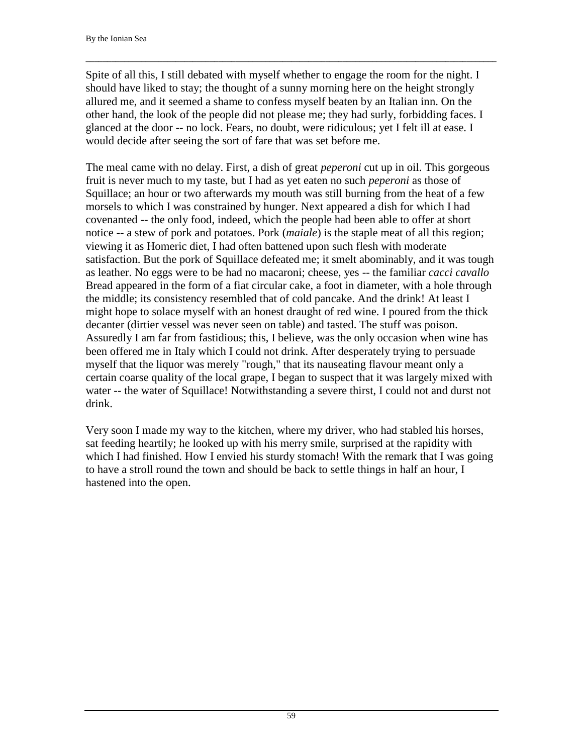Spite of all this, I still debated with myself whether to engage the room for the night. I should have liked to stay; the thought of a sunny morning here on the height strongly allured me, and it seemed a shame to confess myself beaten by an Italian inn. On the other hand, the look of the people did not please me; they had surly, forbidding faces. I glanced at the door -- no lock. Fears, no doubt, were ridiculous; yet I felt ill at ease. I would decide after seeing the sort of fare that was set before me.

The meal came with no delay. First, a dish of great *peperoni* cut up in oil. This gorgeous fruit is never much to my taste, but I had as yet eaten no such *peperoni* as those of Squillace; an hour or two afterwards my mouth was still burning from the heat of a few morsels to which I was constrained by hunger. Next appeared a dish for which I had covenanted -- the only food, indeed, which the people had been able to offer at short notice -- a stew of pork and potatoes. Pork (*maiale*) is the staple meat of all this region; viewing it as Homeric diet, I had often battened upon such flesh with moderate satisfaction. But the pork of Squillace defeated me; it smelt abominably, and it was tough as leather. No eggs were to be had no macaroni; cheese, yes -- the familiar *cacci cavallo* Bread appeared in the form of a fiat circular cake, a foot in diameter, with a hole through the middle; its consistency resembled that of cold pancake. And the drink! At least I might hope to solace myself with an honest draught of red wine. I poured from the thick decanter (dirtier vessel was never seen on table) and tasted. The stuff was poison. Assuredly I am far from fastidious; this, I believe, was the only occasion when wine has been offered me in Italy which I could not drink. After desperately trying to persuade myself that the liquor was merely "rough," that its nauseating flavour meant only a certain coarse quality of the local grape, I began to suspect that it was largely mixed with water -- the water of Squillace! Notwithstanding a severe thirst, I could not and durst not drink.

Very soon I made my way to the kitchen, where my driver, who had stabled his horses, sat feeding heartily; he looked up with his merry smile, surprised at the rapidity with which I had finished. How I envied his sturdy stomach! With the remark that I was going to have a stroll round the town and should be back to settle things in half an hour, I hastened into the open.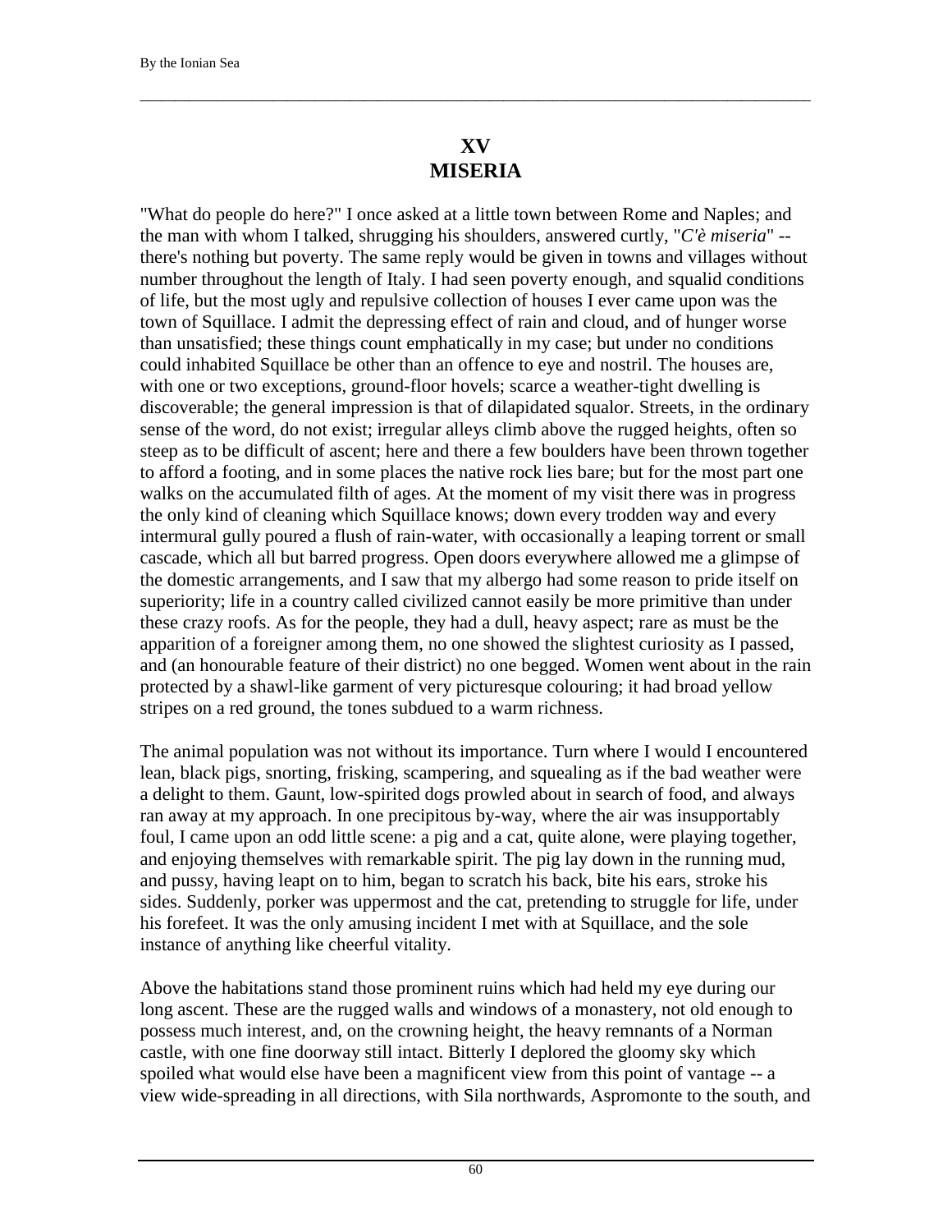# XV
# MISERIA

"What do people do here?" I once asked at a little town between Rome and Naples; and the man with whom I talked, shrugging his shoulders, answered curtly, "*C'è miseria*" -- there's nothing but poverty. The same reply would be given in towns and villages without number throughout the length of Italy. I had seen poverty enough, and squalid conditions of life, but the most ugly and repulsive collection of houses I ever came upon was the town of Squillace. I admit the depressing effect of rain and cloud, and of hunger worse than unsatisfied; these things count emphatically in my case; but under no conditions could inhabited Squillace be other than an offence to eye and nostril. The houses are, with one or two exceptions, ground-floor hovels; scarce a weather-tight dwelling is discoverable; the general impression is that of dilapidated squalor. Streets, in the ordinary sense of the word, do not exist; irregular alleys climb above the rugged heights, often so steep as to be difficult of ascent; here and there a few boulders have been thrown together to afford a footing, and in some places the native rock lies bare; but for the most part one walks on the accumulated filth of ages. At the moment of my visit there was in progress the only kind of cleaning which Squillace knows; down every trodden way and every intermural gully poured a flush of rain-water, with occasionally a leaping torrent or small cascade, which all but barred progress. Open doors everywhere allowed me a glimpse of the domestic arrangements, and I saw that my albergo had some reason to pride itself on superiority; life in a country called civilized cannot easily be more primitive than under these crazy roofs. As for the people, they had a dull, heavy aspect; rare as must be the apparition of a foreigner among them, no one showed the slightest curiosity as I passed, and (an honourable feature of their district) no one begged. Women went about in the rain protected by a shawl-like garment of very picturesque colouring; it had broad yellow stripes on a red ground, the tones subdued to a warm richness.

The animal population was not without its importance. Turn where I would I encountered lean, black pigs, snorting, frisking, scampering, and squealing as if the bad weather were a delight to them. Gaunt, low-spirited dogs prowled about in search of food, and always ran away at my approach. In one precipitous by-way, where the air was insupportably foul, I came upon an odd little scene: a pig and a cat, quite alone, were playing together, and enjoying themselves with remarkable spirit. The pig lay down in the running mud, and pussy, having leapt on to him, began to scratch his back, bite his ears, stroke his sides. Suddenly, porker was uppermost and the cat, pretending to struggle for life, under his forefeet. It was the only amusing incident I met with at Squillace, and the sole instance of anything like cheerful vitality.

Above the habitations stand those prominent ruins which had held my eye during our long ascent. These are the rugged walls and windows of a monastery, not old enough to possess much interest, and, on the crowning height, the heavy remnants of a Norman castle, with one fine doorway still intact. Bitterly I deplored the gloomy sky which spoiled what would else have been a magnificent view from this point of vantage -- a view wide-spreading in all directions, with Sila northwards, Aspromonte to the south, and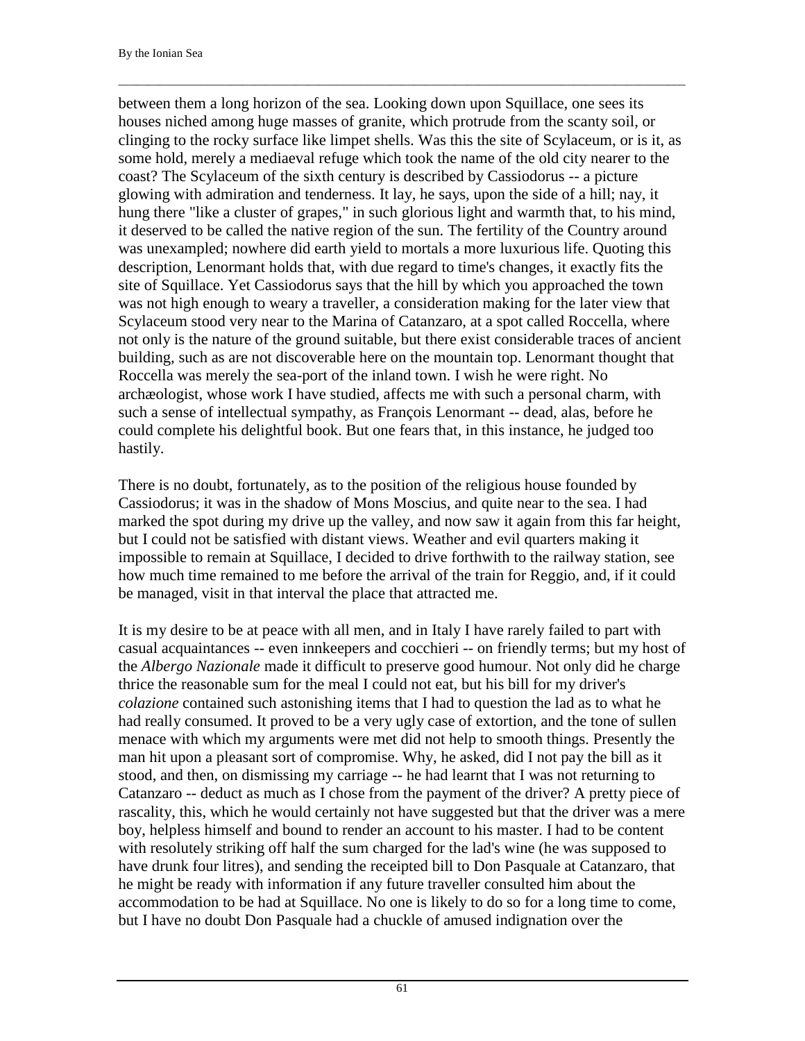between them a long horizon of the sea. Looking down upon Squillace, one sees its houses niched among huge masses of granite, which protrude from the scanty soil, or clinging to the rocky surface like limpet shells. Was this the site of Scylaceum, or is it, as some hold, merely a mediaeval refuge which took the name of the old city nearer to the coast? The Scylaceum of the sixth century is described by Cassiodorus -- a picture glowing with admiration and tenderness. It lay, he says, upon the side of a hill; nay, it hung there "like a cluster of grapes," in such glorious light and warmth that, to his mind, it deserved to be called the native region of the sun. The fertility of the Country around was unexampled; nowhere did earth yield to mortals a more luxurious life. Quoting this description, Lenormant holds that, with due regard to time's changes, it exactly fits the site of Squillace. Yet Cassiodorus says that the hill by which you approached the town was not high enough to weary a traveller, a consideration making for the later view that Scylaceum stood very near to the Marina of Catanzaro, at a spot called Roccella, where not only is the nature of the ground suitable, but there exist considerable traces of ancient building, such as are not discoverable here on the mountain top. Lenormant thought that Roccella was merely the sea-port of the inland town. I wish he were right. No archæologist, whose work I have studied, affects me with such a personal charm, with such a sense of intellectual sympathy, as François Lenormant -- dead, alas, before he could complete his delightful book. But one fears that, in this instance, he judged too hastily.

There is no doubt, fortunately, as to the position of the religious house founded by Cassiodorus; it was in the shadow of Mons Moscius, and quite near to the sea. I had marked the spot during my drive up the valley, and now saw it again from this far height, but I could not be satisfied with distant views. Weather and evil quarters making it impossible to remain at Squillace, I decided to drive forthwith to the railway station, see how much time remained to me before the arrival of the train for Reggio, and, if it could be managed, visit in that interval the place that attracted me.

It is my desire to be at peace with all men, and in Italy I have rarely failed to part with casual acquaintances -- even innkeepers and cocchieri -- on friendly terms; but my host of the *Albergo Nazionale* made it difficult to preserve good humour. Not only did he charge thrice the reasonable sum for the meal I could not eat, but his bill for my driver's *colazione* contained such astonishing items that I had to question the lad as to what he had really consumed. It proved to be a very ugly case of extortion, and the tone of sullen menace with which my arguments were met did not help to smooth things. Presently the man hit upon a pleasant sort of compromise. Why, he asked, did I not pay the bill as it stood, and then, on dismissing my carriage -- he had learnt that I was not returning to Catanzaro -- deduct as much as I chose from the payment of the driver? A pretty piece of rascality, this, which he would certainly not have suggested but that the driver was a mere boy, helpless himself and bound to render an account to his master. I had to be content with resolutely striking off half the sum charged for the lad's wine (he was supposed to have drunk four litres), and sending the receipted bill to Don Pasquale at Catanzaro, that he might be ready with information if any future traveller consulted him about the accommodation to be had at Squillace. No one is likely to do so for a long time to come, but I have no doubt Don Pasquale had a chuckle of amused indignation over the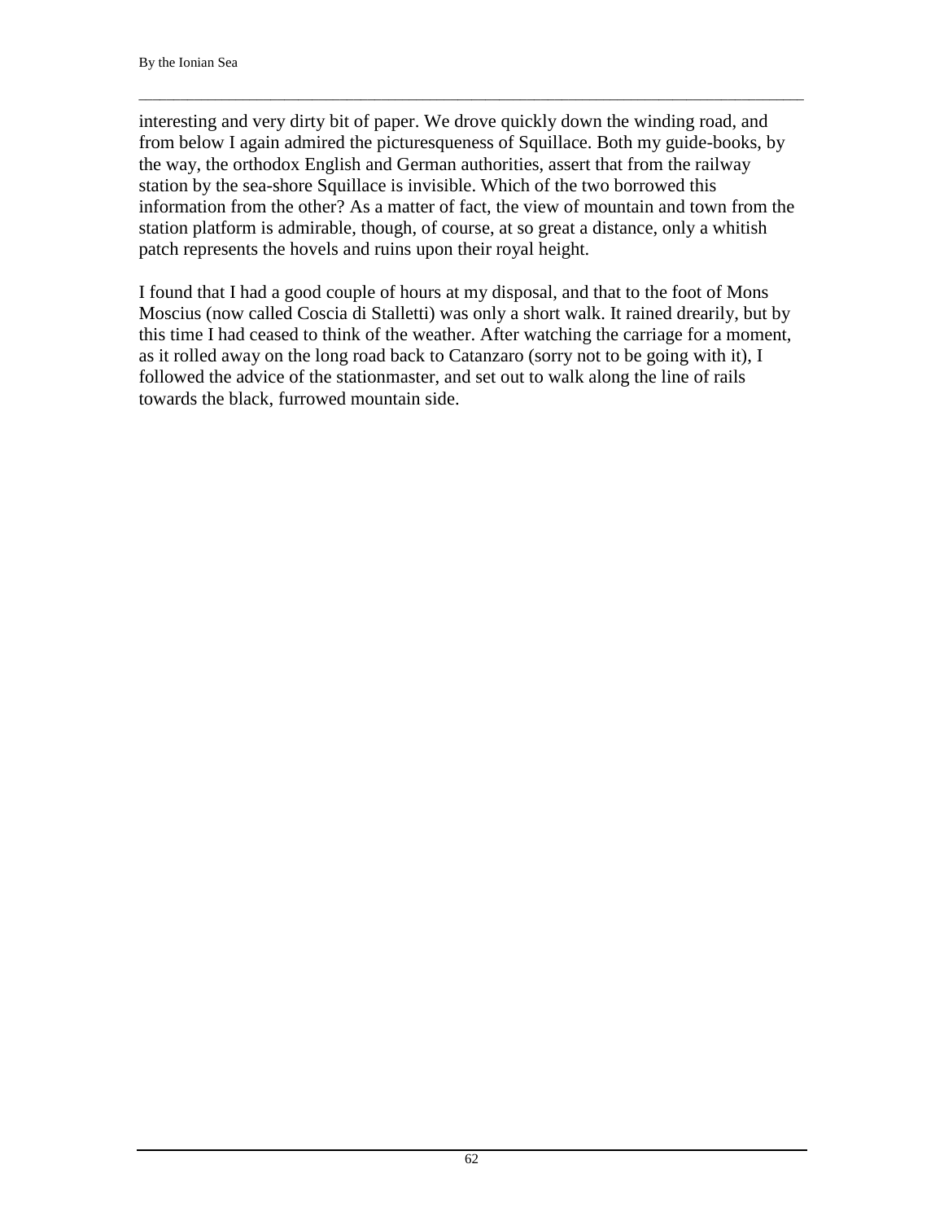interesting and very dirty bit of paper. We drove quickly down the winding road, and from below I again admired the picturesqueness of Squillace. Both my guide-books, by the way, the orthodox English and German authorities, assert that from the railway station by the sea-shore Squillace is invisible. Which of the two borrowed this information from the other? As a matter of fact, the view of mountain and town from the station platform is admirable, though, of course, at so great a distance, only a whitish patch represents the hovels and ruins upon their royal height.

I found that I had a good couple of hours at my disposal, and that to the foot of Mons Moscius (now called Coscia di Stalletti) was only a short walk. It rained drearily, but by this time I had ceased to think of the weather. After watching the carriage for a moment, as it rolled away on the long road back to Catanzaro (sorry not to be going with it), I followed the advice of the stationmaster, and set out to walk along the line of rails towards the black, furrowed mountain side.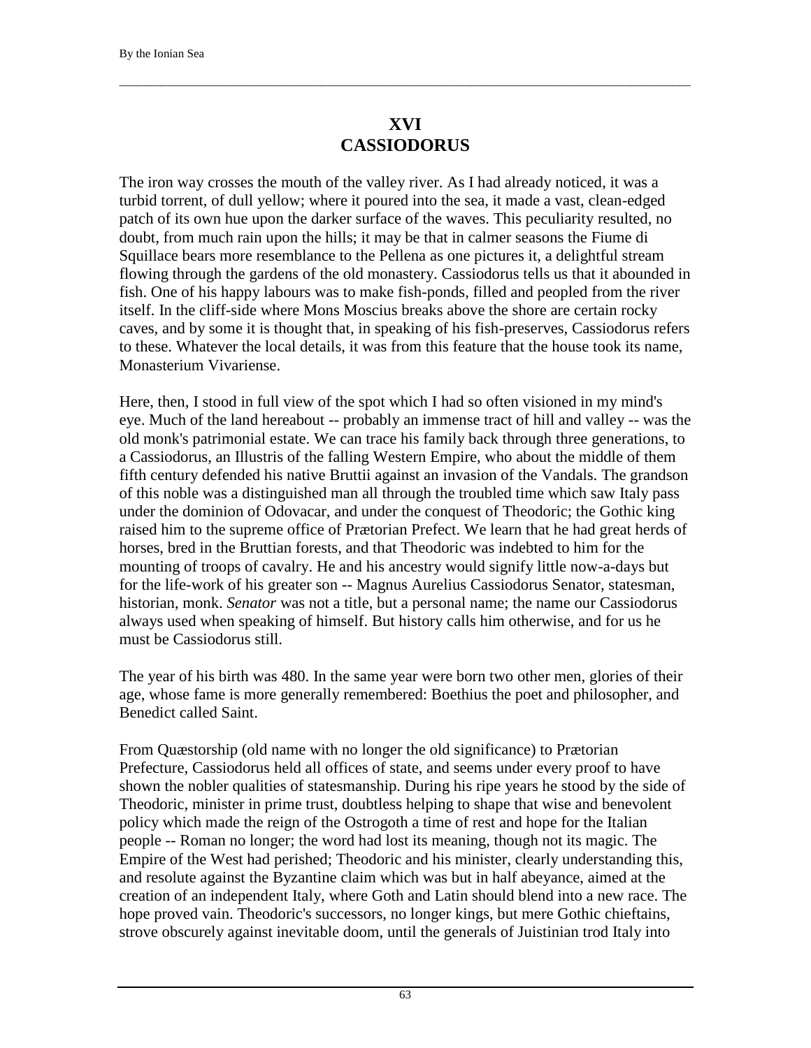# XVI
# CASSIODORUS

The iron way crosses the mouth of the valley river. As I had already noticed, it was a turbid torrent, of dull yellow; where it poured into the sea, it made a vast, clean-edged patch of its own hue upon the darker surface of the waves. This peculiarity resulted, no doubt, from much rain upon the hills; it may be that in calmer seasons the Fiume di Squillace bears more resemblance to the Pellena as one pictures it, a delightful stream flowing through the gardens of the old monastery. Cassiodorus tells us that it abounded in fish. One of his happy labours was to make fish-ponds, filled and peopled from the river itself. In the cliff-side where Mons Moscius breaks above the shore are certain rocky caves, and by some it is thought that, in speaking of his fish-preserves, Cassiodorus refers to these. Whatever the local details, it was from this feature that the house took its name, Monasterium Vivariense.

Here, then, I stood in full view of the spot which I had so often visioned in my mind's eye. Much of the land hereabout -- probably an immense tract of hill and valley -- was the old monk's patrimonial estate. We can trace his family back through three generations, to a Cassiodorus, an Illustris of the falling Western Empire, who about the middle of them fifth century defended his native Bruttii against an invasion of the Vandals. The grandson of this noble was a distinguished man all through the troubled time which saw Italy pass under the dominion of Odovacar, and under the conquest of Theodoric; the Gothic king raised him to the supreme office of Prætorian Prefect. We learn that he had great herds of horses, bred in the Bruttian forests, and that Theodoric was indebted to him for the mounting of troops of cavalry. He and his ancestry would signify little now-a-days but for the life-work of his greater son -- Magnus Aurelius Cassiodorus Senator, statesman, historian, monk. *Senator* was not a title, but a personal name; the name our Cassiodorus always used when speaking of himself. But history calls him otherwise, and for us he must be Cassiodorus still.

The year of his birth was 480. In the same year were born two other men, glories of their age, whose fame is more generally remembered: Boethius the poet and philosopher, and Benedict called Saint.

From Quæstorship (old name with no longer the old significance) to Prætorian Prefecture, Cassiodorus held all offices of state, and seems under every proof to have shown the nobler qualities of statesmanship. During his ripe years he stood by the side of Theodoric, minister in prime trust, doubtless helping to shape that wise and benevolent policy which made the reign of the Ostrogoth a time of rest and hope for the Italian people -- Roman no longer; the word had lost its meaning, though not its magic. The Empire of the West had perished; Theodoric and his minister, clearly understanding this, and resolute against the Byzantine claim which was but in half abeyance, aimed at the creation of an independent Italy, where Goth and Latin should blend into a new race. The hope proved vain. Theodoric's successors, no longer kings, but mere Gothic chieftains, strove obscurely against inevitable doom, until the generals of Juistinian trod Italy into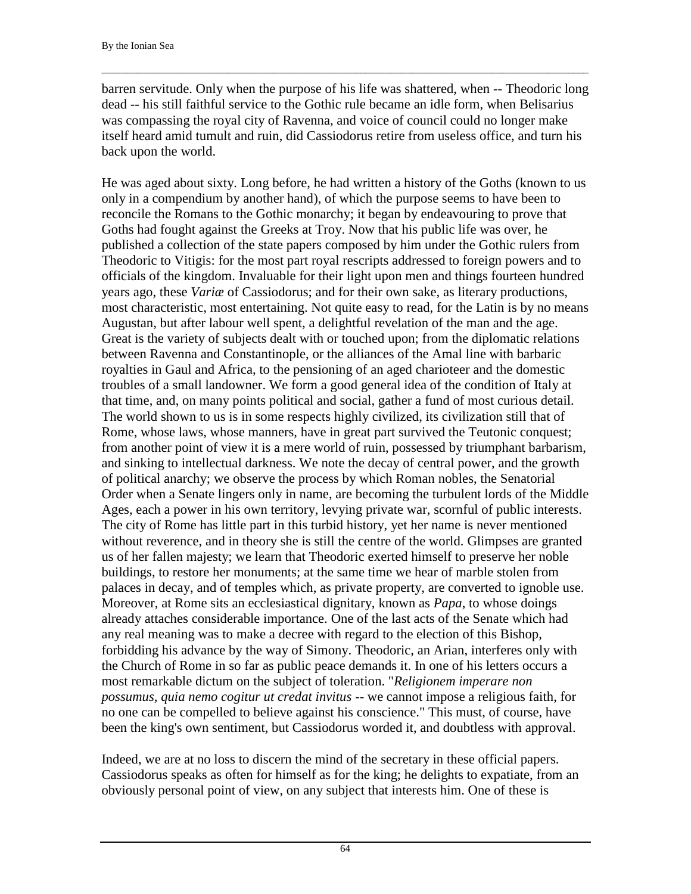barren servitude. Only when the purpose of his life was shattered, when -- Theodoric long dead -- his still faithful service to the Gothic rule became an idle form, when Belisarius was compassing the royal city of Ravenna, and voice of council could no longer make itself heard amid tumult and ruin, did Cassiodorus retire from useless office, and turn his back upon the world.

He was aged about sixty. Long before, he had written a history of the Goths (known to us only in a compendium by another hand), of which the purpose seems to have been to reconcile the Romans to the Gothic monarchy; it began by endeavouring to prove that Goths had fought against the Greeks at Troy. Now that his public life was over, he published a collection of the state papers composed by him under the Gothic rulers from Theodoric to Vitigis: for the most part royal rescripts addressed to foreign powers and to officials of the kingdom. Invaluable for their light upon men and things fourteen hundred years ago, these *Variæ* of Cassiodorus; and for their own sake, as literary productions, most characteristic, most entertaining. Not quite easy to read, for the Latin is by no means Augustan, but after labour well spent, a delightful revelation of the man and the age. Great is the variety of subjects dealt with or touched upon; from the diplomatic relations between Ravenna and Constantinople, or the alliances of the Amal line with barbaric royalties in Gaul and Africa, to the pensioning of an aged charioteer and the domestic troubles of a small landowner. We form a good general idea of the condition of Italy at that time, and, on many points political and social, gather a fund of most curious detail. The world shown to us is in some respects highly civilized, its civilization still that of Rome, whose laws, whose manners, have in great part survived the Teutonic conquest; from another point of view it is a mere world of ruin, possessed by triumphant barbarism, and sinking to intellectual darkness. We note the decay of central power, and the growth of political anarchy; we observe the process by which Roman nobles, the Senatorial Order when a Senate lingers only in name, are becoming the turbulent lords of the Middle Ages, each a power in his own territory, levying private war, scornful of public interests. The city of Rome has little part in this turbid history, yet her name is never mentioned without reverence, and in theory she is still the centre of the world. Glimpses are granted us of her fallen majesty; we learn that Theodoric exerted himself to preserve her noble buildings, to restore her monuments; at the same time we hear of marble stolen from palaces in decay, and of temples which, as private property, are converted to ignoble use. Moreover, at Rome sits an ecclesiastical dignitary, known as *Papa*, to whose doings already attaches considerable importance. One of the last acts of the Senate which had any real meaning was to make a decree with regard to the election of this Bishop, forbidding his advance by the way of Simony. Theodoric, an Arian, interferes only with the Church of Rome in so far as public peace demands it. In one of his letters occurs a most remarkable dictum on the subject of toleration. "*Religionem imperare non possumus, quia nemo cogitur ut credat invitus* -- we cannot impose a religious faith, for no one can be compelled to believe against his conscience." This must, of course, have been the king's own sentiment, but Cassiodorus worded it, and doubtless with approval.

Indeed, we are at no loss to discern the mind of the secretary in these official papers. Cassiodorus speaks as often for himself as for the king; he delights to expatiate, from an obviously personal point of view, on any subject that interests him. One of these is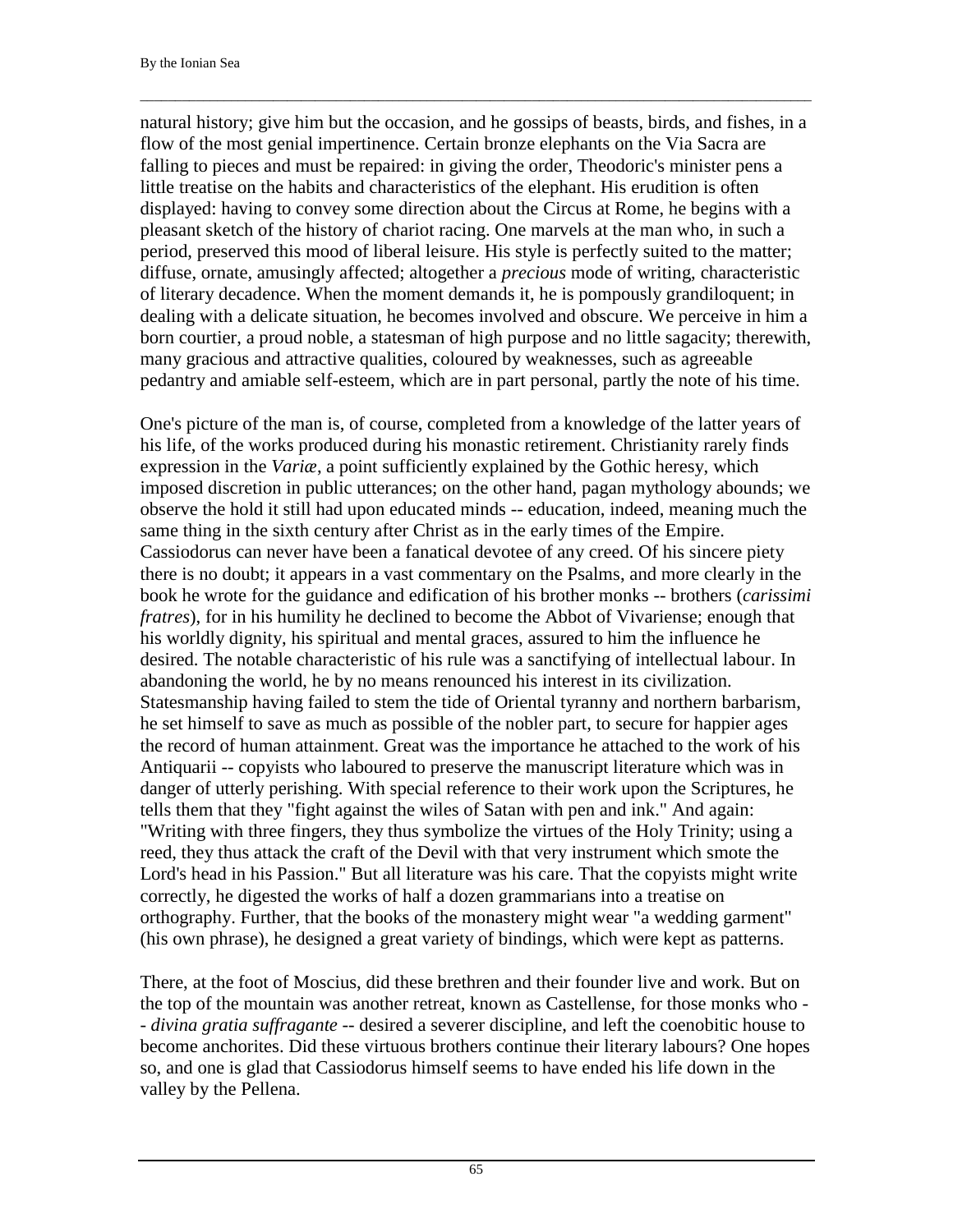natural history; give him but the occasion, and he gossips of beasts, birds, and fishes, in a flow of the most genial impertinence. Certain bronze elephants on the Via Sacra are falling to pieces and must be repaired: in giving the order, Theodoric's minister pens a little treatise on the habits and characteristics of the elephant. His erudition is often displayed: having to convey some direction about the Circus at Rome, he begins with a pleasant sketch of the history of chariot racing. One marvels at the man who, in such a period, preserved this mood of liberal leisure. His style is perfectly suited to the matter; diffuse, ornate, amusingly affected; altogether a *precious* mode of writing, characteristic of literary decadence. When the moment demands it, he is pompously grandiloquent; in dealing with a delicate situation, he becomes involved and obscure. We perceive in him a born courtier, a proud noble, a statesman of high purpose and no little sagacity; therewith, many gracious and attractive qualities, coloured by weaknesses, such as agreeable pedantry and amiable self-esteem, which are in part personal, partly the note of his time.

One's picture of the man is, of course, completed from a knowledge of the latter years of his life, of the works produced during his monastic retirement. Christianity rarely finds expression in the *Variæ*, a point sufficiently explained by the Gothic heresy, which imposed discretion in public utterances; on the other hand, pagan mythology abounds; we observe the hold it still had upon educated minds -- education, indeed, meaning much the same thing in the sixth century after Christ as in the early times of the Empire. Cassiodorus can never have been a fanatical devotee of any creed. Of his sincere piety there is no doubt; it appears in a vast commentary on the Psalms, and more clearly in the book he wrote for the guidance and edification of his brother monks -- brothers (*carissimi fratres*), for in his humility he declined to become the Abbot of Vivariense; enough that his worldly dignity, his spiritual and mental graces, assured to him the influence he desired. The notable characteristic of his rule was a sanctifying of intellectual labour. In abandoning the world, he by no means renounced his interest in its civilization. Statesmanship having failed to stem the tide of Oriental tyranny and northern barbarism, he set himself to save as much as possible of the nobler part, to secure for happier ages the record of human attainment. Great was the importance he attached to the work of his Antiquarii -- copyists who laboured to preserve the manuscript literature which was in danger of utterly perishing. With special reference to their work upon the Scriptures, he tells them that they "fight against the wiles of Satan with pen and ink." And again: "Writing with three fingers, they thus symbolize the virtues of the Holy Trinity; using a reed, they thus attack the craft of the Devil with that very instrument which smote the Lord's head in his Passion." But all literature was his care. That the copyists might write correctly, he digested the works of half a dozen grammarians into a treatise on orthography. Further, that the books of the monastery might wear "a wedding garment" (his own phrase), he designed a great variety of bindings, which were kept as patterns.

There, at the foot of Moscius, did these brethren and their founder live and work. But on the top of the mountain was another retreat, known as Castellense, for those monks who -- *divina gratia suffragante* -- desired a severer discipline, and left the coenobitic house to become anchorites. Did these virtuous brothers continue their literary labours? One hopes so, and one is glad that Cassiodorus himself seems to have ended his life down in the valley by the Pellena.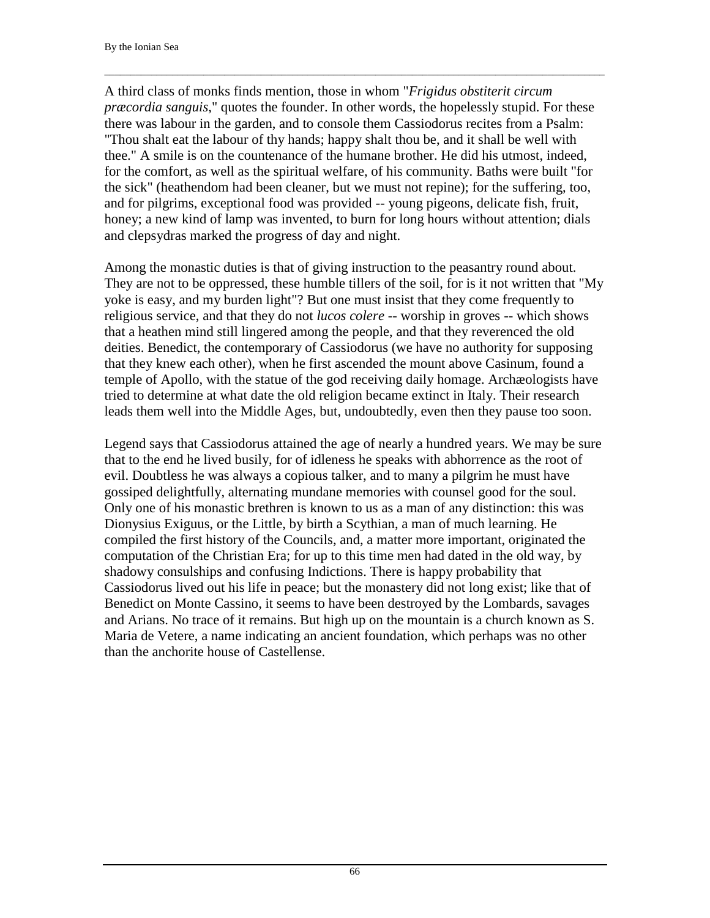A third class of monks finds mention, those in whom "*Frigidus obstiterit circum præcordia sanguis*," quotes the founder. In other words, the hopelessly stupid. For these there was labour in the garden, and to console them Cassiodorus recites from a Psalm: "Thou shalt eat the labour of thy hands; happy shalt thou be, and it shall be well with thee." A smile is on the countenance of the humane brother. He did his utmost, indeed, for the comfort, as well as the spiritual welfare, of his community. Baths were built "for the sick" (heathendom had been cleaner, but we must not repine); for the suffering, too, and for pilgrims, exceptional food was provided -- young pigeons, delicate fish, fruit, honey; a new kind of lamp was invented, to burn for long hours without attention; dials and clepsydras marked the progress of day and night.

Among the monastic duties is that of giving instruction to the peasantry round about. They are not to be oppressed, these humble tillers of the soil, for is it not written that "My yoke is easy, and my burden light"? But one must insist that they come frequently to religious service, and that they do not *lucos colere* -- worship in groves -- which shows that a heathen mind still lingered among the people, and that they reverenced the old deities. Benedict, the contemporary of Cassiodorus (we have no authority for supposing that they knew each other), when he first ascended the mount above Casinum, found a temple of Apollo, with the statue of the god receiving daily homage. Archæologists have tried to determine at what date the old religion became extinct in Italy. Their research leads them well into the Middle Ages, but, undoubtedly, even then they pause too soon.

Legend says that Cassiodorus attained the age of nearly a hundred years. We may be sure that to the end he lived busily, for of idleness he speaks with abhorrence as the root of evil. Doubtless he was always a copious talker, and to many a pilgrim he must have gossiped delightfully, alternating mundane memories with counsel good for the soul. Only one of his monastic brethren is known to us as a man of any distinction: this was Dionysius Exiguus, or the Little, by birth a Scythian, a man of much learning. He compiled the first history of the Councils, and, a matter more important, originated the computation of the Christian Era; for up to this time men had dated in the old way, by shadowy consulships and confusing Indictions. There is happy probability that Cassiodorus lived out his life in peace; but the monastery did not long exist; like that of Benedict on Monte Cassino, it seems to have been destroyed by the Lombards, savages and Arians. No trace of it remains. But high up on the mountain is a church known as S. Maria de Vetere, a name indicating an ancient foundation, which perhaps was no other than the anchorite house of Castellense.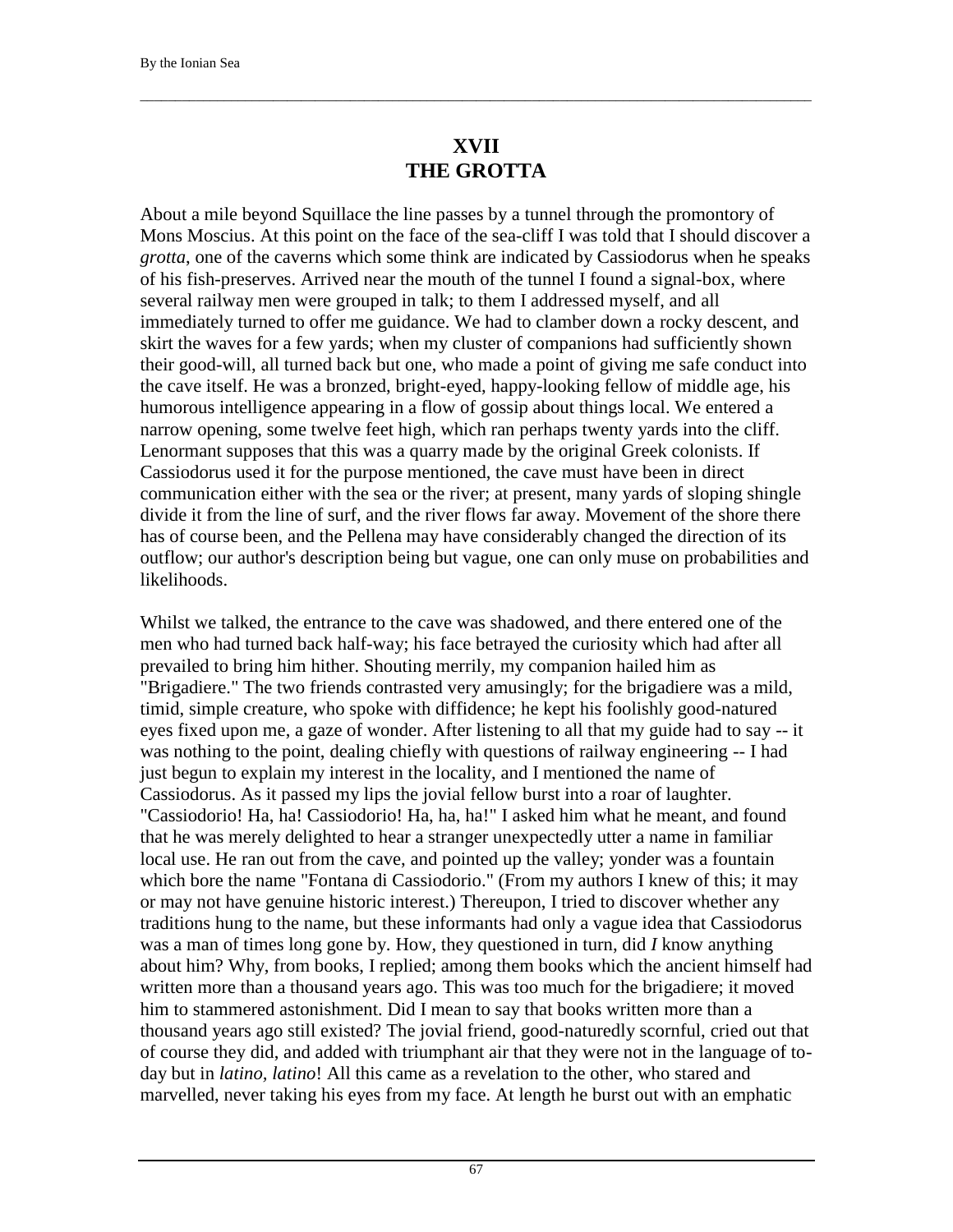## XVII
## THE GROTTA

About a mile beyond Squillace the line passes by a tunnel through the promontory of Mons Moscius. At this point on the face of the sea-cliff I was told that I should discover a *grotta*, one of the caverns which some think are indicated by Cassiodorus when he speaks of his fish-preserves. Arrived near the mouth of the tunnel I found a signal-box, where several railway men were grouped in talk; to them I addressed myself, and all immediately turned to offer me guidance. We had to clamber down a rocky descent, and skirt the waves for a few yards; when my cluster of companions had sufficiently shown their good-will, all turned back but one, who made a point of giving me safe conduct into the cave itself. He was a bronzed, bright-eyed, happy-looking fellow of middle age, his humorous intelligence appearing in a flow of gossip about things local. We entered a narrow opening, some twelve feet high, which ran perhaps twenty yards into the cliff. Lenormant supposes that this was a quarry made by the original Greek colonists. If Cassiodorus used it for the purpose mentioned, the cave must have been in direct communication either with the sea or the river; at present, many yards of sloping shingle divide it from the line of surf, and the river flows far away. Movement of the shore there has of course been, and the Pellena may have considerably changed the direction of its outflow; our author's description being but vague, one can only muse on probabilities and likelihoods.

Whilst we talked, the entrance to the cave was shadowed, and there entered one of the men who had turned back half-way; his face betrayed the curiosity which had after all prevailed to bring him hither. Shouting merrily, my companion hailed him as "Brigadiere." The two friends contrasted very amusingly; for the brigadiere was a mild, timid, simple creature, who spoke with diffidence; he kept his foolishly good-natured eyes fixed upon me, a gaze of wonder. After listening to all that my guide had to say -- it was nothing to the point, dealing chiefly with questions of railway engineering -- I had just begun to explain my interest in the locality, and I mentioned the name of Cassiodorus. As it passed my lips the jovial fellow burst into a roar of laughter. "Cassiodorio! Ha, ha! Cassiodorio! Ha, ha, ha!" I asked him what he meant, and found that he was merely delighted to hear a stranger unexpectedly utter a name in familiar local use. He ran out from the cave, and pointed up the valley; yonder was a fountain which bore the name "Fontana di Cassiodorio." (From my authors I knew of this; it may or may not have genuine historic interest.) Thereupon, I tried to discover whether any traditions hung to the name, but these informants had only a vague idea that Cassiodorus was a man of times long gone by. How, they questioned in turn, did *I* know anything about him? Why, from books, I replied; among them books which the ancient himself had written more than a thousand years ago. This was too much for the brigadiere; it moved him to stammered astonishment. Did I mean to say that books written more than a thousand years ago still existed? The jovial friend, good-naturedly scornful, cried out that of course they did, and added with triumphant air that they were not in the language of to-day but in *latino, latino*! All this came as a revelation to the other, who stared and marvelled, never taking his eyes from my face. At length he burst out with an emphatic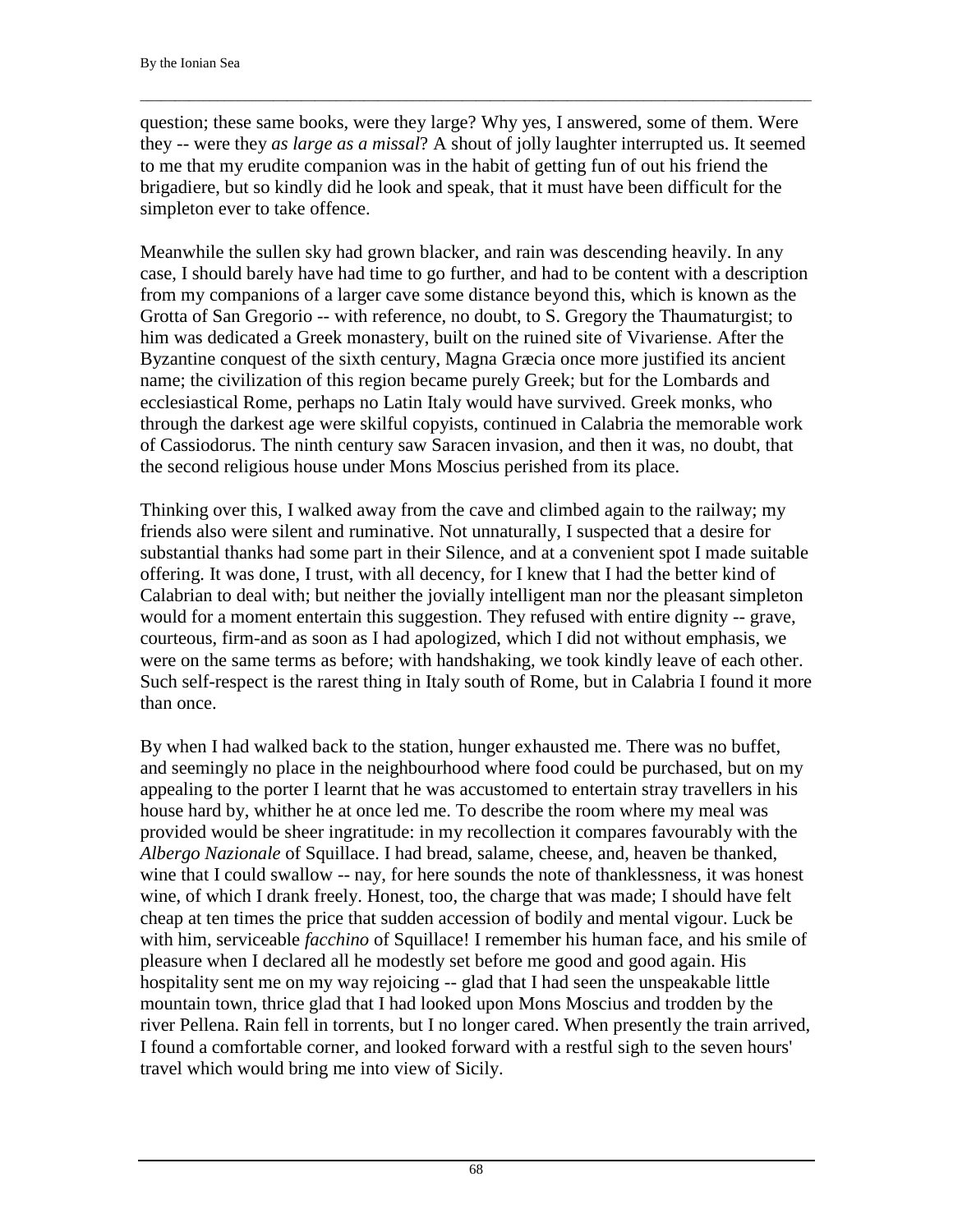question; these same books, were they large? Why yes, I answered, some of them. Were they -- were they *as large as a missal*? A shout of jolly laughter interrupted us. It seemed to me that my erudite companion was in the habit of getting fun of out his friend the brigadiere, but so kindly did he look and speak, that it must have been difficult for the simpleton ever to take offence.

Meanwhile the sullen sky had grown blacker, and rain was descending heavily. In any case, I should barely have had time to go further, and had to be content with a description from my companions of a larger cave some distance beyond this, which is known as the Grotta of San Gregorio -- with reference, no doubt, to S. Gregory the Thaumaturgist; to him was dedicated a Greek monastery, built on the ruined site of Vivariense. After the Byzantine conquest of the sixth century, Magna Græcia once more justified its ancient name; the civilization of this region became purely Greek; but for the Lombards and ecclesiastical Rome, perhaps no Latin Italy would have survived. Greek monks, who through the darkest age were skilful copyists, continued in Calabria the memorable work of Cassiodorus. The ninth century saw Saracen invasion, and then it was, no doubt, that the second religious house under Mons Moscius perished from its place.

Thinking over this, I walked away from the cave and climbed again to the railway; my friends also were silent and ruminative. Not unnaturally, I suspected that a desire for substantial thanks had some part in their Silence, and at a convenient spot I made suitable offering. It was done, I trust, with all decency, for I knew that I had the better kind of Calabrian to deal with; but neither the jovially intelligent man nor the pleasant simpleton would for a moment entertain this suggestion. They refused with entire dignity -- grave, courteous, firm-and as soon as I had apologized, which I did not without emphasis, we were on the same terms as before; with handshaking, we took kindly leave of each other. Such self-respect is the rarest thing in Italy south of Rome, but in Calabria I found it more than once.

By when I had walked back to the station, hunger exhausted me. There was no buffet, and seemingly no place in the neighbourhood where food could be purchased, but on my appealing to the porter I learnt that he was accustomed to entertain stray travellers in his house hard by, whither he at once led me. To describe the room where my meal was provided would be sheer ingratitude: in my recollection it compares favourably with the *Albergo Nazionale* of Squillace. I had bread, salame, cheese, and, heaven be thanked, wine that I could swallow -- nay, for here sounds the note of thanklessness, it was honest wine, of which I drank freely. Honest, too, the charge that was made; I should have felt cheap at ten times the price that sudden accession of bodily and mental vigour. Luck be with him, serviceable *facchino* of Squillace! I remember his human face, and his smile of pleasure when I declared all he modestly set before me good and good again. His hospitality sent me on my way rejoicing -- glad that I had seen the unspeakable little mountain town, thrice glad that I had looked upon Mons Moscius and trodden by the river Pellena. Rain fell in torrents, but I no longer cared. When presently the train arrived, I found a comfortable corner, and looked forward with a restful sigh to the seven hours' travel which would bring me into view of Sicily.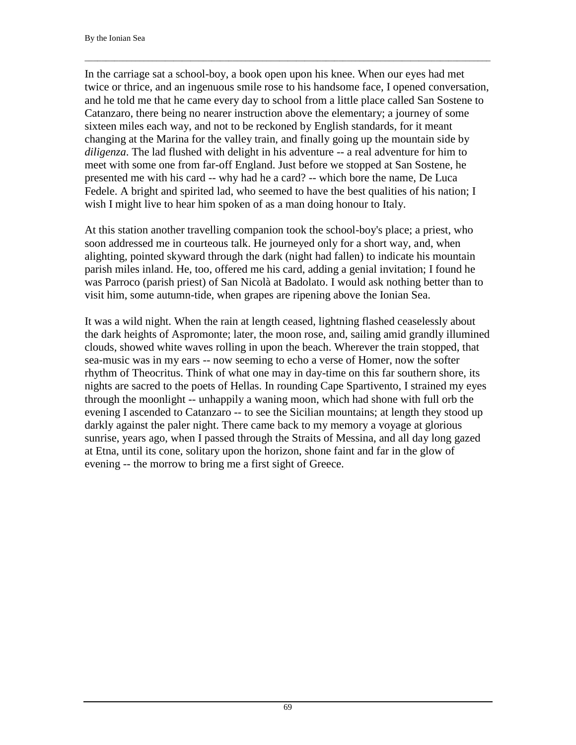In the carriage sat a school-boy, a book open upon his knee. When our eyes had met twice or thrice, and an ingenuous smile rose to his handsome face, I opened conversation, and he told me that he came every day to school from a little place called San Sostene to Catanzaro, there being no nearer instruction above the elementary; a journey of some sixteen miles each way, and not to be reckoned by English standards, for it meant changing at the Marina for the valley train, and finally going up the mountain side by *diligenza*. The lad flushed with delight in his adventure -- a real adventure for him to meet with some one from far-off England. Just before we stopped at San Sostene, he presented me with his card -- why had he a card? -- which bore the name, De Luca Fedele. A bright and spirited lad, who seemed to have the best qualities of his nation; I wish I might live to hear him spoken of as a man doing honour to Italy.

At this station another travelling companion took the school-boy's place; a priest, who soon addressed me in courteous talk. He journeyed only for a short way, and, when alighting, pointed skyward through the dark (night had fallen) to indicate his mountain parish miles inland. He, too, offered me his card, adding a genial invitation; I found he was Parroco (parish priest) of San Nicolà at Badolato. I would ask nothing better than to visit him, some autumn-tide, when grapes are ripening above the Ionian Sea.

It was a wild night. When the rain at length ceased, lightning flashed ceaselessly about the dark heights of Aspromonte; later, the moon rose, and, sailing amid grandly illumined clouds, showed white waves rolling in upon the beach. Wherever the train stopped, that sea-music was in my ears -- now seeming to echo a verse of Homer, now the softer rhythm of Theocritus. Think of what one may in day-time on this far southern shore, its nights are sacred to the poets of Hellas. In rounding Cape Spartivento, I strained my eyes through the moonlight -- unhappily a waning moon, which had shone with full orb the evening I ascended to Catanzaro -- to see the Sicilian mountains; at length they stood up darkly against the paler night. There came back to my memory a voyage at glorious sunrise, years ago, when I passed through the Straits of Messina, and all day long gazed at Etna, until its cone, solitary upon the horizon, shone faint and far in the glow of evening -- the morrow to bring me a first sight of Greece.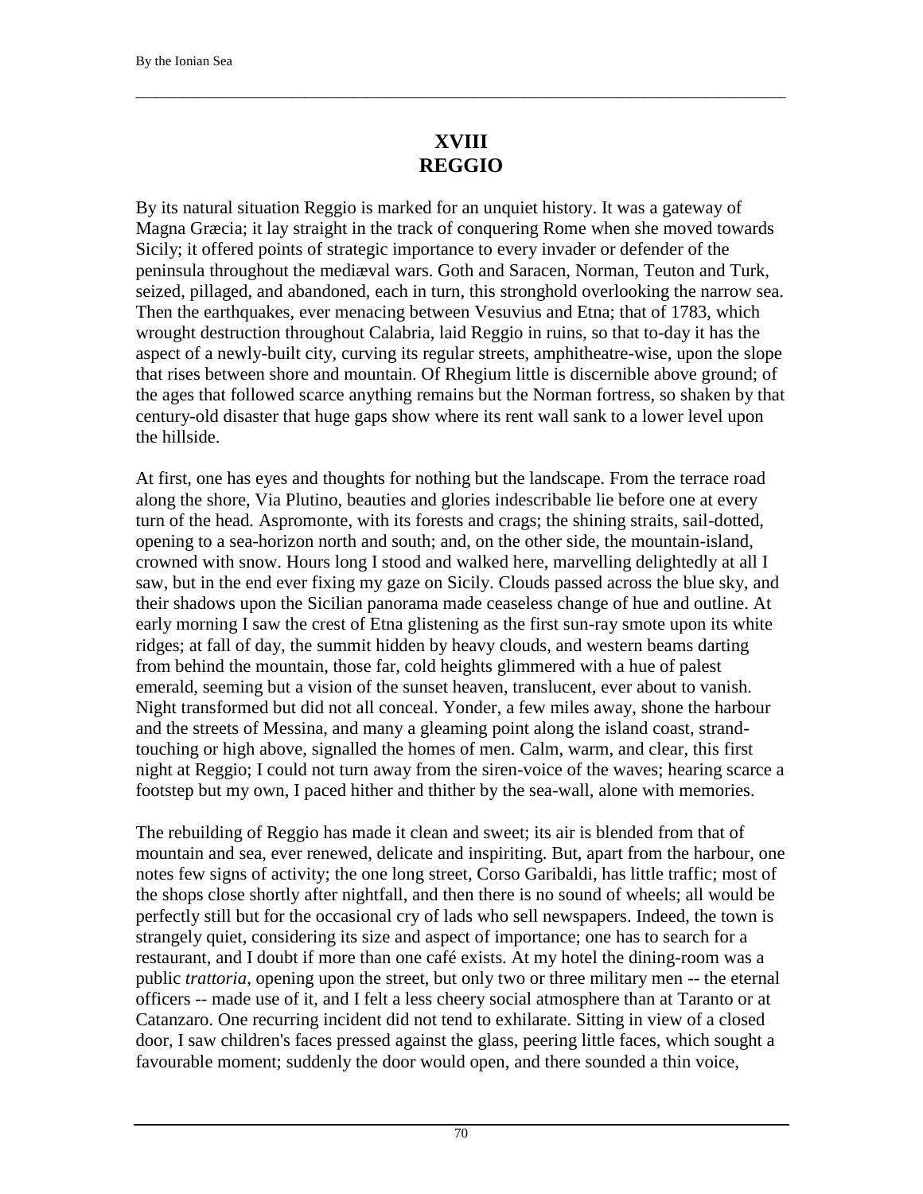# XVIII
# REGGIO

By its natural situation Reggio is marked for an unquiet history. It was a gateway of Magna Græcia; it lay straight in the track of conquering Rome when she moved towards Sicily; it offered points of strategic importance to every invader or defender of the peninsula throughout the mediæval wars. Goth and Saracen, Norman, Teuton and Turk, seized, pillaged, and abandoned, each in turn, this stronghold overlooking the narrow sea. Then the earthquakes, ever menacing between Vesuvius and Etna; that of 1783, which wrought destruction throughout Calabria, laid Reggio in ruins, so that to-day it has the aspect of a newly-built city, curving its regular streets, amphitheatre-wise, upon the slope that rises between shore and mountain. Of Rhegium little is discernible above ground; of the ages that followed scarce anything remains but the Norman fortress, so shaken by that century-old disaster that huge gaps show where its rent wall sank to a lower level upon the hillside.

At first, one has eyes and thoughts for nothing but the landscape. From the terrace road along the shore, Via Plutino, beauties and glories indescribable lie before one at every turn of the head. Aspromonte, with its forests and crags; the shining straits, sail-dotted, opening to a sea-horizon north and south; and, on the other side, the mountain-island, crowned with snow. Hours long I stood and walked here, marvelling delightedly at all I saw, but in the end ever fixing my gaze on Sicily. Clouds passed across the blue sky, and their shadows upon the Sicilian panorama made ceaseless change of hue and outline. At early morning I saw the crest of Etna glistening as the first sun-ray smote upon its white ridges; at fall of day, the summit hidden by heavy clouds, and western beams darting from behind the mountain, those far, cold heights glimmered with a hue of palest emerald, seeming but a vision of the sunset heaven, translucent, ever about to vanish. Night transformed but did not all conceal. Yonder, a few miles away, shone the harbour and the streets of Messina, and many a gleaming point along the island coast, strand-touching or high above, signalled the homes of men. Calm, warm, and clear, this first night at Reggio; I could not turn away from the siren-voice of the waves; hearing scarce a footstep but my own, I paced hither and thither by the sea-wall, alone with memories.

The rebuilding of Reggio has made it clean and sweet; its air is blended from that of mountain and sea, ever renewed, delicate and inspiriting. But, apart from the harbour, one notes few signs of activity; the one long street, Corso Garibaldi, has little traffic; most of the shops close shortly after nightfall, and then there is no sound of wheels; all would be perfectly still but for the occasional cry of lads who sell newspapers. Indeed, the town is strangely quiet, considering its size and aspect of importance; one has to search for a restaurant, and I doubt if more than one café exists. At my hotel the dining-room was a public *trattoria*, opening upon the street, but only two or three military men -- the eternal officers -- made use of it, and I felt a less cheery social atmosphere than at Taranto or at Catanzaro. One recurring incident did not tend to exhilarate. Sitting in view of a closed door, I saw children's faces pressed against the glass, peering little faces, which sought a favourable moment; suddenly the door would open, and there sounded a thin voice,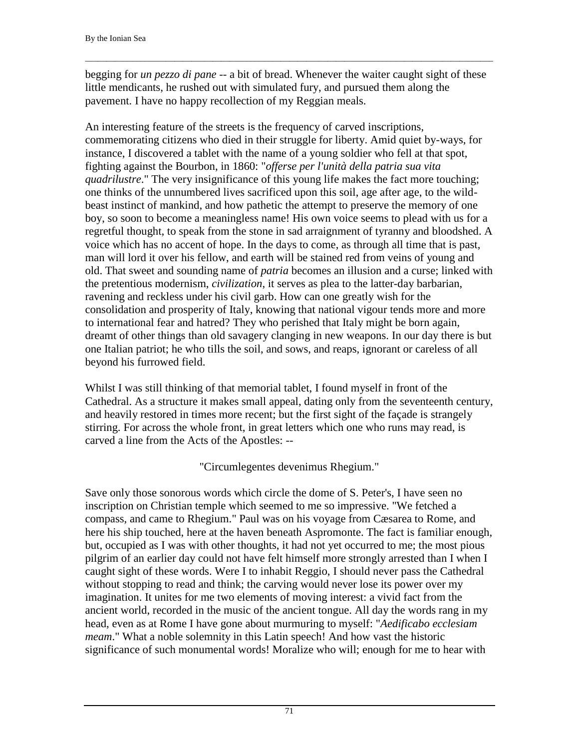begging for *un pezzo di pane* -- a bit of bread. Whenever the waiter caught sight of these little mendicants, he rushed out with simulated fury, and pursued them along the pavement. I have no happy recollection of my Reggian meals.

An interesting feature of the streets is the frequency of carved inscriptions, commemorating citizens who died in their struggle for liberty. Amid quiet by-ways, for instance, I discovered a tablet with the name of a young soldier who fell at that spot, fighting against the Bourbon, in 1860: "*offerse per l'unità della patria sua vita quadrilustre*." The very insignificance of this young life makes the fact more touching; one thinks of the unnumbered lives sacrificed upon this soil, age after age, to the wild-beast instinct of mankind, and how pathetic the attempt to preserve the memory of one boy, so soon to become a meaningless name! His own voice seems to plead with us for a regretful thought, to speak from the stone in sad arraignment of tyranny and bloodshed. A voice which has no accent of hope. In the days to come, as through all time that is past, man will lord it over his fellow, and earth will be stained red from veins of young and old. That sweet and sounding name of *patria* becomes an illusion and a curse; linked with the pretentious modernism, *civilization*, it serves as plea to the latter-day barbarian, ravening and reckless under his civil garb. How can one greatly wish for the consolidation and prosperity of Italy, knowing that national vigour tends more and more to international fear and hatred? They who perished that Italy might be born again, dreamt of other things than old savagery clanging in new weapons. In our day there is but one Italian patriot; he who tills the soil, and sows, and reaps, ignorant or careless of all beyond his furrowed field.

Whilst I was still thinking of that memorial tablet, I found myself in front of the Cathedral. As a structure it makes small appeal, dating only from the seventeenth century, and heavily restored in times more recent; but the first sight of the façade is strangely stirring. For across the whole front, in great letters which one who runs may read, is carved a line from the Acts of the Apostles: --

"Circumlegentes devenimus Rhegium."

Save only those sonorous words which circle the dome of S. Peter's, I have seen no inscription on Christian temple which seemed to me so impressive. "We fetched a compass, and came to Rhegium." Paul was on his voyage from Cæsarea to Rome, and here his ship touched, here at the haven beneath Aspromonte. The fact is familiar enough, but, occupied as I was with other thoughts, it had not yet occurred to me; the most pious pilgrim of an earlier day could not have felt himself more strongly arrested than I when I caught sight of these words. Were I to inhabit Reggio, I should never pass the Cathedral without stopping to read and think; the carving would never lose its power over my imagination. It unites for me two elements of moving interest: a vivid fact from the ancient world, recorded in the music of the ancient tongue. All day the words rang in my head, even as at Rome I have gone about murmuring to myself: "*Aedificabo ecclesiam meam*." What a noble solemnity in this Latin speech! And how vast the historic significance of such monumental words! Moralize who will; enough for me to hear with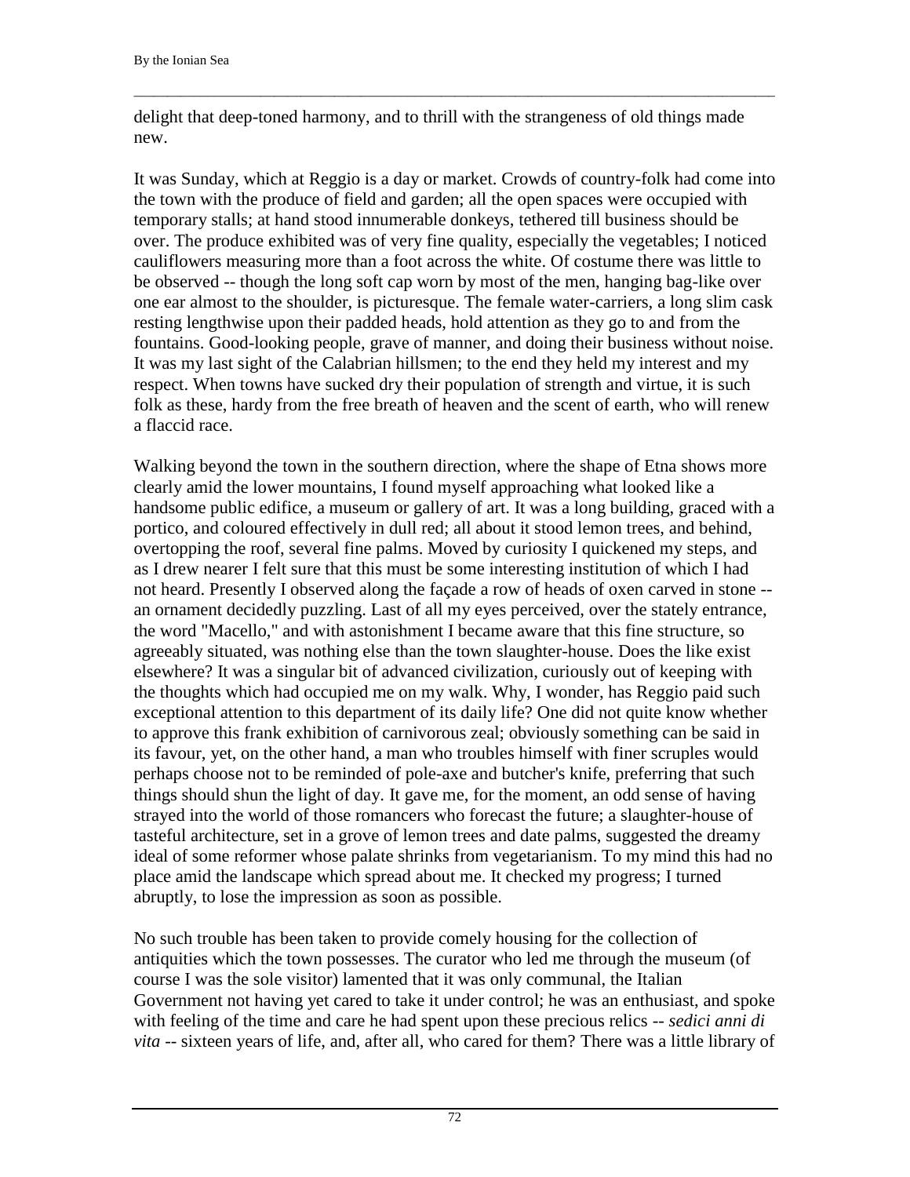delight that deep-toned harmony, and to thrill with the strangeness of old things made new.

It was Sunday, which at Reggio is a day or market. Crowds of country-folk had come into the town with the produce of field and garden; all the open spaces were occupied with temporary stalls; at hand stood innumerable donkeys, tethered till business should be over. The produce exhibited was of very fine quality, especially the vegetables; I noticed cauliflowers measuring more than a foot across the white. Of costume there was little to be observed -- though the long soft cap worn by most of the men, hanging bag-like over one ear almost to the shoulder, is picturesque. The female water-carriers, a long slim cask resting lengthwise upon their padded heads, hold attention as they go to and from the fountains. Good-looking people, grave of manner, and doing their business without noise. It was my last sight of the Calabrian hillsmen; to the end they held my interest and my respect. When towns have sucked dry their population of strength and virtue, it is such folk as these, hardy from the free breath of heaven and the scent of earth, who will renew a flaccid race.

Walking beyond the town in the southern direction, where the shape of Etna shows more clearly amid the lower mountains, I found myself approaching what looked like a handsome public edifice, a museum or gallery of art. It was a long building, graced with a portico, and coloured effectively in dull red; all about it stood lemon trees, and behind, overtopping the roof, several fine palms. Moved by curiosity I quickened my steps, and as I drew nearer I felt sure that this must be some interesting institution of which I had not heard. Presently I observed along the façade a row of heads of oxen carved in stone -- an ornament decidedly puzzling. Last of all my eyes perceived, over the stately entrance, the word "Macello," and with astonishment I became aware that this fine structure, so agreeably situated, was nothing else than the town slaughter-house. Does the like exist elsewhere? It was a singular bit of advanced civilization, curiously out of keeping with the thoughts which had occupied me on my walk. Why, I wonder, has Reggio paid such exceptional attention to this department of its daily life? One did not quite know whether to approve this frank exhibition of carnivorous zeal; obviously something can be said in its favour, yet, on the other hand, a man who troubles himself with finer scruples would perhaps choose not to be reminded of pole-axe and butcher's knife, preferring that such things should shun the light of day. It gave me, for the moment, an odd sense of having strayed into the world of those romancers who forecast the future; a slaughter-house of tasteful architecture, set in a grove of lemon trees and date palms, suggested the dreamy ideal of some reformer whose palate shrinks from vegetarianism. To my mind this had no place amid the landscape which spread about me. It checked my progress; I turned abruptly, to lose the impression as soon as possible.

No such trouble has been taken to provide comely housing for the collection of antiquities which the town possesses. The curator who led me through the museum (of course I was the sole visitor) lamented that it was only communal, the Italian Government not having yet cared to take it under control; he was an enthusiast, and spoke with feeling of the time and care he had spent upon these precious relics -- *sedici anni di vita* -- sixteen years of life, and, after all, who cared for them? There was a little library of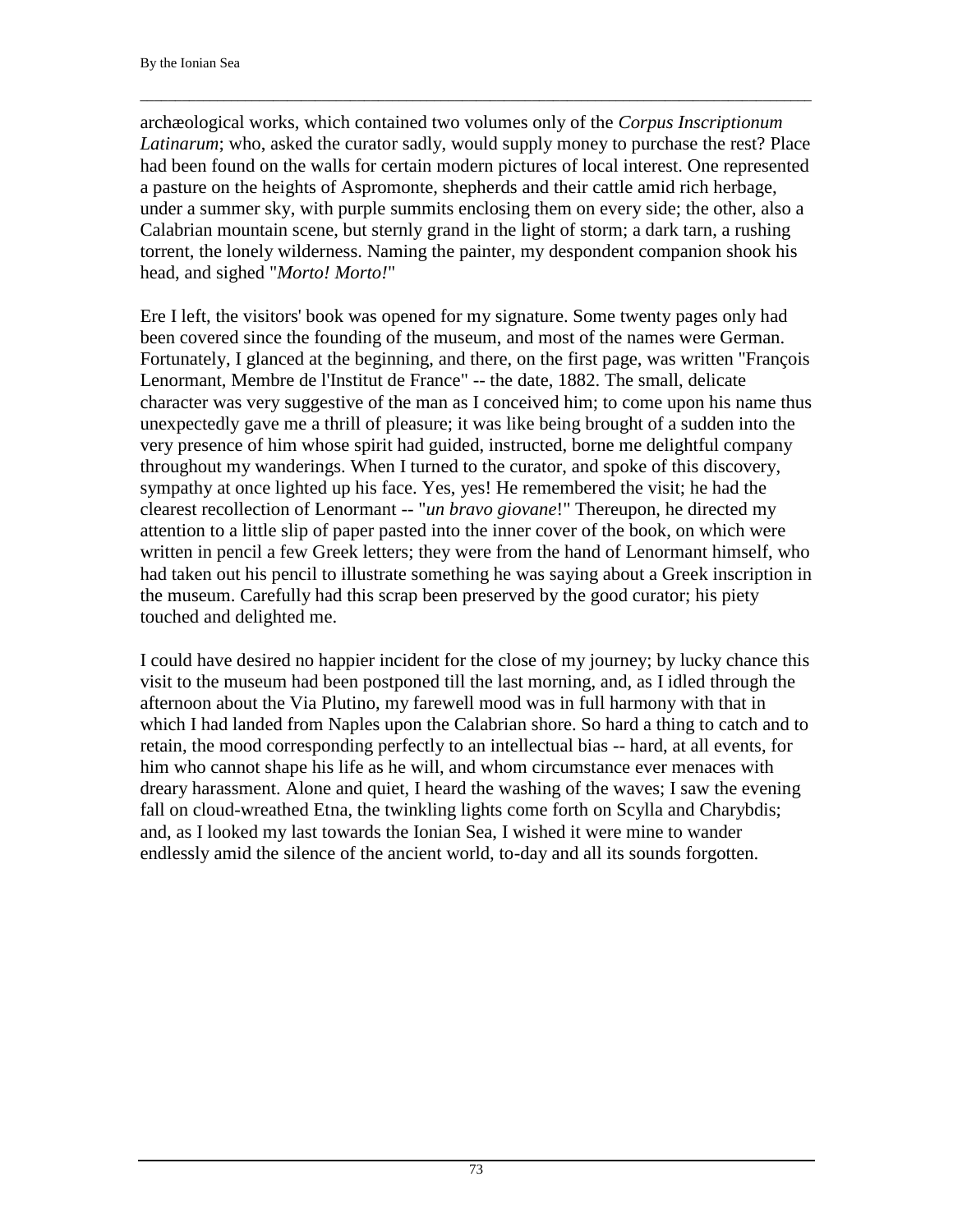archæological works, which contained two volumes only of the *Corpus Inscriptionum Latinarum*; who, asked the curator sadly, would supply money to purchase the rest? Place had been found on the walls for certain modern pictures of local interest. One represented a pasture on the heights of Aspromonte, shepherds and their cattle amid rich herbage, under a summer sky, with purple summits enclosing them on every side; the other, also a Calabrian mountain scene, but sternly grand in the light of storm; a dark tarn, a rushing torrent, the lonely wilderness. Naming the painter, my despondent companion shook his head, and sighed "*Morto! Morto!*"

Ere I left, the visitors' book was opened for my signature. Some twenty pages only had been covered since the founding of the museum, and most of the names were German. Fortunately, I glanced at the beginning, and there, on the first page, was written "François Lenormant, Membre de l'Institut de France" -- the date, 1882. The small, delicate character was very suggestive of the man as I conceived him; to come upon his name thus unexpectedly gave me a thrill of pleasure; it was like being brought of a sudden into the very presence of him whose spirit had guided, instructed, borne me delightful company throughout my wanderings. When I turned to the curator, and spoke of this discovery, sympathy at once lighted up his face. Yes, yes! He remembered the visit; he had the clearest recollection of Lenormant -- "*un bravo giovane*!" Thereupon, he directed my attention to a little slip of paper pasted into the inner cover of the book, on which were written in pencil a few Greek letters; they were from the hand of Lenormant himself, who had taken out his pencil to illustrate something he was saying about a Greek inscription in the museum. Carefully had this scrap been preserved by the good curator; his piety touched and delighted me.

I could have desired no happier incident for the close of my journey; by lucky chance this visit to the museum had been postponed till the last morning, and, as I idled through the afternoon about the Via Plutino, my farewell mood was in full harmony with that in which I had landed from Naples upon the Calabrian shore. So hard a thing to catch and to retain, the mood corresponding perfectly to an intellectual bias -- hard, at all events, for him who cannot shape his life as he will, and whom circumstance ever menaces with dreary harassment. Alone and quiet, I heard the washing of the waves; I saw the evening fall on cloud-wreathed Etna, the twinkling lights come forth on Scylla and Charybdis; and, as I looked my last towards the Ionian Sea, I wished it were mine to wander endlessly amid the silence of the ancient world, to-day and all its sounds forgotten.